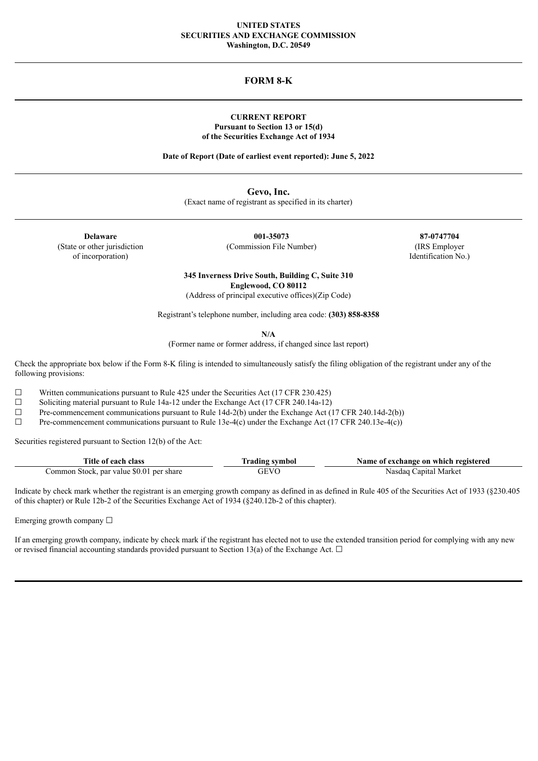**UNITED STATES**
**SECURITIES AND EXCHANGE COMMISSION**
**Washington, D.C. 20549**

---

# FORM 8-K

---

**CURRENT REPORT**
**Pursuant to Section 13 or 15(d)**
**of the Securities Exchange Act of 1934**

**Date of Report (Date of earliest event reported): June 5, 2022**

---

**Gevo, Inc.**
(Exact name of registrant as specified in its charter)

---

| **Delaware** | **001-35073** | **87-0747704** |
|---|---|---|
| (State or other jurisdiction of incorporation) | (Commission File Number) | (IRS Employer Identification No.) |

**345 Inverness Drive South, Building C, Suite 310**
**Englewood, CO 80112**
(Address of principal executive offices)(Zip Code)

Registrant's telephone number, including area code: **(303) 858-8358**

**N/A**
(Former name or former address, if changed since last report)

Check the appropriate box below if the Form 8-K filing is intended to simultaneously satisfy the filing obligation of the registrant under any of the following provisions:

☐ Written communications pursuant to Rule 425 under the Securities Act (17 CFR 230.425)
☐ Soliciting material pursuant to Rule 14a-12 under the Exchange Act (17 CFR 240.14a-12)
☐ Pre-commencement communications pursuant to Rule 14d-2(b) under the Exchange Act (17 CFR 240.14d-2(b))
☐ Pre-commencement communications pursuant to Rule 13e-4(c) under the Exchange Act (17 CFR 240.13e-4(c))

Securities registered pursuant to Section 12(b) of the Act:

| Title of each class | Trading symbol | Name of exchange on which registered |
|---|---|---|
| Common Stock, par value $0.01 per share | GEVO | Nasdaq Capital Market |

Indicate by check mark whether the registrant is an emerging growth company as defined in as defined in Rule 405 of the Securities Act of 1933 (§230.405 of this chapter) or Rule 12b-2 of the Securities Exchange Act of 1934 (§240.12b-2 of this chapter).

Emerging growth company ☐

If an emerging growth company, indicate by check mark if the registrant has elected not to use the extended transition period for complying with any new or revised financial accounting standards provided pursuant to Section 13(a) of the Exchange Act. ☐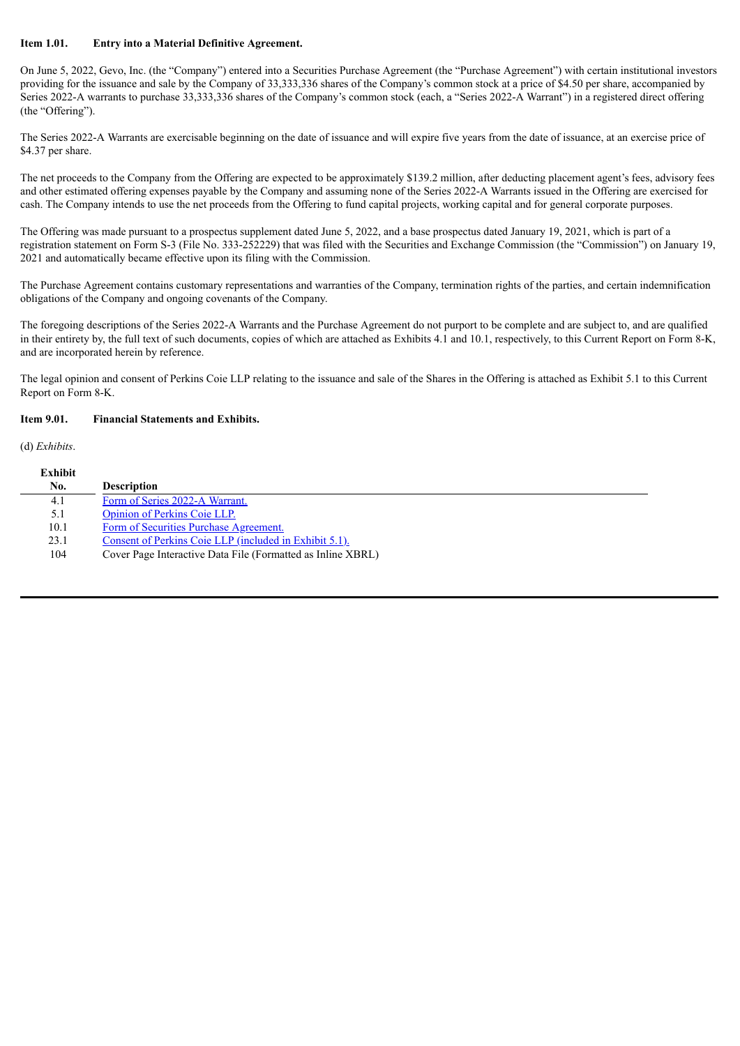**Item 1.01. Entry into a Material Definitive Agreement.**

On June 5, 2022, Gevo, Inc. (the "Company") entered into a Securities Purchase Agreement (the "Purchase Agreement") with certain institutional investors providing for the issuance and sale by the Company of 33,333,336 shares of the Company's common stock at a price of $4.50 per share, accompanied by Series 2022-A warrants to purchase 33,333,336 shares of the Company's common stock (each, a "Series 2022-A Warrant") in a registered direct offering (the "Offering").

The Series 2022-A Warrants are exercisable beginning on the date of issuance and will expire five years from the date of issuance, at an exercise price of $4.37 per share.

The net proceeds to the Company from the Offering are expected to be approximately $139.2 million, after deducting placement agent's fees, advisory fees and other estimated offering expenses payable by the Company and assuming none of the Series 2022-A Warrants issued in the Offering are exercised for cash. The Company intends to use the net proceeds from the Offering to fund capital projects, working capital and for general corporate purposes.

The Offering was made pursuant to a prospectus supplement dated June 5, 2022, and a base prospectus dated January 19, 2021, which is part of a registration statement on Form S-3 (File No. 333-252229) that was filed with the Securities and Exchange Commission (the "Commission") on January 19, 2021 and automatically became effective upon its filing with the Commission.

The Purchase Agreement contains customary representations and warranties of the Company, termination rights of the parties, and certain indemnification obligations of the Company and ongoing covenants of the Company.

The foregoing descriptions of the Series 2022-A Warrants and the Purchase Agreement do not purport to be complete and are subject to, and are qualified in their entirety by, the full text of such documents, copies of which are attached as Exhibits 4.1 and 10.1, respectively, to this Current Report on Form 8-K, and are incorporated herein by reference.

The legal opinion and consent of Perkins Coie LLP relating to the issuance and sale of the Shares in the Offering is attached as Exhibit 5.1 to this Current Report on Form 8-K.

**Item 9.01. Financial Statements and Exhibits.**

(d) *Exhibits*.

| Exhibit No. | Description |
|---|---|
| 4.1 | Form of Series 2022-A Warrant. |
| 5.1 | Opinion of Perkins Coie LLP. |
| 10.1 | Form of Securities Purchase Agreement. |
| 23.1 | Consent of Perkins Coie LLP (included in Exhibit 5.1). |
| 104 | Cover Page Interactive Data File (Formatted as Inline XBRL) |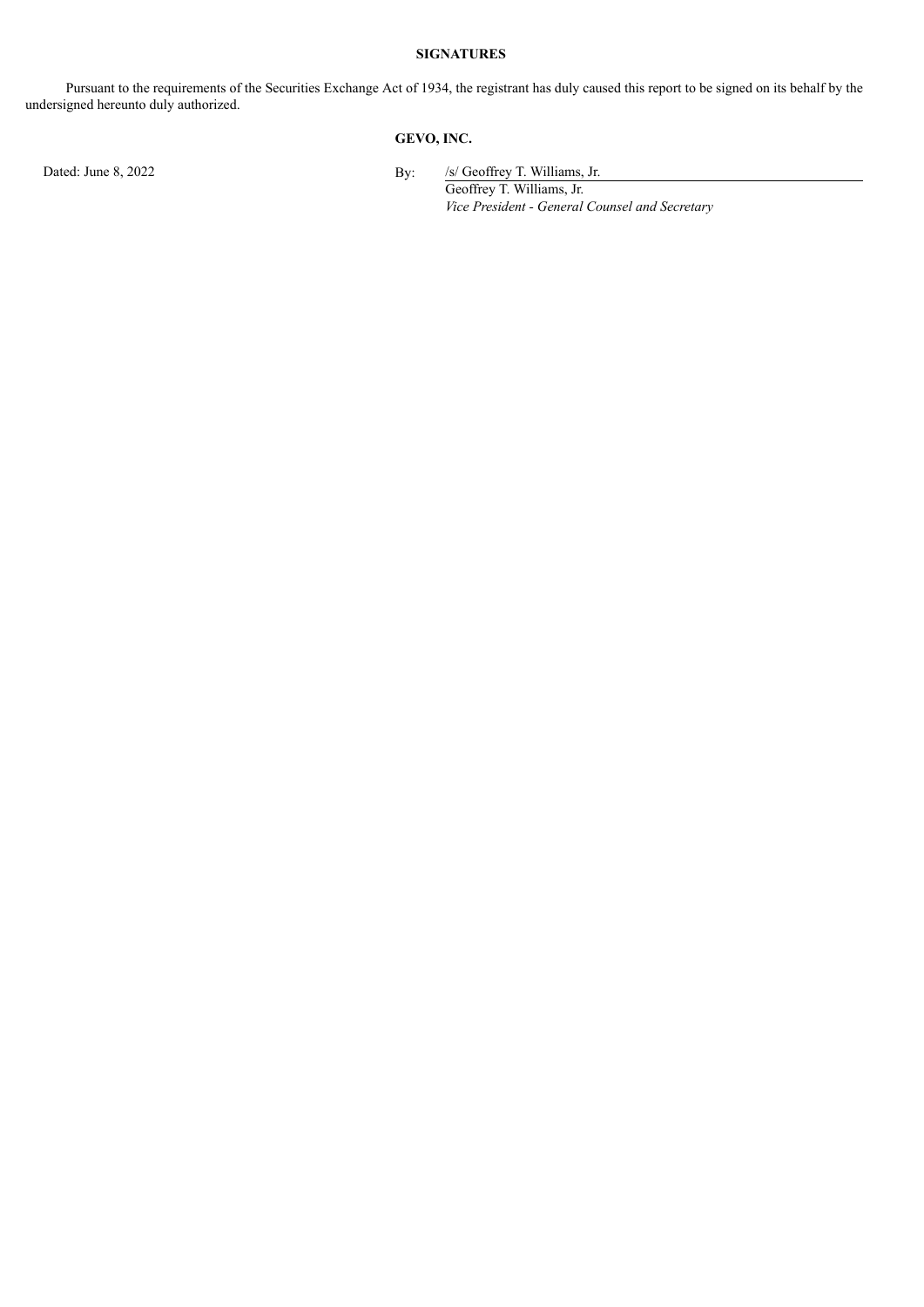**SIGNATURES**

Pursuant to the requirements of the Securities Exchange Act of 1934, the registrant has duly caused this report to be signed on its behalf by the undersigned hereunto duly authorized.

**GEVO, INC.**

Dated: June 8, 2022

By: /s/ Geoffrey T. Williams, Jr.
Geoffrey T. Williams, Jr.
*Vice President - General Counsel and Secretary*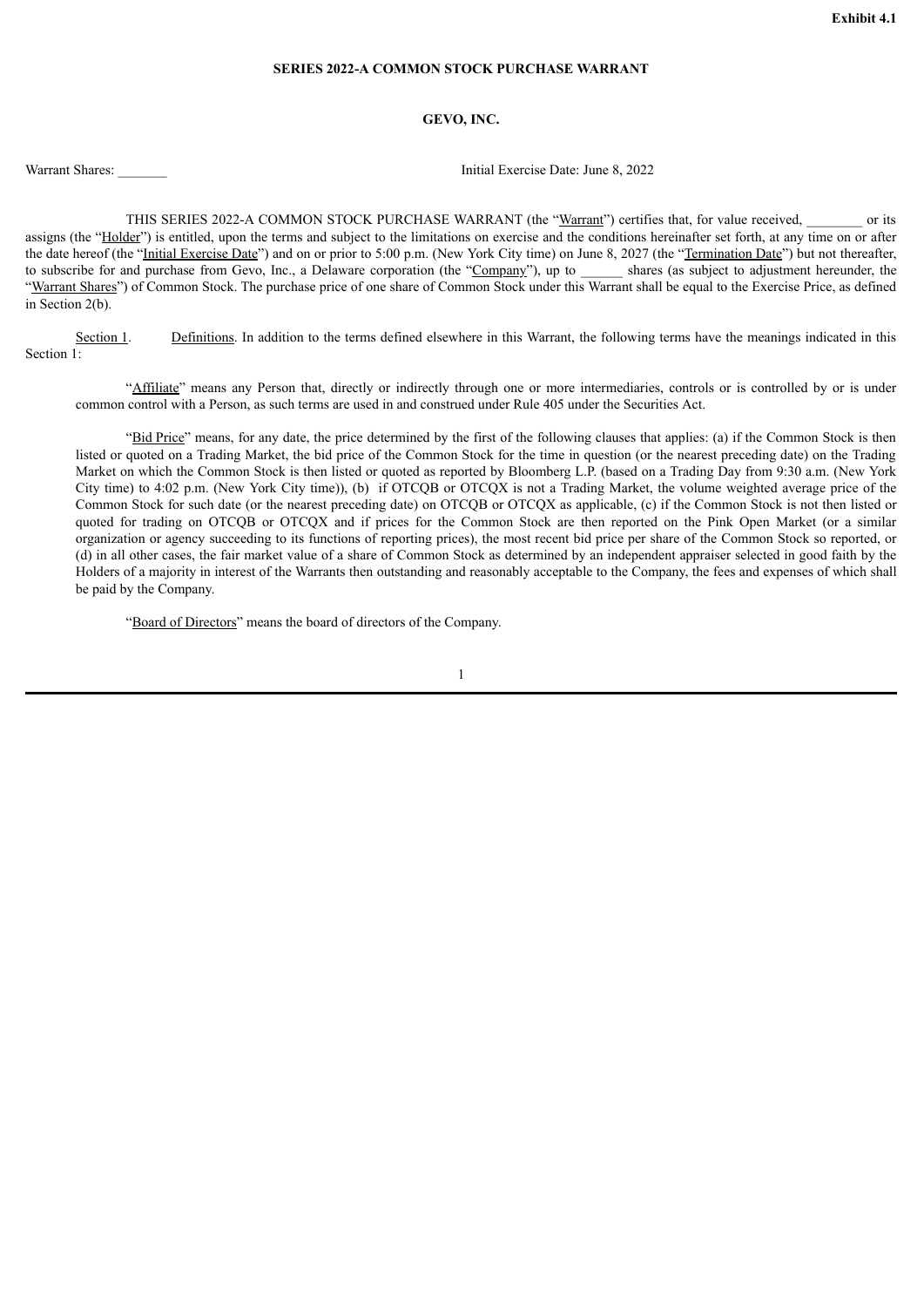**Exhibit 4.1**

**SERIES 2022-A COMMON STOCK PURCHASE WARRANT**

**GEVO, INC.**

Warrant Shares: _______ Initial Exercise Date: June 8, 2022

THIS SERIES 2022-A COMMON STOCK PURCHASE WARRANT (the "Warrant") certifies that, for value received, ________ or its assigns (the "Holder") is entitled, upon the terms and subject to the limitations on exercise and the conditions hereinafter set forth, at any time on or after the date hereof (the "Initial Exercise Date") and on or prior to 5:00 p.m. (New York City time) on June 8, 2027 (the "Termination Date") but not thereafter, to subscribe for and purchase from Gevo, Inc., a Delaware corporation (the "Company"), up to ______ shares (as subject to adjustment hereunder, the "Warrant Shares") of Common Stock. The purchase price of one share of Common Stock under this Warrant shall be equal to the Exercise Price, as defined in Section 2(b).

Section 1. Definitions. In addition to the terms defined elsewhere in this Warrant, the following terms have the meanings indicated in this Section 1:

"Affiliate" means any Person that, directly or indirectly through one or more intermediaries, controls or is controlled by or is under common control with a Person, as such terms are used in and construed under Rule 405 under the Securities Act.

"Bid Price" means, for any date, the price determined by the first of the following clauses that applies: (a) if the Common Stock is then listed or quoted on a Trading Market, the bid price of the Common Stock for the time in question (or the nearest preceding date) on the Trading Market on which the Common Stock is then listed or quoted as reported by Bloomberg L.P. (based on a Trading Day from 9:30 a.m. (New York City time) to 4:02 p.m. (New York City time)), (b) if OTCQB or OTCQX is not a Trading Market, the volume weighted average price of the Common Stock for such date (or the nearest preceding date) on OTCQB or OTCQX as applicable, (c) if the Common Stock is not then listed or quoted for trading on OTCQB or OTCQX and if prices for the Common Stock are then reported on the Pink Open Market (or a similar organization or agency succeeding to its functions of reporting prices), the most recent bid price per share of the Common Stock so reported, or (d) in all other cases, the fair market value of a share of Common Stock as determined by an independent appraiser selected in good faith by the Holders of a majority in interest of the Warrants then outstanding and reasonably acceptable to the Company, the fees and expenses of which shall be paid by the Company.

"Board of Directors" means the board of directors of the Company.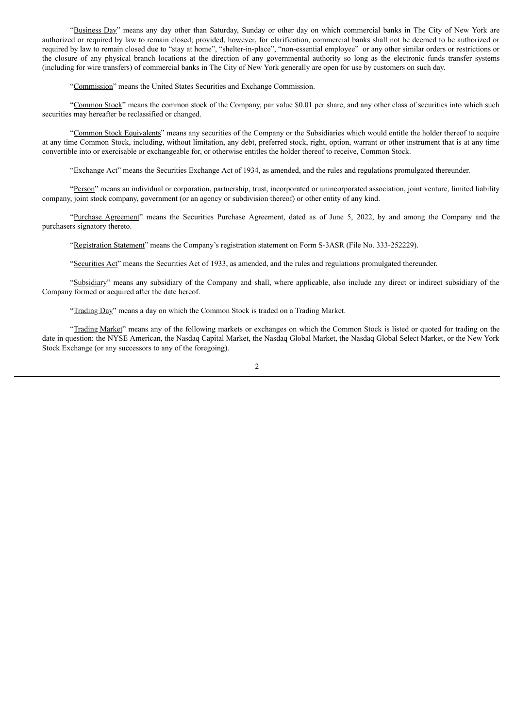"Business Day" means any day other than Saturday, Sunday or other day on which commercial banks in The City of New York are authorized or required by law to remain closed; provided, however, for clarification, commercial banks shall not be deemed to be authorized or required by law to remain closed due to "stay at home", "shelter-in-place", "non-essential employee" or any other similar orders or restrictions or the closure of any physical branch locations at the direction of any governmental authority so long as the electronic funds transfer systems (including for wire transfers) of commercial banks in The City of New York generally are open for use by customers on such day.

"Commission" means the United States Securities and Exchange Commission.

"Common Stock" means the common stock of the Company, par value $0.01 per share, and any other class of securities into which such securities may hereafter be reclassified or changed.

"Common Stock Equivalents" means any securities of the Company or the Subsidiaries which would entitle the holder thereof to acquire at any time Common Stock, including, without limitation, any debt, preferred stock, right, option, warrant or other instrument that is at any time convertible into or exercisable or exchangeable for, or otherwise entitles the holder thereof to receive, Common Stock.

"Exchange Act" means the Securities Exchange Act of 1934, as amended, and the rules and regulations promulgated thereunder.

"Person" means an individual or corporation, partnership, trust, incorporated or unincorporated association, joint venture, limited liability company, joint stock company, government (or an agency or subdivision thereof) or other entity of any kind.

"Purchase Agreement" means the Securities Purchase Agreement, dated as of June 5, 2022, by and among the Company and the purchasers signatory thereto.

"Registration Statement" means the Company's registration statement on Form S-3ASR (File No. 333-252229).

"Securities Act" means the Securities Act of 1933, as amended, and the rules and regulations promulgated thereunder.

"Subsidiary" means any subsidiary of the Company and shall, where applicable, also include any direct or indirect subsidiary of the Company formed or acquired after the date hereof.

"Trading Day" means a day on which the Common Stock is traded on a Trading Market.

"Trading Market" means any of the following markets or exchanges on which the Common Stock is listed or quoted for trading on the date in question: the NYSE American, the Nasdaq Capital Market, the Nasdaq Global Market, the Nasdaq Global Select Market, or the New York Stock Exchange (or any successors to any of the foregoing).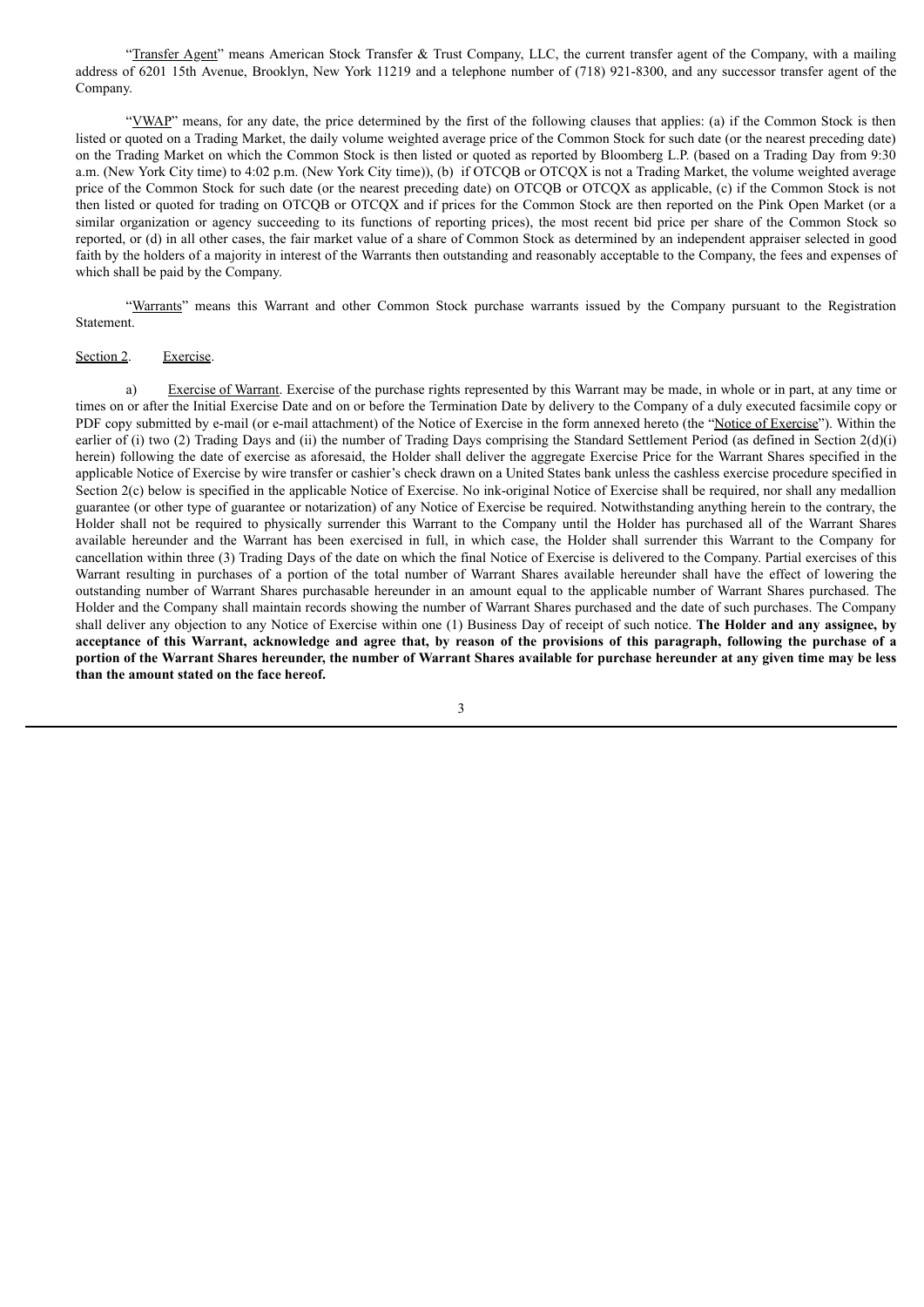"Transfer Agent" means American Stock Transfer & Trust Company, LLC, the current transfer agent of the Company, with a mailing address of 6201 15th Avenue, Brooklyn, New York 11219 and a telephone number of (718) 921-8300, and any successor transfer agent of the Company.

"VWAP" means, for any date, the price determined by the first of the following clauses that applies: (a) if the Common Stock is then listed or quoted on a Trading Market, the daily volume weighted average price of the Common Stock for such date (or the nearest preceding date) on the Trading Market on which the Common Stock is then listed or quoted as reported by Bloomberg L.P. (based on a Trading Day from 9:30 a.m. (New York City time) to 4:02 p.m. (New York City time)), (b) if OTCQB or OTCQX is not a Trading Market, the volume weighted average price of the Common Stock for such date (or the nearest preceding date) on OTCQB or OTCQX as applicable, (c) if the Common Stock is not then listed or quoted for trading on OTCQB or OTCQX and if prices for the Common Stock are then reported on the Pink Open Market (or a similar organization or agency succeeding to its functions of reporting prices), the most recent bid price per share of the Common Stock so reported, or (d) in all other cases, the fair market value of a share of Common Stock as determined by an independent appraiser selected in good faith by the holders of a majority in interest of the Warrants then outstanding and reasonably acceptable to the Company, the fees and expenses of which shall be paid by the Company.

"Warrants" means this Warrant and other Common Stock purchase warrants issued by the Company pursuant to the Registration Statement.

Section 2. Exercise.

a) Exercise of Warrant. Exercise of the purchase rights represented by this Warrant may be made, in whole or in part, at any time or times on or after the Initial Exercise Date and on or before the Termination Date by delivery to the Company of a duly executed facsimile copy or PDF copy submitted by e-mail (or e-mail attachment) of the Notice of Exercise in the form annexed hereto (the "Notice of Exercise"). Within the earlier of (i) two (2) Trading Days and (ii) the number of Trading Days comprising the Standard Settlement Period (as defined in Section 2(d)(i) herein) following the date of exercise as aforesaid, the Holder shall deliver the aggregate Exercise Price for the Warrant Shares specified in the applicable Notice of Exercise by wire transfer or cashier's check drawn on a United States bank unless the cashless exercise procedure specified in Section 2(c) below is specified in the applicable Notice of Exercise. No ink-original Notice of Exercise shall be required, nor shall any medallion guarantee (or other type of guarantee or notarization) of any Notice of Exercise be required. Notwithstanding anything herein to the contrary, the Holder shall not be required to physically surrender this Warrant to the Company until the Holder has purchased all of the Warrant Shares available hereunder and the Warrant has been exercised in full, in which case, the Holder shall surrender this Warrant to the Company for cancellation within three (3) Trading Days of the date on which the final Notice of Exercise is delivered to the Company. Partial exercises of this Warrant resulting in purchases of a portion of the total number of Warrant Shares available hereunder shall have the effect of lowering the outstanding number of Warrant Shares purchasable hereunder in an amount equal to the applicable number of Warrant Shares purchased. The Holder and the Company shall maintain records showing the number of Warrant Shares purchased and the date of such purchases. The Company shall deliver any objection to any Notice of Exercise within one (1) Business Day of receipt of such notice. **The Holder and any assignee, by acceptance of this Warrant, acknowledge and agree that, by reason of the provisions of this paragraph, following the purchase of a portion of the Warrant Shares hereunder, the number of Warrant Shares available for purchase hereunder at any given time may be less than the amount stated on the face hereof.**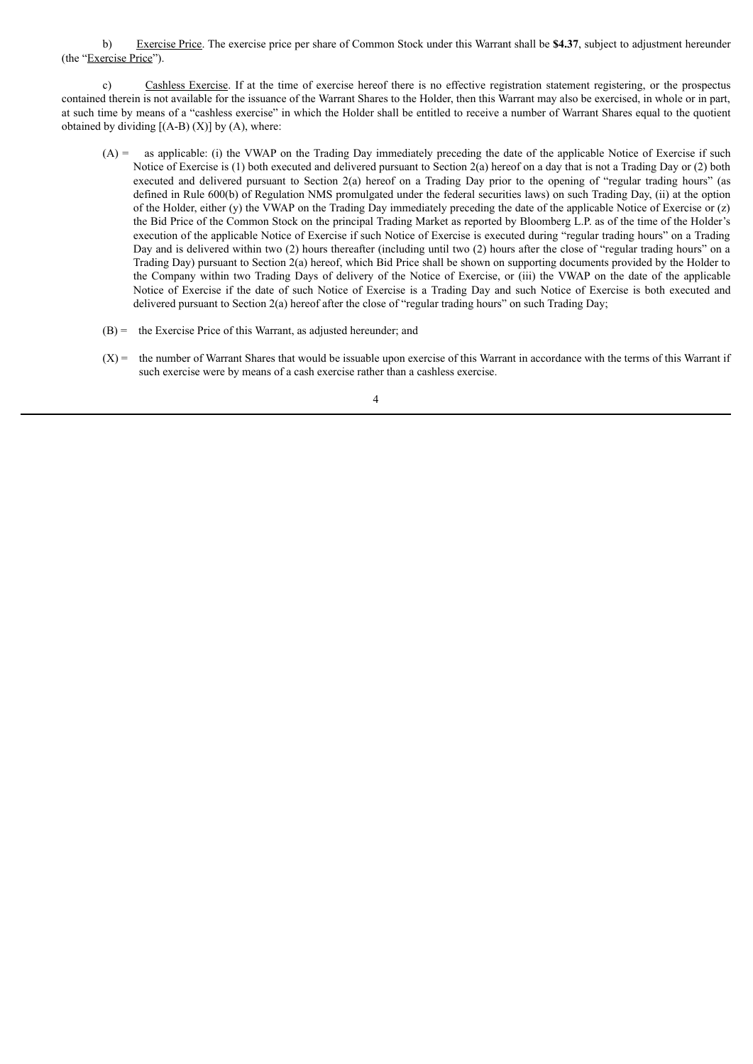b) Exercise Price. The exercise price per share of Common Stock under this Warrant shall be **$4.37**, subject to adjustment hereunder (the "Exercise Price").

c) Cashless Exercise. If at the time of exercise hereof there is no effective registration statement registering, or the prospectus contained therein is not available for the issuance of the Warrant Shares to the Holder, then this Warrant may also be exercised, in whole or in part, at such time by means of a "cashless exercise" in which the Holder shall be entitled to receive a number of Warrant Shares equal to the quotient obtained by dividing [(A-B) (X)] by (A), where:

(A) = as applicable: (i) the VWAP on the Trading Day immediately preceding the date of the applicable Notice of Exercise if such Notice of Exercise is (1) both executed and delivered pursuant to Section 2(a) hereof on a day that is not a Trading Day or (2) both executed and delivered pursuant to Section 2(a) hereof on a Trading Day prior to the opening of "regular trading hours" (as defined in Rule 600(b) of Regulation NMS promulgated under the federal securities laws) on such Trading Day, (ii) at the option of the Holder, either (y) the VWAP on the Trading Day immediately preceding the date of the applicable Notice of Exercise or (z) the Bid Price of the Common Stock on the principal Trading Market as reported by Bloomberg L.P. as of the time of the Holder's execution of the applicable Notice of Exercise if such Notice of Exercise is executed during "regular trading hours" on a Trading Day and is delivered within two (2) hours thereafter (including until two (2) hours after the close of "regular trading hours" on a Trading Day) pursuant to Section 2(a) hereof, which Bid Price shall be shown on supporting documents provided by the Holder to the Company within two Trading Days of delivery of the Notice of Exercise, or (iii) the VWAP on the date of the applicable Notice of Exercise if the date of such Notice of Exercise is a Trading Day and such Notice of Exercise is both executed and delivered pursuant to Section 2(a) hereof after the close of "regular trading hours" on such Trading Day;

(B) = the Exercise Price of this Warrant, as adjusted hereunder; and

(X) = the number of Warrant Shares that would be issuable upon exercise of this Warrant in accordance with the terms of this Warrant if such exercise were by means of a cash exercise rather than a cashless exercise.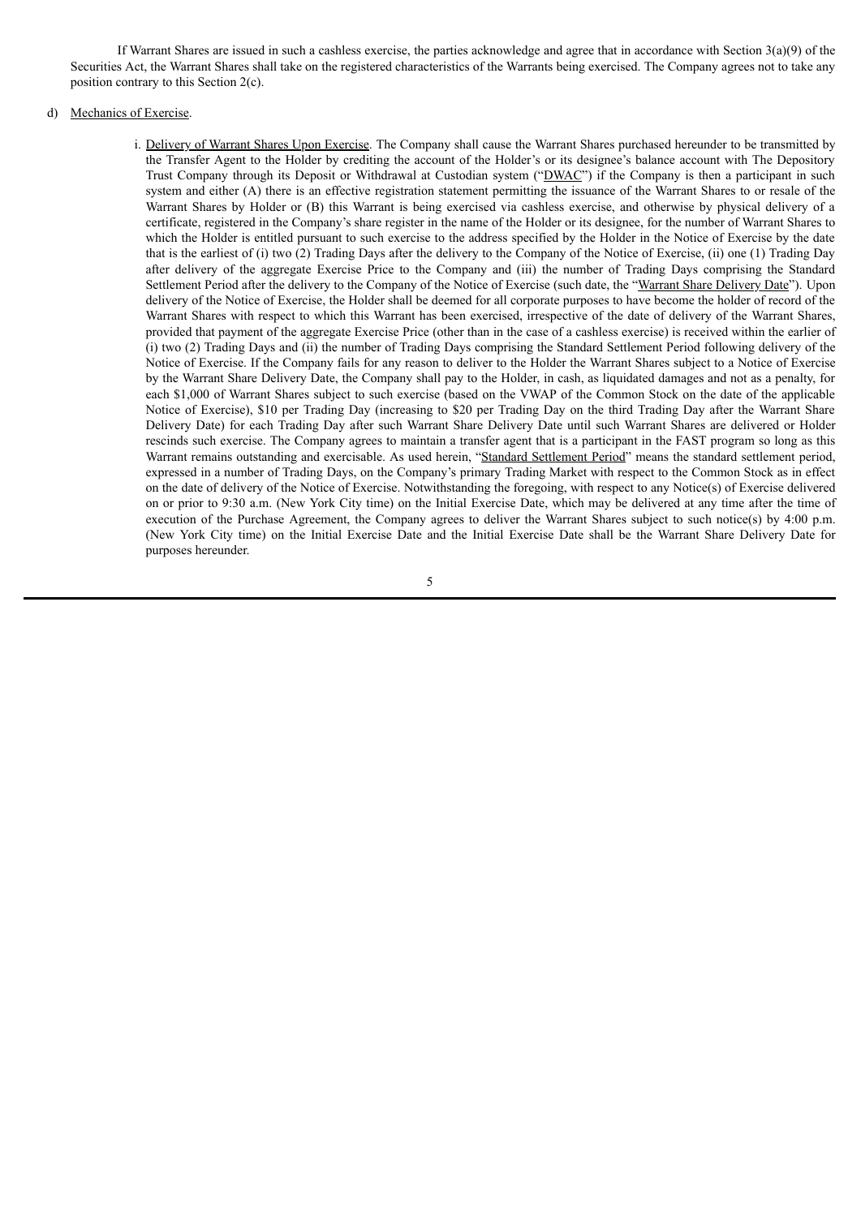If Warrant Shares are issued in such a cashless exercise, the parties acknowledge and agree that in accordance with Section 3(a)(9) of the Securities Act, the Warrant Shares shall take on the registered characteristics of the Warrants being exercised. The Company agrees not to take any position contrary to this Section 2(c).

d) Mechanics of Exercise.

i. Delivery of Warrant Shares Upon Exercise. The Company shall cause the Warrant Shares purchased hereunder to be transmitted by the Transfer Agent to the Holder by crediting the account of the Holder's or its designee's balance account with The Depository Trust Company through its Deposit or Withdrawal at Custodian system ("DWAC") if the Company is then a participant in such system and either (A) there is an effective registration statement permitting the issuance of the Warrant Shares to or resale of the Warrant Shares by Holder or (B) this Warrant is being exercised via cashless exercise, and otherwise by physical delivery of a certificate, registered in the Company's share register in the name of the Holder or its designee, for the number of Warrant Shares to which the Holder is entitled pursuant to such exercise to the address specified by the Holder in the Notice of Exercise by the date that is the earliest of (i) two (2) Trading Days after the delivery to the Company of the Notice of Exercise, (ii) one (1) Trading Day after delivery of the aggregate Exercise Price to the Company and (iii) the number of Trading Days comprising the Standard Settlement Period after the delivery to the Company of the Notice of Exercise (such date, the "Warrant Share Delivery Date"). Upon delivery of the Notice of Exercise, the Holder shall be deemed for all corporate purposes to have become the holder of record of the Warrant Shares with respect to which this Warrant has been exercised, irrespective of the date of delivery of the Warrant Shares, provided that payment of the aggregate Exercise Price (other than in the case of a cashless exercise) is received within the earlier of (i) two (2) Trading Days and (ii) the number of Trading Days comprising the Standard Settlement Period following delivery of the Notice of Exercise. If the Company fails for any reason to deliver to the Holder the Warrant Shares subject to a Notice of Exercise by the Warrant Share Delivery Date, the Company shall pay to the Holder, in cash, as liquidated damages and not as a penalty, for each $1,000 of Warrant Shares subject to such exercise (based on the VWAP of the Common Stock on the date of the applicable Notice of Exercise), $10 per Trading Day (increasing to $20 per Trading Day on the third Trading Day after the Warrant Share Delivery Date) for each Trading Day after such Warrant Share Delivery Date until such Warrant Shares are delivered or Holder rescinds such exercise. The Company agrees to maintain a transfer agent that is a participant in the FAST program so long as this Warrant remains outstanding and exercisable. As used herein, "Standard Settlement Period" means the standard settlement period, expressed in a number of Trading Days, on the Company's primary Trading Market with respect to the Common Stock as in effect on the date of delivery of the Notice of Exercise. Notwithstanding the foregoing, with respect to any Notice(s) of Exercise delivered on or prior to 9:30 a.m. (New York City time) on the Initial Exercise Date, which may be delivered at any time after the time of execution of the Purchase Agreement, the Company agrees to deliver the Warrant Shares subject to such notice(s) by 4:00 p.m. (New York City time) on the Initial Exercise Date and the Initial Exercise Date shall be the Warrant Share Delivery Date for purposes hereunder.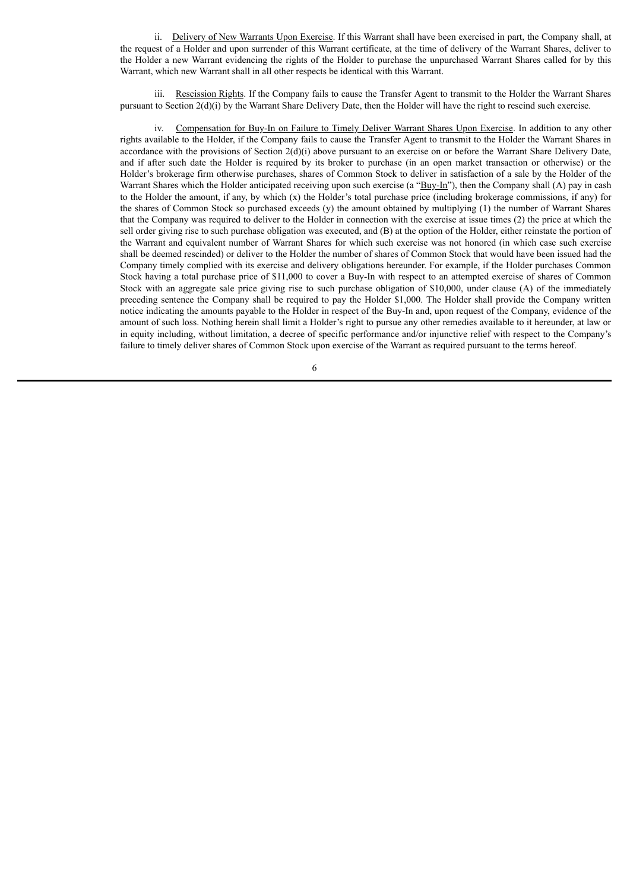ii. Delivery of New Warrants Upon Exercise. If this Warrant shall have been exercised in part, the Company shall, at the request of a Holder and upon surrender of this Warrant certificate, at the time of delivery of the Warrant Shares, deliver to the Holder a new Warrant evidencing the rights of the Holder to purchase the unpurchased Warrant Shares called for by this Warrant, which new Warrant shall in all other respects be identical with this Warrant.

iii. Rescission Rights. If the Company fails to cause the Transfer Agent to transmit to the Holder the Warrant Shares pursuant to Section 2(d)(i) by the Warrant Share Delivery Date, then the Holder will have the right to rescind such exercise.

iv. Compensation for Buy-In on Failure to Timely Deliver Warrant Shares Upon Exercise. In addition to any other rights available to the Holder, if the Company fails to cause the Transfer Agent to transmit to the Holder the Warrant Shares in accordance with the provisions of Section 2(d)(i) above pursuant to an exercise on or before the Warrant Share Delivery Date, and if after such date the Holder is required by its broker to purchase (in an open market transaction or otherwise) or the Holder's brokerage firm otherwise purchases, shares of Common Stock to deliver in satisfaction of a sale by the Holder of the Warrant Shares which the Holder anticipated receiving upon such exercise (a "Buy-In"), then the Company shall (A) pay in cash to the Holder the amount, if any, by which (x) the Holder's total purchase price (including brokerage commissions, if any) for the shares of Common Stock so purchased exceeds (y) the amount obtained by multiplying (1) the number of Warrant Shares that the Company was required to deliver to the Holder in connection with the exercise at issue times (2) the price at which the sell order giving rise to such purchase obligation was executed, and (B) at the option of the Holder, either reinstate the portion of the Warrant and equivalent number of Warrant Shares for which such exercise was not honored (in which case such exercise shall be deemed rescinded) or deliver to the Holder the number of shares of Common Stock that would have been issued had the Company timely complied with its exercise and delivery obligations hereunder. For example, if the Holder purchases Common Stock having a total purchase price of $11,000 to cover a Buy-In with respect to an attempted exercise of shares of Common Stock with an aggregate sale price giving rise to such purchase obligation of $10,000, under clause (A) of the immediately preceding sentence the Company shall be required to pay the Holder $1,000. The Holder shall provide the Company written notice indicating the amounts payable to the Holder in respect of the Buy-In and, upon request of the Company, evidence of the amount of such loss. Nothing herein shall limit a Holder's right to pursue any other remedies available to it hereunder, at law or in equity including, without limitation, a decree of specific performance and/or injunctive relief with respect to the Company's failure to timely deliver shares of Common Stock upon exercise of the Warrant as required pursuant to the terms hereof.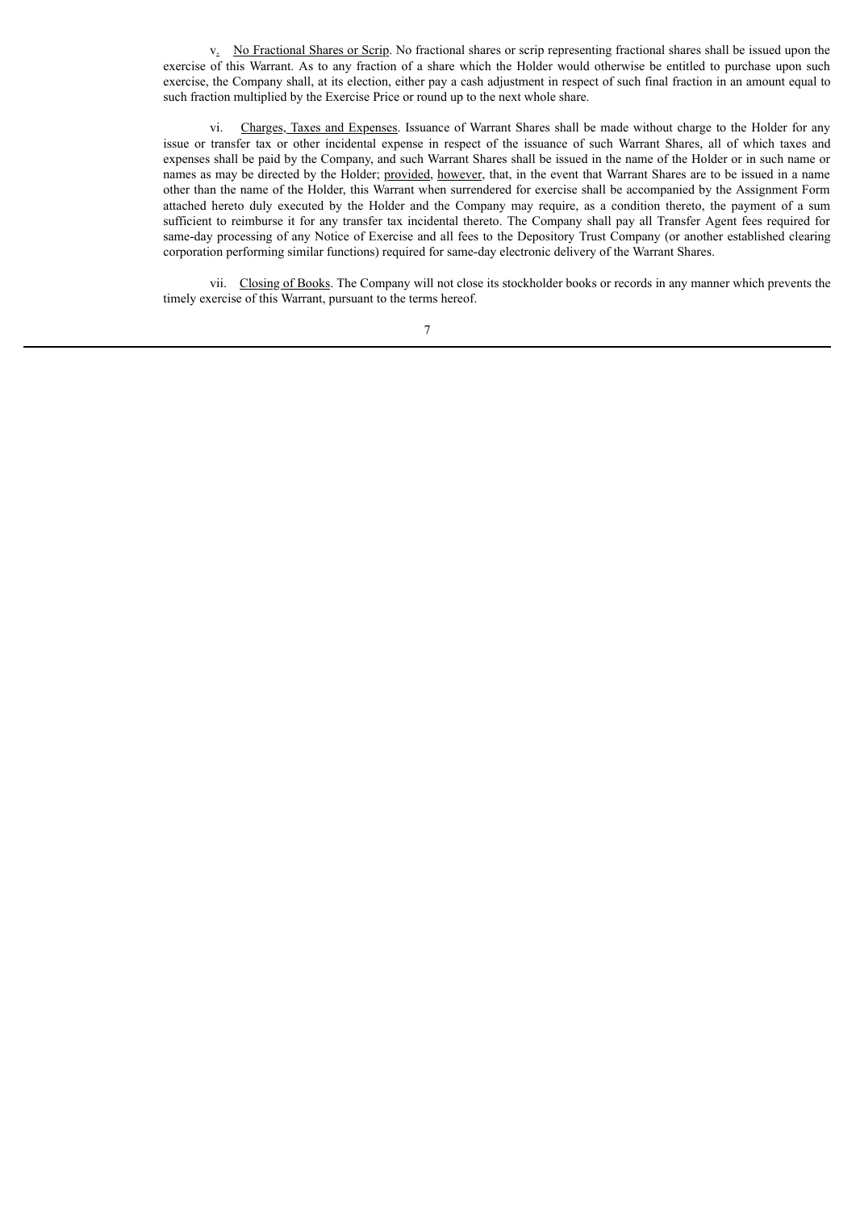v. <u>No Fractional Shares or Scrip</u>. No fractional shares or scrip representing fractional shares shall be issued upon the exercise of this Warrant. As to any fraction of a share which the Holder would otherwise be entitled to purchase upon such exercise, the Company shall, at its election, either pay a cash adjustment in respect of such final fraction in an amount equal to such fraction multiplied by the Exercise Price or round up to the next whole share.

vi. <u>Charges, Taxes and Expenses</u>. Issuance of Warrant Shares shall be made without charge to the Holder for any issue or transfer tax or other incidental expense in respect of the issuance of such Warrant Shares, all of which taxes and expenses shall be paid by the Company, and such Warrant Shares shall be issued in the name of the Holder or in such name or names as may be directed by the Holder; <u>provided</u>, <u>however</u>, that, in the event that Warrant Shares are to be issued in a name other than the name of the Holder, this Warrant when surrendered for exercise shall be accompanied by the Assignment Form attached hereto duly executed by the Holder and the Company may require, as a condition thereto, the payment of a sum sufficient to reimburse it for any transfer tax incidental thereto. The Company shall pay all Transfer Agent fees required for same-day processing of any Notice of Exercise and all fees to the Depository Trust Company (or another established clearing corporation performing similar functions) required for same-day electronic delivery of the Warrant Shares.

vii. <u>Closing of Books</u>. The Company will not close its stockholder books or records in any manner which prevents the timely exercise of this Warrant, pursuant to the terms hereof.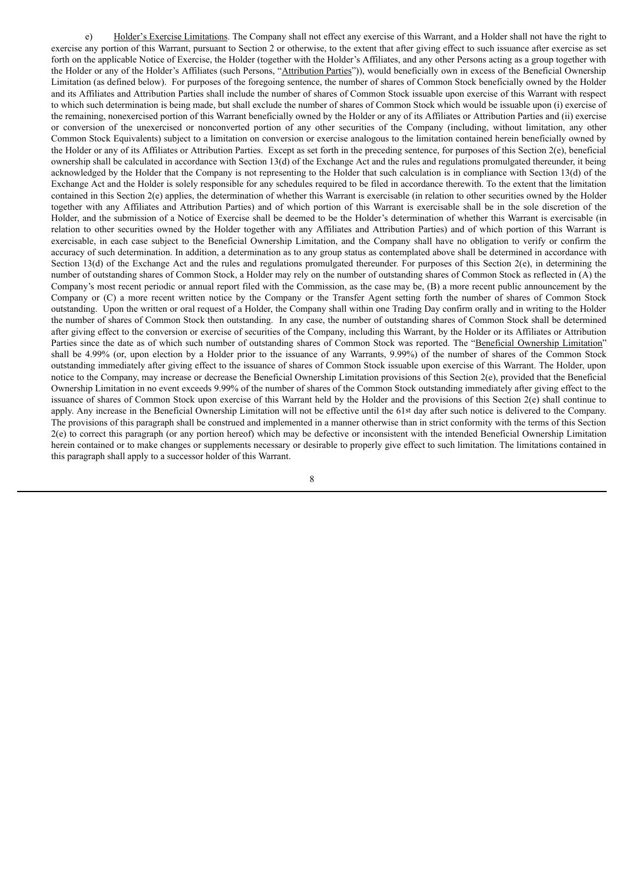e) Holder's Exercise Limitations. The Company shall not effect any exercise of this Warrant, and a Holder shall not have the right to exercise any portion of this Warrant, pursuant to Section 2 or otherwise, to the extent that after giving effect to such issuance after exercise as set forth on the applicable Notice of Exercise, the Holder (together with the Holder's Affiliates, and any other Persons acting as a group together with the Holder or any of the Holder's Affiliates (such Persons, "Attribution Parties")), would beneficially own in excess of the Beneficial Ownership Limitation (as defined below). For purposes of the foregoing sentence, the number of shares of Common Stock beneficially owned by the Holder and its Affiliates and Attribution Parties shall include the number of shares of Common Stock issuable upon exercise of this Warrant with respect to which such determination is being made, but shall exclude the number of shares of Common Stock which would be issuable upon (i) exercise of the remaining, nonexercised portion of this Warrant beneficially owned by the Holder or any of its Affiliates or Attribution Parties and (ii) exercise or conversion of the unexercised or nonconverted portion of any other securities of the Company (including, without limitation, any other Common Stock Equivalents) subject to a limitation on conversion or exercise analogous to the limitation contained herein beneficially owned by the Holder or any of its Affiliates or Attribution Parties. Except as set forth in the preceding sentence, for purposes of this Section 2(e), beneficial ownership shall be calculated in accordance with Section 13(d) of the Exchange Act and the rules and regulations promulgated thereunder, it being acknowledged by the Holder that the Company is not representing to the Holder that such calculation is in compliance with Section 13(d) of the Exchange Act and the Holder is solely responsible for any schedules required to be filed in accordance therewith. To the extent that the limitation contained in this Section 2(e) applies, the determination of whether this Warrant is exercisable (in relation to other securities owned by the Holder together with any Affiliates and Attribution Parties) and of which portion of this Warrant is exercisable shall be in the sole discretion of the Holder, and the submission of a Notice of Exercise shall be deemed to be the Holder's determination of whether this Warrant is exercisable (in relation to other securities owned by the Holder together with any Affiliates and Attribution Parties) and of which portion of this Warrant is exercisable, in each case subject to the Beneficial Ownership Limitation, and the Company shall have no obligation to verify or confirm the accuracy of such determination. In addition, a determination as to any group status as contemplated above shall be determined in accordance with Section 13(d) of the Exchange Act and the rules and regulations promulgated thereunder. For purposes of this Section 2(e), in determining the number of outstanding shares of Common Stock, a Holder may rely on the number of outstanding shares of Common Stock as reflected in (A) the Company's most recent periodic or annual report filed with the Commission, as the case may be, (B) a more recent public announcement by the Company or (C) a more recent written notice by the Company or the Transfer Agent setting forth the number of shares of Common Stock outstanding. Upon the written or oral request of a Holder, the Company shall within one Trading Day confirm orally and in writing to the Holder the number of shares of Common Stock then outstanding. In any case, the number of outstanding shares of Common Stock shall be determined after giving effect to the conversion or exercise of securities of the Company, including this Warrant, by the Holder or its Affiliates or Attribution Parties since the date as of which such number of outstanding shares of Common Stock was reported. The "Beneficial Ownership Limitation" shall be 4.99% (or, upon election by a Holder prior to the issuance of any Warrants, 9.99%) of the number of shares of the Common Stock outstanding immediately after giving effect to the issuance of shares of Common Stock issuable upon exercise of this Warrant. The Holder, upon notice to the Company, may increase or decrease the Beneficial Ownership Limitation provisions of this Section 2(e), provided that the Beneficial Ownership Limitation in no event exceeds 9.99% of the number of shares of the Common Stock outstanding immediately after giving effect to the issuance of shares of Common Stock upon exercise of this Warrant held by the Holder and the provisions of this Section 2(e) shall continue to apply. Any increase in the Beneficial Ownership Limitation will not be effective until the 61st day after such notice is delivered to the Company. The provisions of this paragraph shall be construed and implemented in a manner otherwise than in strict conformity with the terms of this Section 2(e) to correct this paragraph (or any portion hereof) which may be defective or inconsistent with the intended Beneficial Ownership Limitation herein contained or to make changes or supplements necessary or desirable to properly give effect to such limitation. The limitations contained in this paragraph shall apply to a successor holder of this Warrant.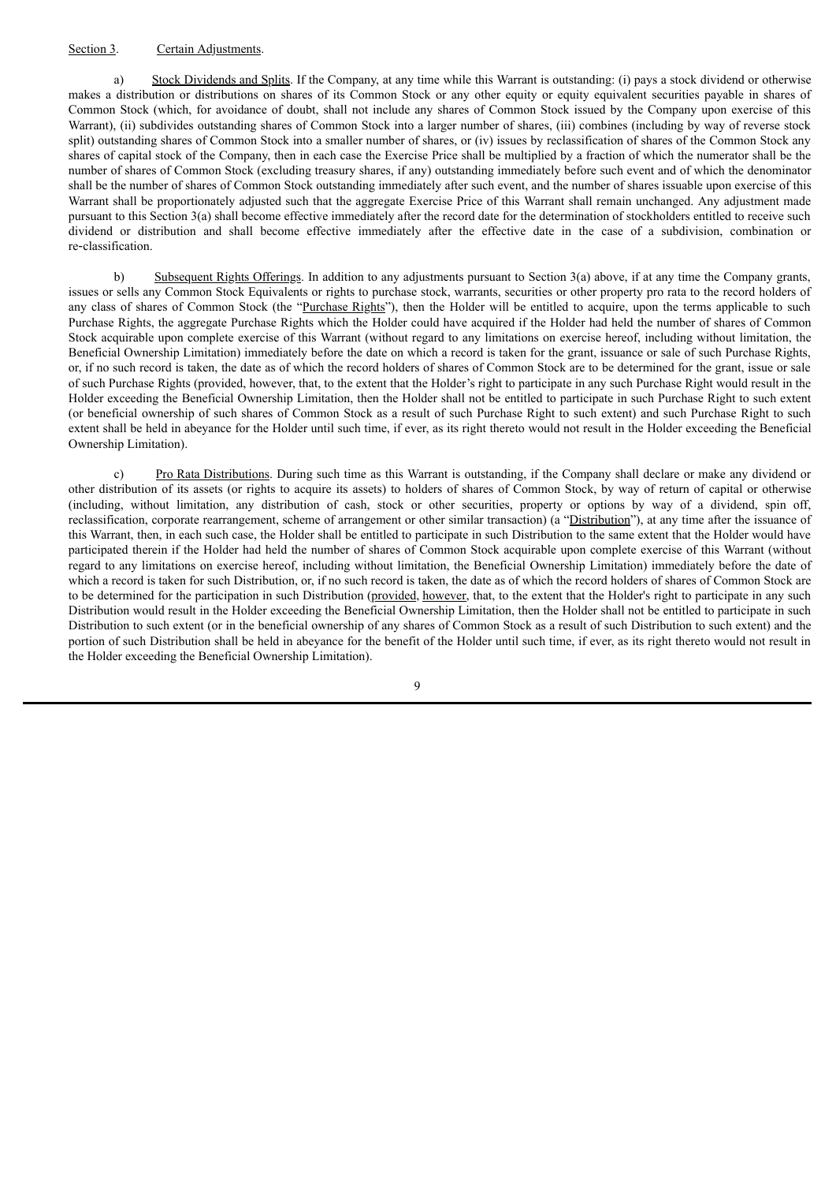Section 3. Certain Adjustments.

a) Stock Dividends and Splits. If the Company, at any time while this Warrant is outstanding: (i) pays a stock dividend or otherwise makes a distribution or distributions on shares of its Common Stock or any other equity or equity equivalent securities payable in shares of Common Stock (which, for avoidance of doubt, shall not include any shares of Common Stock issued by the Company upon exercise of this Warrant), (ii) subdivides outstanding shares of Common Stock into a larger number of shares, (iii) combines (including by way of reverse stock split) outstanding shares of Common Stock into a smaller number of shares, or (iv) issues by reclassification of shares of the Common Stock any shares of capital stock of the Company, then in each case the Exercise Price shall be multiplied by a fraction of which the numerator shall be the number of shares of Common Stock (excluding treasury shares, if any) outstanding immediately before such event and of which the denominator shall be the number of shares of Common Stock outstanding immediately after such event, and the number of shares issuable upon exercise of this Warrant shall be proportionately adjusted such that the aggregate Exercise Price of this Warrant shall remain unchanged. Any adjustment made pursuant to this Section 3(a) shall become effective immediately after the record date for the determination of stockholders entitled to receive such dividend or distribution and shall become effective immediately after the effective date in the case of a subdivision, combination or re-classification.

b) Subsequent Rights Offerings. In addition to any adjustments pursuant to Section 3(a) above, if at any time the Company grants, issues or sells any Common Stock Equivalents or rights to purchase stock, warrants, securities or other property pro rata to the record holders of any class of shares of Common Stock (the "Purchase Rights"), then the Holder will be entitled to acquire, upon the terms applicable to such Purchase Rights, the aggregate Purchase Rights which the Holder could have acquired if the Holder had held the number of shares of Common Stock acquirable upon complete exercise of this Warrant (without regard to any limitations on exercise hereof, including without limitation, the Beneficial Ownership Limitation) immediately before the date on which a record is taken for the grant, issuance or sale of such Purchase Rights, or, if no such record is taken, the date as of which the record holders of shares of Common Stock are to be determined for the grant, issue or sale of such Purchase Rights (provided, however, that, to the extent that the Holder's right to participate in any such Purchase Right would result in the Holder exceeding the Beneficial Ownership Limitation, then the Holder shall not be entitled to participate in such Purchase Right to such extent (or beneficial ownership of such shares of Common Stock as a result of such Purchase Right to such extent) and such Purchase Right to such extent shall be held in abeyance for the Holder until such time, if ever, as its right thereto would not result in the Holder exceeding the Beneficial Ownership Limitation).

c) Pro Rata Distributions. During such time as this Warrant is outstanding, if the Company shall declare or make any dividend or other distribution of its assets (or rights to acquire its assets) to holders of shares of Common Stock, by way of return of capital or otherwise (including, without limitation, any distribution of cash, stock or other securities, property or options by way of a dividend, spin off, reclassification, corporate rearrangement, scheme of arrangement or other similar transaction) (a "Distribution"), at any time after the issuance of this Warrant, then, in each such case, the Holder shall be entitled to participate in such Distribution to the same extent that the Holder would have participated therein if the Holder had held the number of shares of Common Stock acquirable upon complete exercise of this Warrant (without regard to any limitations on exercise hereof, including without limitation, the Beneficial Ownership Limitation) immediately before the date of which a record is taken for such Distribution, or, if no such record is taken, the date as of which the record holders of shares of Common Stock are to be determined for the participation in such Distribution (provided, however, that, to the extent that the Holder's right to participate in any such Distribution would result in the Holder exceeding the Beneficial Ownership Limitation, then the Holder shall not be entitled to participate in such Distribution to such extent (or in the beneficial ownership of any shares of Common Stock as a result of such Distribution to such extent) and the portion of such Distribution shall be held in abeyance for the benefit of the Holder until such time, if ever, as its right thereto would not result in the Holder exceeding the Beneficial Ownership Limitation).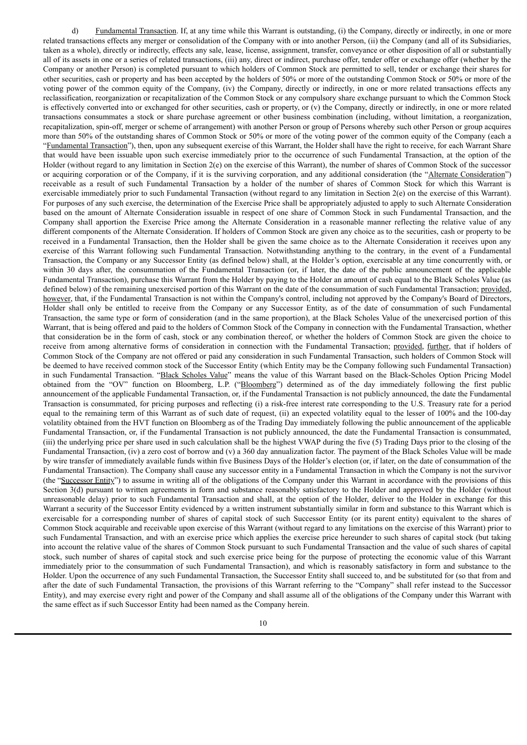d) Fundamental Transaction. If, at any time while this Warrant is outstanding, (i) the Company, directly or indirectly, in one or more related transactions effects any merger or consolidation of the Company with or into another Person, (ii) the Company (and all of its Subsidiaries, taken as a whole), directly or indirectly, effects any sale, lease, license, assignment, transfer, conveyance or other disposition of all or substantially all of its assets in one or a series of related transactions, (iii) any, direct or indirect, purchase offer, tender offer or exchange offer (whether by the Company or another Person) is completed pursuant to which holders of Common Stock are permitted to sell, tender or exchange their shares for other securities, cash or property and has been accepted by the holders of 50% or more of the outstanding Common Stock or 50% or more of the voting power of the common equity of the Company, (iv) the Company, directly or indirectly, in one or more related transactions effects any reclassification, reorganization or recapitalization of the Common Stock or any compulsory share exchange pursuant to which the Common Stock is effectively converted into or exchanged for other securities, cash or property, or (v) the Company, directly or indirectly, in one or more related transactions consummates a stock or share purchase agreement or other business combination (including, without limitation, a reorganization, recapitalization, spin-off, merger or scheme of arrangement) with another Person or group of Persons whereby such other Person or group acquires more than 50% of the outstanding shares of Common Stock or 50% or more of the voting power of the common equity of the Company (each a "Fundamental Transaction"), then, upon any subsequent exercise of this Warrant, the Holder shall have the right to receive, for each Warrant Share that would have been issuable upon such exercise immediately prior to the occurrence of such Fundamental Transaction, at the option of the Holder (without regard to any limitation in Section 2(e) on the exercise of this Warrant), the number of shares of Common Stock of the successor or acquiring corporation or of the Company, if it is the surviving corporation, and any additional consideration (the "Alternate Consideration") receivable as a result of such Fundamental Transaction by a holder of the number of shares of Common Stock for which this Warrant is exercisable immediately prior to such Fundamental Transaction (without regard to any limitation in Section 2(e) on the exercise of this Warrant). For purposes of any such exercise, the determination of the Exercise Price shall be appropriately adjusted to apply to such Alternate Consideration based on the amount of Alternate Consideration issuable in respect of one share of Common Stock in such Fundamental Transaction, and the Company shall apportion the Exercise Price among the Alternate Consideration in a reasonable manner reflecting the relative value of any different components of the Alternate Consideration. If holders of Common Stock are given any choice as to the securities, cash or property to be received in a Fundamental Transaction, then the Holder shall be given the same choice as to the Alternate Consideration it receives upon any exercise of this Warrant following such Fundamental Transaction. Notwithstanding anything to the contrary, in the event of a Fundamental Transaction, the Company or any Successor Entity (as defined below) shall, at the Holder's option, exercisable at any time concurrently with, or within 30 days after, the consummation of the Fundamental Transaction (or, if later, the date of the public announcement of the applicable Fundamental Transaction), purchase this Warrant from the Holder by paying to the Holder an amount of cash equal to the Black Scholes Value (as defined below) of the remaining unexercised portion of this Warrant on the date of the consummation of such Fundamental Transaction; provided, however, that, if the Fundamental Transaction is not within the Company's control, including not approved by the Company's Board of Directors, Holder shall only be entitled to receive from the Company or any Successor Entity, as of the date of consummation of such Fundamental Transaction, the same type or form of consideration (and in the same proportion), at the Black Scholes Value of the unexercised portion of this Warrant, that is being offered and paid to the holders of Common Stock of the Company in connection with the Fundamental Transaction, whether that consideration be in the form of cash, stock or any combination thereof, or whether the holders of Common Stock are given the choice to receive from among alternative forms of consideration in connection with the Fundamental Transaction; provided, further, that if holders of Common Stock of the Company are not offered or paid any consideration in such Fundamental Transaction, such holders of Common Stock will be deemed to have received common stock of the Successor Entity (which Entity may be the Company following such Fundamental Transaction) in such Fundamental Transaction. "Black Scholes Value" means the value of this Warrant based on the Black-Scholes Option Pricing Model obtained from the "OV" function on Bloomberg, L.P. ("Bloomberg") determined as of the day immediately following the first public announcement of the applicable Fundamental Transaction, or, if the Fundamental Transaction is not publicly announced, the date the Fundamental Transaction is consummated, for pricing purposes and reflecting (i) a risk-free interest rate corresponding to the U.S. Treasury rate for a period equal to the remaining term of this Warrant as of such date of request, (ii) an expected volatility equal to the lesser of 100% and the 100-day volatility obtained from the HVT function on Bloomberg as of the Trading Day immediately following the public announcement of the applicable Fundamental Transaction, or, if the Fundamental Transaction is not publicly announced, the date the Fundamental Transaction is consummated, (iii) the underlying price per share used in such calculation shall be the highest VWAP during the five (5) Trading Days prior to the closing of the Fundamental Transaction, (iv) a zero cost of borrow and (v) a 360 day annualization factor. The payment of the Black Scholes Value will be made by wire transfer of immediately available funds within five Business Days of the Holder's election (or, if later, on the date of consummation of the Fundamental Transaction). The Company shall cause any successor entity in a Fundamental Transaction in which the Company is not the survivor (the "Successor Entity") to assume in writing all of the obligations of the Company under this Warrant in accordance with the provisions of this Section 3(d) pursuant to written agreements in form and substance reasonably satisfactory to the Holder and approved by the Holder (without unreasonable delay) prior to such Fundamental Transaction and shall, at the option of the Holder, deliver to the Holder in exchange for this Warrant a security of the Successor Entity evidenced by a written instrument substantially similar in form and substance to this Warrant which is exercisable for a corresponding number of shares of capital stock of such Successor Entity (or its parent entity) equivalent to the shares of Common Stock acquirable and receivable upon exercise of this Warrant (without regard to any limitations on the exercise of this Warrant) prior to such Fundamental Transaction, and with an exercise price which applies the exercise price hereunder to such shares of capital stock (but taking into account the relative value of the shares of Common Stock pursuant to such Fundamental Transaction and the value of such shares of capital stock, such number of shares of capital stock and such exercise price being for the purpose of protecting the economic value of this Warrant immediately prior to the consummation of such Fundamental Transaction), and which is reasonably satisfactory in form and substance to the Holder. Upon the occurrence of any such Fundamental Transaction, the Successor Entity shall succeed to, and be substituted for (so that from and after the date of such Fundamental Transaction, the provisions of this Warrant referring to the "Company" shall refer instead to the Successor Entity), and may exercise every right and power of the Company and shall assume all of the obligations of the Company under this Warrant with the same effect as if such Successor Entity had been named as the Company herein.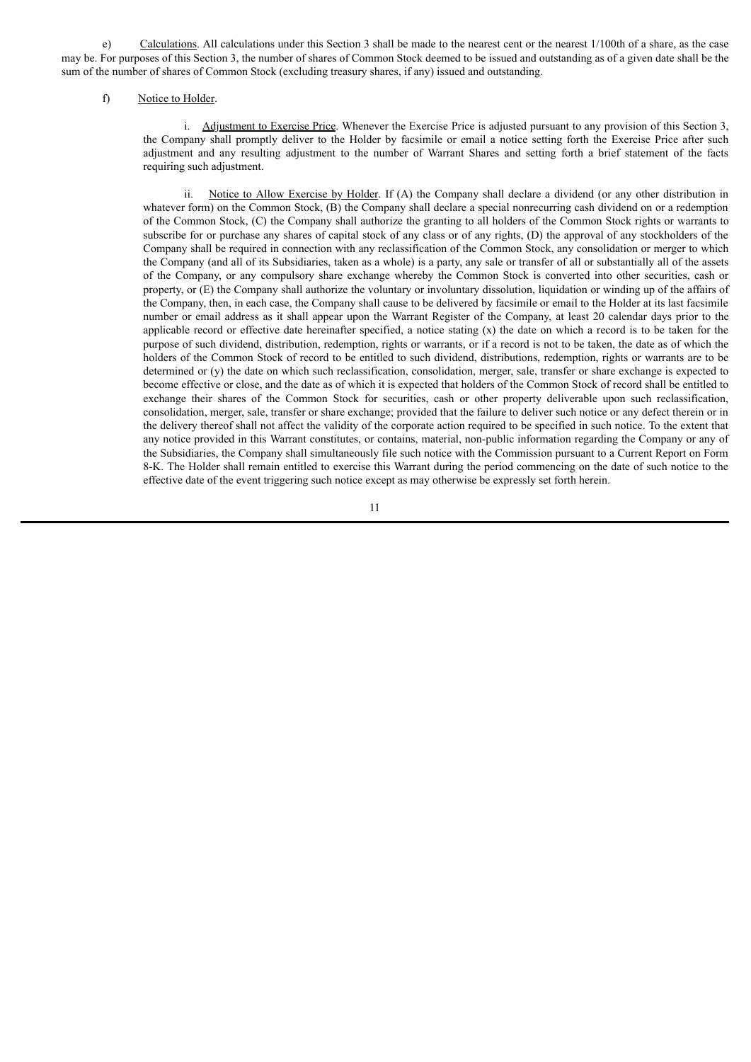e) Calculations. All calculations under this Section 3 shall be made to the nearest cent or the nearest 1/100th of a share, as the case may be. For purposes of this Section 3, the number of shares of Common Stock deemed to be issued and outstanding as of a given date shall be the sum of the number of shares of Common Stock (excluding treasury shares, if any) issued and outstanding.

f) Notice to Holder.

i. Adjustment to Exercise Price. Whenever the Exercise Price is adjusted pursuant to any provision of this Section 3, the Company shall promptly deliver to the Holder by facsimile or email a notice setting forth the Exercise Price after such adjustment and any resulting adjustment to the number of Warrant Shares and setting forth a brief statement of the facts requiring such adjustment.

ii. Notice to Allow Exercise by Holder. If (A) the Company shall declare a dividend (or any other distribution in whatever form) on the Common Stock, (B) the Company shall declare a special nonrecurring cash dividend on or a redemption of the Common Stock, (C) the Company shall authorize the granting to all holders of the Common Stock rights or warrants to subscribe for or purchase any shares of capital stock of any class or of any rights, (D) the approval of any stockholders of the Company shall be required in connection with any reclassification of the Common Stock, any consolidation or merger to which the Company (and all of its Subsidiaries, taken as a whole) is a party, any sale or transfer of all or substantially all of the assets of the Company, or any compulsory share exchange whereby the Common Stock is converted into other securities, cash or property, or (E) the Company shall authorize the voluntary or involuntary dissolution, liquidation or winding up of the affairs of the Company, then, in each case, the Company shall cause to be delivered by facsimile or email to the Holder at its last facsimile number or email address as it shall appear upon the Warrant Register of the Company, at least 20 calendar days prior to the applicable record or effective date hereinafter specified, a notice stating (x) the date on which a record is to be taken for the purpose of such dividend, distribution, redemption, rights or warrants, or if a record is not to be taken, the date as of which the holders of the Common Stock of record to be entitled to such dividend, distributions, redemption, rights or warrants are to be determined or (y) the date on which such reclassification, consolidation, merger, sale, transfer or share exchange is expected to become effective or close, and the date as of which it is expected that holders of the Common Stock of record shall be entitled to exchange their shares of the Common Stock for securities, cash or other property deliverable upon such reclassification, consolidation, merger, sale, transfer or share exchange; provided that the failure to deliver such notice or any defect therein or in the delivery thereof shall not affect the validity of the corporate action required to be specified in such notice. To the extent that any notice provided in this Warrant constitutes, or contains, material, non-public information regarding the Company or any of the Subsidiaries, the Company shall simultaneously file such notice with the Commission pursuant to a Current Report on Form 8-K. The Holder shall remain entitled to exercise this Warrant during the period commencing on the date of such notice to the effective date of the event triggering such notice except as may otherwise be expressly set forth herein.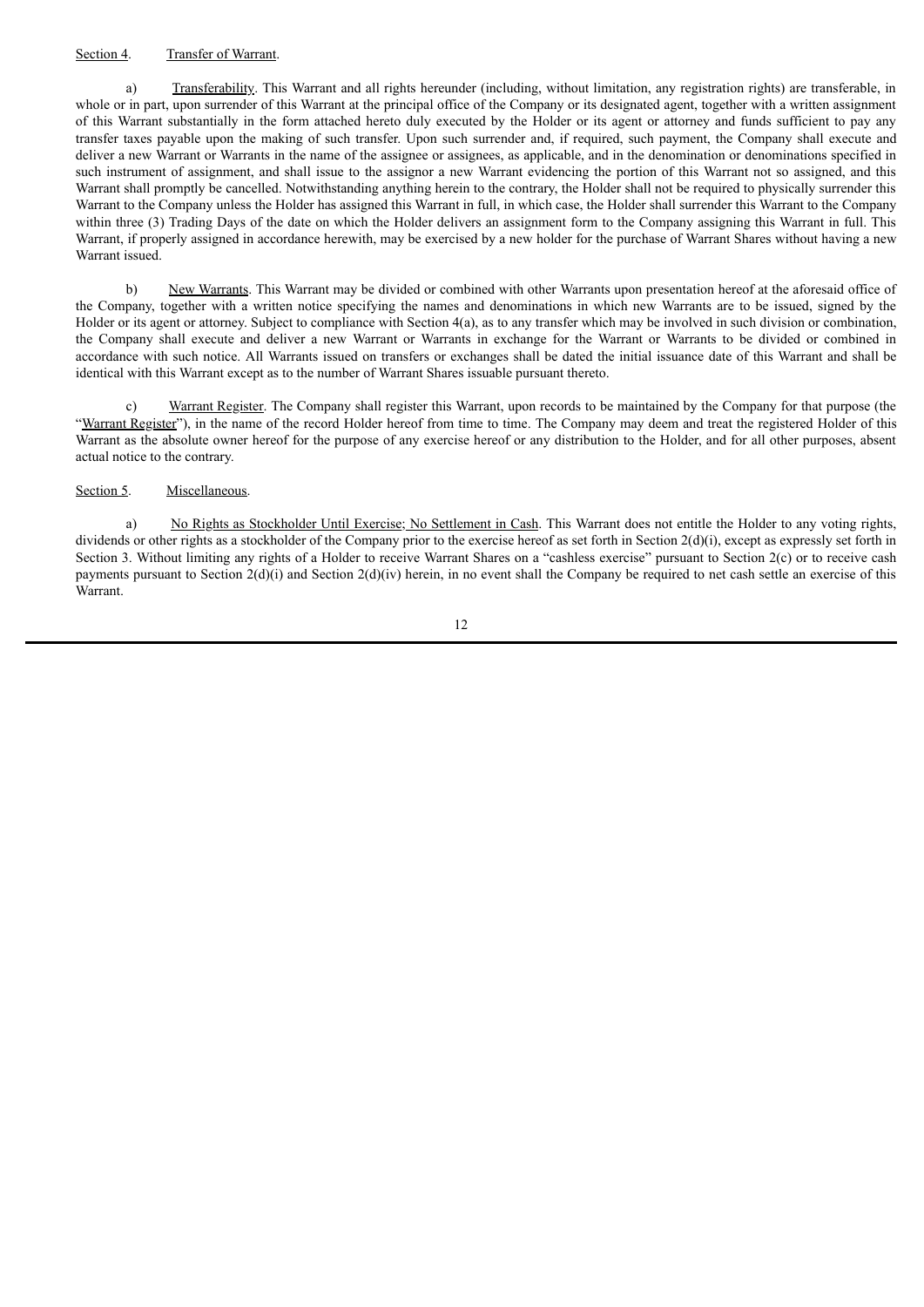Section 4. Transfer of Warrant.

a) Transferability. This Warrant and all rights hereunder (including, without limitation, any registration rights) are transferable, in whole or in part, upon surrender of this Warrant at the principal office of the Company or its designated agent, together with a written assignment of this Warrant substantially in the form attached hereto duly executed by the Holder or its agent or attorney and funds sufficient to pay any transfer taxes payable upon the making of such transfer. Upon such surrender and, if required, such payment, the Company shall execute and deliver a new Warrant or Warrants in the name of the assignee or assignees, as applicable, and in the denomination or denominations specified in such instrument of assignment, and shall issue to the assignor a new Warrant evidencing the portion of this Warrant not so assigned, and this Warrant shall promptly be cancelled. Notwithstanding anything herein to the contrary, the Holder shall not be required to physically surrender this Warrant to the Company unless the Holder has assigned this Warrant in full, in which case, the Holder shall surrender this Warrant to the Company within three (3) Trading Days of the date on which the Holder delivers an assignment form to the Company assigning this Warrant in full. This Warrant, if properly assigned in accordance herewith, may be exercised by a new holder for the purchase of Warrant Shares without having a new Warrant issued.

b) New Warrants. This Warrant may be divided or combined with other Warrants upon presentation hereof at the aforesaid office of the Company, together with a written notice specifying the names and denominations in which new Warrants are to be issued, signed by the Holder or its agent or attorney. Subject to compliance with Section 4(a), as to any transfer which may be involved in such division or combination, the Company shall execute and deliver a new Warrant or Warrants in exchange for the Warrant or Warrants to be divided or combined in accordance with such notice. All Warrants issued on transfers or exchanges shall be dated the initial issuance date of this Warrant and shall be identical with this Warrant except as to the number of Warrant Shares issuable pursuant thereto.

c) Warrant Register. The Company shall register this Warrant, upon records to be maintained by the Company for that purpose (the "Warrant Register"), in the name of the record Holder hereof from time to time. The Company may deem and treat the registered Holder of this Warrant as the absolute owner hereof for the purpose of any exercise hereof or any distribution to the Holder, and for all other purposes, absent actual notice to the contrary.

Section 5. Miscellaneous.

a) No Rights as Stockholder Until Exercise; No Settlement in Cash. This Warrant does not entitle the Holder to any voting rights, dividends or other rights as a stockholder of the Company prior to the exercise hereof as set forth in Section 2(d)(i), except as expressly set forth in Section 3. Without limiting any rights of a Holder to receive Warrant Shares on a "cashless exercise" pursuant to Section 2(c) or to receive cash payments pursuant to Section 2(d)(i) and Section 2(d)(iv) herein, in no event shall the Company be required to net cash settle an exercise of this Warrant.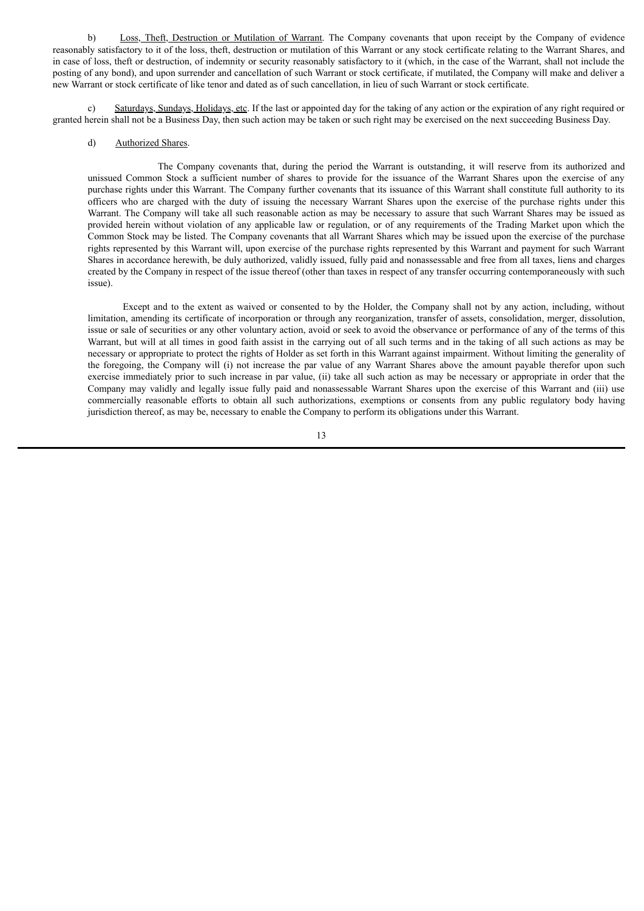b) Loss, Theft, Destruction or Mutilation of Warrant. The Company covenants that upon receipt by the Company of evidence reasonably satisfactory to it of the loss, theft, destruction or mutilation of this Warrant or any stock certificate relating to the Warrant Shares, and in case of loss, theft or destruction, of indemnity or security reasonably satisfactory to it (which, in the case of the Warrant, shall not include the posting of any bond), and upon surrender and cancellation of such Warrant or stock certificate, if mutilated, the Company will make and deliver a new Warrant or stock certificate of like tenor and dated as of such cancellation, in lieu of such Warrant or stock certificate.

c) Saturdays, Sundays, Holidays, etc. If the last or appointed day for the taking of any action or the expiration of any right required or granted herein shall not be a Business Day, then such action may be taken or such right may be exercised on the next succeeding Business Day.

d) Authorized Shares.

The Company covenants that, during the period the Warrant is outstanding, it will reserve from its authorized and unissued Common Stock a sufficient number of shares to provide for the issuance of the Warrant Shares upon the exercise of any purchase rights under this Warrant. The Company further covenants that its issuance of this Warrant shall constitute full authority to its officers who are charged with the duty of issuing the necessary Warrant Shares upon the exercise of the purchase rights under this Warrant. The Company will take all such reasonable action as may be necessary to assure that such Warrant Shares may be issued as provided herein without violation of any applicable law or regulation, or of any requirements of the Trading Market upon which the Common Stock may be listed. The Company covenants that all Warrant Shares which may be issued upon the exercise of the purchase rights represented by this Warrant will, upon exercise of the purchase rights represented by this Warrant and payment for such Warrant Shares in accordance herewith, be duly authorized, validly issued, fully paid and nonassessable and free from all taxes, liens and charges created by the Company in respect of the issue thereof (other than taxes in respect of any transfer occurring contemporaneously with such issue).

Except and to the extent as waived or consented to by the Holder, the Company shall not by any action, including, without limitation, amending its certificate of incorporation or through any reorganization, transfer of assets, consolidation, merger, dissolution, issue or sale of securities or any other voluntary action, avoid or seek to avoid the observance or performance of any of the terms of this Warrant, but will at all times in good faith assist in the carrying out of all such terms and in the taking of all such actions as may be necessary or appropriate to protect the rights of Holder as set forth in this Warrant against impairment. Without limiting the generality of the foregoing, the Company will (i) not increase the par value of any Warrant Shares above the amount payable therefor upon such exercise immediately prior to such increase in par value, (ii) take all such action as may be necessary or appropriate in order that the Company may validly and legally issue fully paid and nonassessable Warrant Shares upon the exercise of this Warrant and (iii) use commercially reasonable efforts to obtain all such authorizations, exemptions or consents from any public regulatory body having jurisdiction thereof, as may be, necessary to enable the Company to perform its obligations under this Warrant.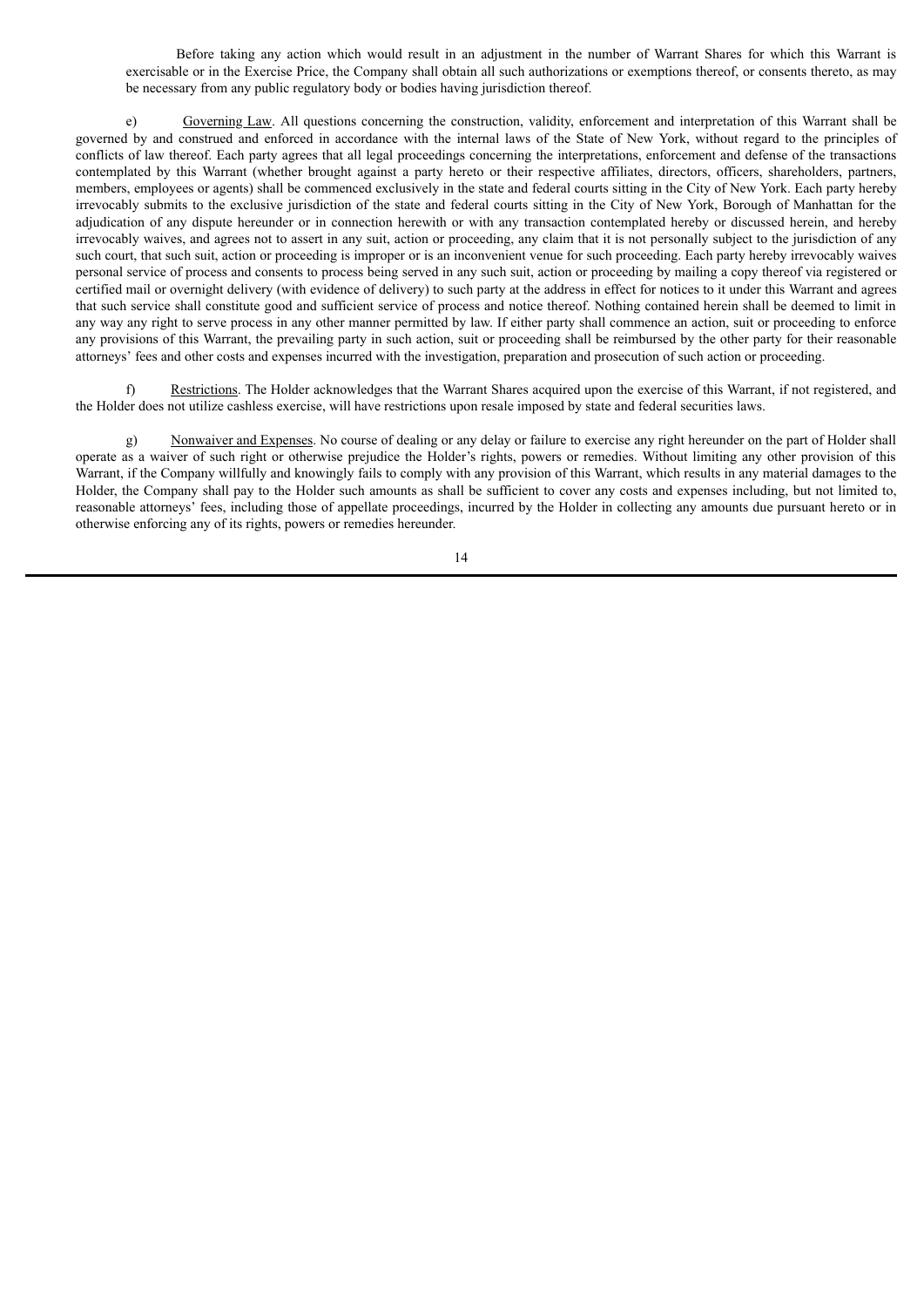Before taking any action which would result in an adjustment in the number of Warrant Shares for which this Warrant is exercisable or in the Exercise Price, the Company shall obtain all such authorizations or exemptions thereof, or consents thereto, as may be necessary from any public regulatory body or bodies having jurisdiction thereof.

e) Governing Law. All questions concerning the construction, validity, enforcement and interpretation of this Warrant shall be governed by and construed and enforced in accordance with the internal laws of the State of New York, without regard to the principles of conflicts of law thereof. Each party agrees that all legal proceedings concerning the interpretations, enforcement and defense of the transactions contemplated by this Warrant (whether brought against a party hereto or their respective affiliates, directors, officers, shareholders, partners, members, employees or agents) shall be commenced exclusively in the state and federal courts sitting in the City of New York. Each party hereby irrevocably submits to the exclusive jurisdiction of the state and federal courts sitting in the City of New York, Borough of Manhattan for the adjudication of any dispute hereunder or in connection herewith or with any transaction contemplated hereby or discussed herein, and hereby irrevocably waives, and agrees not to assert in any suit, action or proceeding, any claim that it is not personally subject to the jurisdiction of any such court, that such suit, action or proceeding is improper or is an inconvenient venue for such proceeding. Each party hereby irrevocably waives personal service of process and consents to process being served in any such suit, action or proceeding by mailing a copy thereof via registered or certified mail or overnight delivery (with evidence of delivery) to such party at the address in effect for notices to it under this Warrant and agrees that such service shall constitute good and sufficient service of process and notice thereof. Nothing contained herein shall be deemed to limit in any way any right to serve process in any other manner permitted by law. If either party shall commence an action, suit or proceeding to enforce any provisions of this Warrant, the prevailing party in such action, suit or proceeding shall be reimbursed by the other party for their reasonable attorneys' fees and other costs and expenses incurred with the investigation, preparation and prosecution of such action or proceeding.

f) Restrictions. The Holder acknowledges that the Warrant Shares acquired upon the exercise of this Warrant, if not registered, and the Holder does not utilize cashless exercise, will have restrictions upon resale imposed by state and federal securities laws.

g) Nonwaiver and Expenses. No course of dealing or any delay or failure to exercise any right hereunder on the part of Holder shall operate as a waiver of such right or otherwise prejudice the Holder's rights, powers or remedies. Without limiting any other provision of this Warrant, if the Company willfully and knowingly fails to comply with any provision of this Warrant, which results in any material damages to the Holder, the Company shall pay to the Holder such amounts as shall be sufficient to cover any costs and expenses including, but not limited to, reasonable attorneys' fees, including those of appellate proceedings, incurred by the Holder in collecting any amounts due pursuant hereto or in otherwise enforcing any of its rights, powers or remedies hereunder.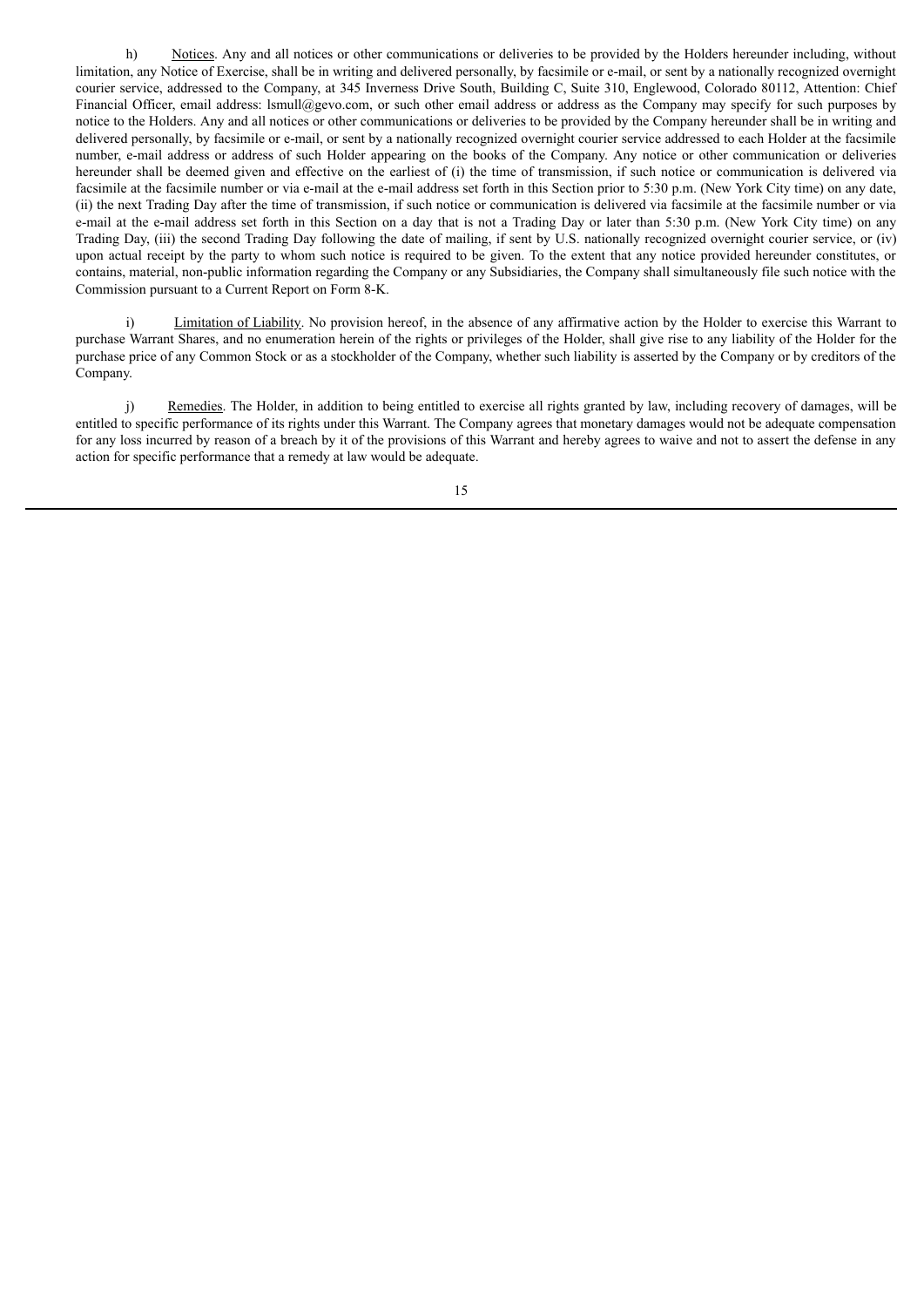h) Notices. Any and all notices or other communications or deliveries to be provided by the Holders hereunder including, without limitation, any Notice of Exercise, shall be in writing and delivered personally, by facsimile or e-mail, or sent by a nationally recognized overnight courier service, addressed to the Company, at 345 Inverness Drive South, Building C, Suite 310, Englewood, Colorado 80112, Attention: Chief Financial Officer, email address: lsmull@gevo.com, or such other email address or address as the Company may specify for such purposes by notice to the Holders. Any and all notices or other communications or deliveries to be provided by the Company hereunder shall be in writing and delivered personally, by facsimile or e-mail, or sent by a nationally recognized overnight courier service addressed to each Holder at the facsimile number, e-mail address or address of such Holder appearing on the books of the Company. Any notice or other communication or deliveries hereunder shall be deemed given and effective on the earliest of (i) the time of transmission, if such notice or communication is delivered via facsimile at the facsimile number or via e-mail at the e-mail address set forth in this Section prior to 5:30 p.m. (New York City time) on any date, (ii) the next Trading Day after the time of transmission, if such notice or communication is delivered via facsimile at the facsimile number or via e-mail at the e-mail address set forth in this Section on a day that is not a Trading Day or later than 5:30 p.m. (New York City time) on any Trading Day, (iii) the second Trading Day following the date of mailing, if sent by U.S. nationally recognized overnight courier service, or (iv) upon actual receipt by the party to whom such notice is required to be given. To the extent that any notice provided hereunder constitutes, or contains, material, non-public information regarding the Company or any Subsidiaries, the Company shall simultaneously file such notice with the Commission pursuant to a Current Report on Form 8-K.

i) Limitation of Liability. No provision hereof, in the absence of any affirmative action by the Holder to exercise this Warrant to purchase Warrant Shares, and no enumeration herein of the rights or privileges of the Holder, shall give rise to any liability of the Holder for the purchase price of any Common Stock or as a stockholder of the Company, whether such liability is asserted by the Company or by creditors of the Company.

j) Remedies. The Holder, in addition to being entitled to exercise all rights granted by law, including recovery of damages, will be entitled to specific performance of its rights under this Warrant. The Company agrees that monetary damages would not be adequate compensation for any loss incurred by reason of a breach by it of the provisions of this Warrant and hereby agrees to waive and not to assert the defense in any action for specific performance that a remedy at law would be adequate.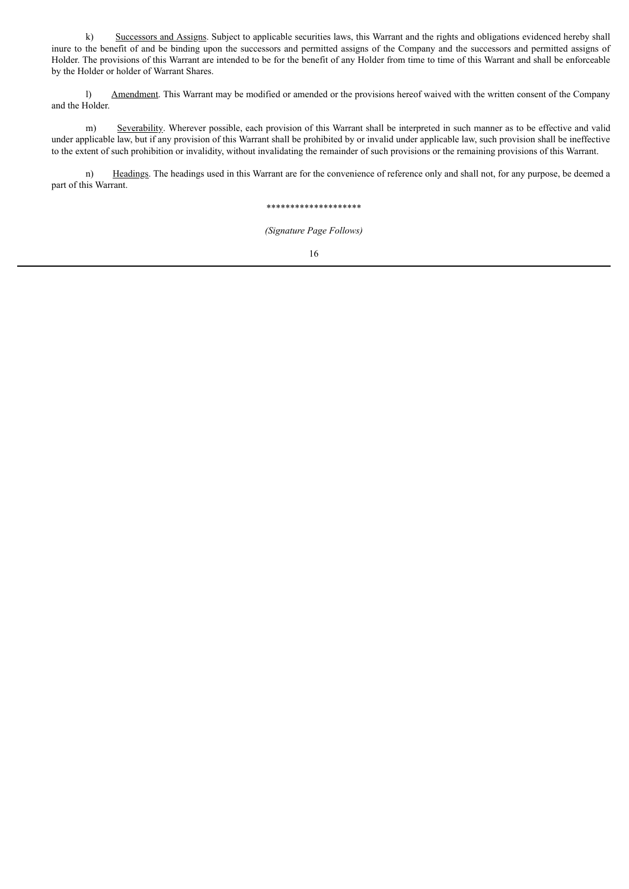k) Successors and Assigns. Subject to applicable securities laws, this Warrant and the rights and obligations evidenced hereby shall inure to the benefit of and be binding upon the successors and permitted assigns of the Company and the successors and permitted assigns of Holder. The provisions of this Warrant are intended to be for the benefit of any Holder from time to time of this Warrant and shall be enforceable by the Holder or holder of Warrant Shares.

l) Amendment. This Warrant may be modified or amended or the provisions hereof waived with the written consent of the Company and the Holder.

m) Severability. Wherever possible, each provision of this Warrant shall be interpreted in such manner as to be effective and valid under applicable law, but if any provision of this Warrant shall be prohibited by or invalid under applicable law, such provision shall be ineffective to the extent of such prohibition or invalidity, without invalidating the remainder of such provisions or the remaining provisions of this Warrant.

n) Headings. The headings used in this Warrant are for the convenience of reference only and shall not, for any purpose, be deemed a part of this Warrant.

********************

*(Signature Page Follows)*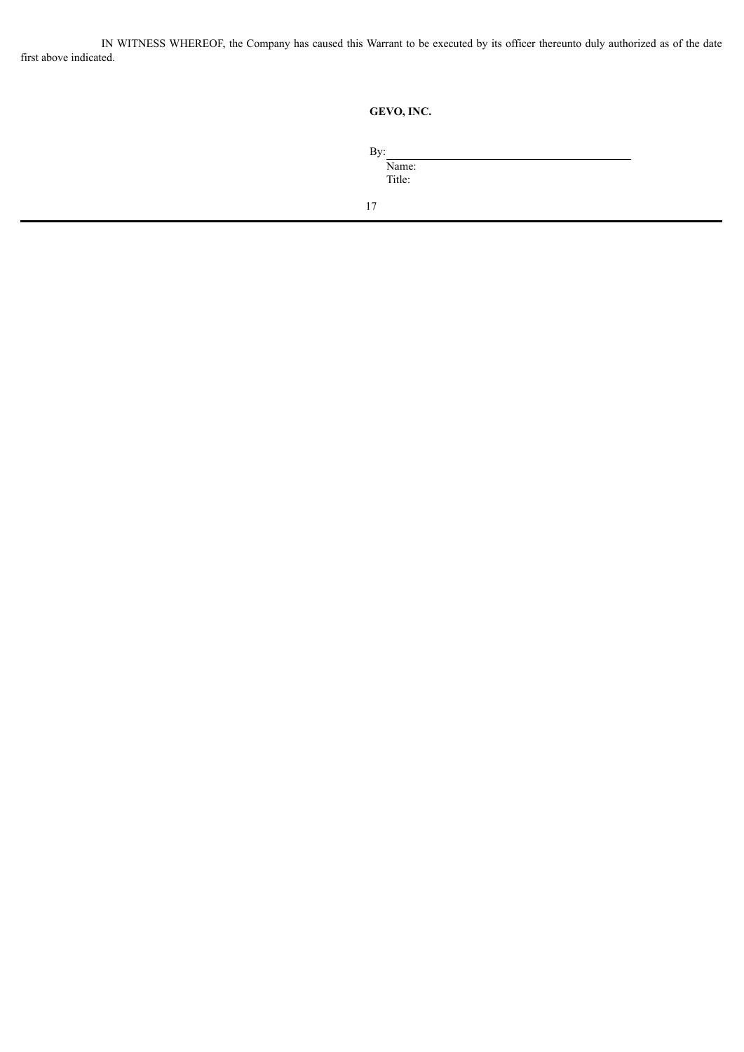IN WITNESS WHEREOF, the Company has caused this Warrant to be executed by its officer thereunto duly authorized as of the date first above indicated.

**GEVO, INC.**

By: \_\_\_\_\_\_\_\_\_\_\_\_\_\_\_\_\_\_\_\_\_\_\_\_\_\_\_\_\_\_\_\_\_\_\_\_

Name:

Title: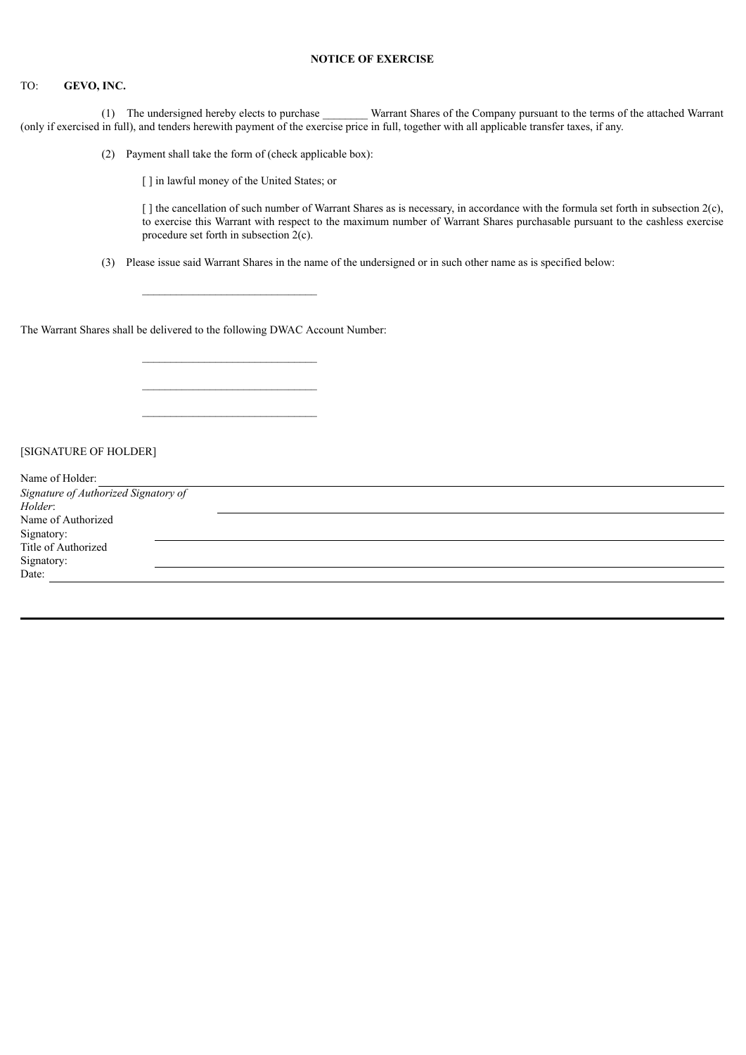**NOTICE OF EXERCISE**

TO: **GEVO, INC.**

(1) The undersigned hereby elects to purchase ________ Warrant Shares of the Company pursuant to the terms of the attached Warrant (only if exercised in full), and tenders herewith payment of the exercise price in full, together with all applicable transfer taxes, if any.

(2) Payment shall take the form of (check applicable box):

[ ] in lawful money of the United States; or

[ ] the cancellation of such number of Warrant Shares as is necessary, in accordance with the formula set forth in subsection 2(c), to exercise this Warrant with respect to the maximum number of Warrant Shares purchasable pursuant to the cashless exercise procedure set forth in subsection 2(c).

(3) Please issue said Warrant Shares in the name of the undersigned or in such other name as is specified below:

_______________________________

The Warrant Shares shall be delivered to the following DWAC Account Number:

_______________________________

_______________________________

_______________________________

[SIGNATURE OF HOLDER]

Name of Holder: _______________________________

*Signature of Authorized Signatory of Holder*: _______________________________

Name of Authorized Signatory: _______________________________

Title of Authorized Signatory: _______________________________

Date: _______________________________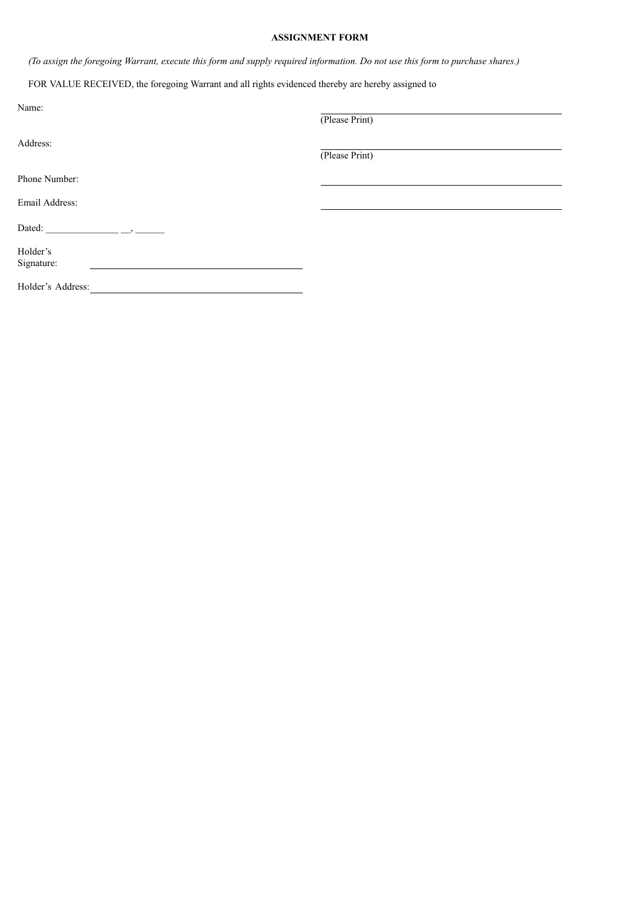**ASSIGNMENT FORM**

*(To assign the foregoing Warrant, execute this form and supply required information. Do not use this form to purchase shares.)*

FOR VALUE RECEIVED, the foregoing Warrant and all rights evidenced thereby are hereby assigned to

Name: ______________________________
(Please Print)

Address: ______________________________
(Please Print)

Phone Number: ______________________________

Email Address: ______________________________

Dated: _______________ __, ______

Holder's Signature: ______________________________

Holder's Address: ______________________________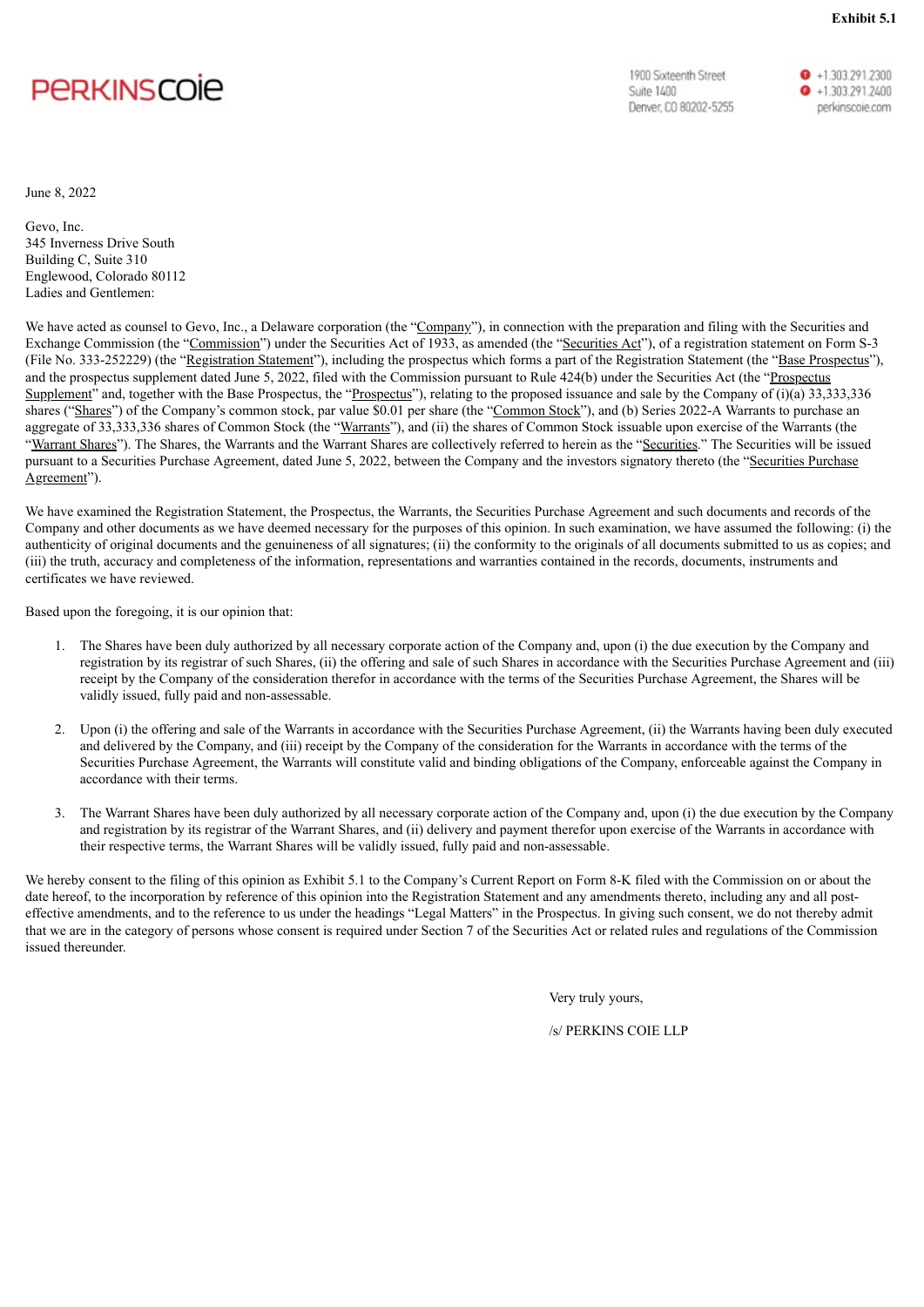**Exhibit 5.1**

PERKINSCOIE

1900 Sixteenth Street
Suite 1400
Denver, CO 80202-5255

+1.303.291.2300
+1.303.291.2400
perkinscoie.com

June 8, 2022

Gevo, Inc.
345 Inverness Drive South
Building C, Suite 310
Englewood, Colorado 80112
Ladies and Gentlemen:

We have acted as counsel to Gevo, Inc., a Delaware corporation (the "Company"), in connection with the preparation and filing with the Securities and Exchange Commission (the "Commission") under the Securities Act of 1933, as amended (the "Securities Act"), of a registration statement on Form S-3 (File No. 333-252229) (the "Registration Statement"), including the prospectus which forms a part of the Registration Statement (the "Base Prospectus"), and the prospectus supplement dated June 5, 2022, filed with the Commission pursuant to Rule 424(b) under the Securities Act (the "Prospectus Supplement" and, together with the Base Prospectus, the "Prospectus"), relating to the proposed issuance and sale by the Company of (i)(a) 33,333,336 shares ("Shares") of the Company's common stock, par value $0.01 per share (the "Common Stock"), and (b) Series 2022-A Warrants to purchase an aggregate of 33,333,336 shares of Common Stock (the "Warrants"), and (ii) the shares of Common Stock issuable upon exercise of the Warrants (the "Warrant Shares"). The Shares, the Warrants and the Warrant Shares are collectively referred to herein as the "Securities." The Securities will be issued pursuant to a Securities Purchase Agreement, dated June 5, 2022, between the Company and the investors signatory thereto (the "Securities Purchase Agreement").

We have examined the Registration Statement, the Prospectus, the Warrants, the Securities Purchase Agreement and such documents and records of the Company and other documents as we have deemed necessary for the purposes of this opinion. In such examination, we have assumed the following: (i) the authenticity of original documents and the genuineness of all signatures; (ii) the conformity to the originals of all documents submitted to us as copies; and (iii) the truth, accuracy and completeness of the information, representations and warranties contained in the records, documents, instruments and certificates we have reviewed.

Based upon the foregoing, it is our opinion that:

1. The Shares have been duly authorized by all necessary corporate action of the Company and, upon (i) the due execution by the Company and registration by its registrar of such Shares, (ii) the offering and sale of such Shares in accordance with the Securities Purchase Agreement and (iii) receipt by the Company of the consideration therefor in accordance with the terms of the Securities Purchase Agreement, the Shares will be validly issued, fully paid and non-assessable.

2. Upon (i) the offering and sale of the Warrants in accordance with the Securities Purchase Agreement, (ii) the Warrants having been duly executed and delivered by the Company, and (iii) receipt by the Company of the consideration for the Warrants in accordance with the terms of the Securities Purchase Agreement, the Warrants will constitute valid and binding obligations of the Company, enforceable against the Company in accordance with their terms.

3. The Warrant Shares have been duly authorized by all necessary corporate action of the Company and, upon (i) the due execution by the Company and registration by its registrar of the Warrant Shares, and (ii) delivery and payment therefor upon exercise of the Warrants in accordance with their respective terms, the Warrant Shares will be validly issued, fully paid and non-assessable.

We hereby consent to the filing of this opinion as Exhibit 5.1 to the Company's Current Report on Form 8-K filed with the Commission on or about the date hereof, to the incorporation by reference of this opinion into the Registration Statement and any amendments thereto, including any and all post-effective amendments, and to the reference to us under the headings "Legal Matters" in the Prospectus. In giving such consent, we do not thereby admit that we are in the category of persons whose consent is required under Section 7 of the Securities Act or related rules and regulations of the Commission issued thereunder.

Very truly yours,

/s/ PERKINS COIE LLP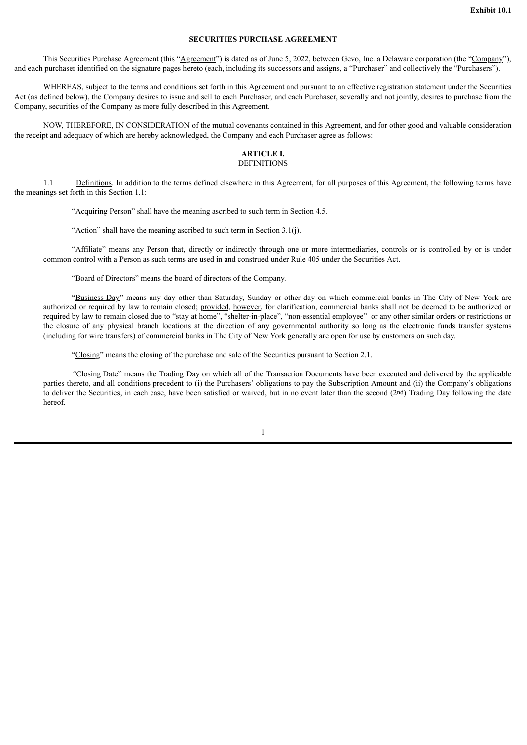**Exhibit 10.1**

## SECURITIES PURCHASE AGREEMENT

This Securities Purchase Agreement (this "Agreement") is dated as of June 5, 2022, between Gevo, Inc. a Delaware corporation (the "Company"), and each purchaser identified on the signature pages hereto (each, including its successors and assigns, a "Purchaser" and collectively the "Purchasers").

WHEREAS, subject to the terms and conditions set forth in this Agreement and pursuant to an effective registration statement under the Securities Act (as defined below), the Company desires to issue and sell to each Purchaser, and each Purchaser, severally and not jointly, desires to purchase from the Company, securities of the Company as more fully described in this Agreement.

NOW, THEREFORE, IN CONSIDERATION of the mutual covenants contained in this Agreement, and for other good and valuable consideration the receipt and adequacy of which are hereby acknowledged, the Company and each Purchaser agree as follows:

### ARTICLE I.
### DEFINITIONS

1.1 Definitions. In addition to the terms defined elsewhere in this Agreement, for all purposes of this Agreement, the following terms have the meanings set forth in this Section 1.1:

"Acquiring Person" shall have the meaning ascribed to such term in Section 4.5.

"Action" shall have the meaning ascribed to such term in Section 3.1(j).

"Affiliate" means any Person that, directly or indirectly through one or more intermediaries, controls or is controlled by or is under common control with a Person as such terms are used in and construed under Rule 405 under the Securities Act.

"Board of Directors" means the board of directors of the Company.

"Business Day" means any day other than Saturday, Sunday or other day on which commercial banks in The City of New York are authorized or required by law to remain closed; provided, however, for clarification, commercial banks shall not be deemed to be authorized or required by law to remain closed due to "stay at home", "shelter-in-place", "non-essential employee" or any other similar orders or restrictions or the closure of any physical branch locations at the direction of any governmental authority so long as the electronic funds transfer systems (including for wire transfers) of commercial banks in The City of New York generally are open for use by customers on such day.

"Closing" means the closing of the purchase and sale of the Securities pursuant to Section 2.1.

"Closing Date" means the Trading Day on which all of the Transaction Documents have been executed and delivered by the applicable parties thereto, and all conditions precedent to (i) the Purchasers' obligations to pay the Subscription Amount and (ii) the Company's obligations to deliver the Securities, in each case, have been satisfied or waived, but in no event later than the second (2nd) Trading Day following the date hereof.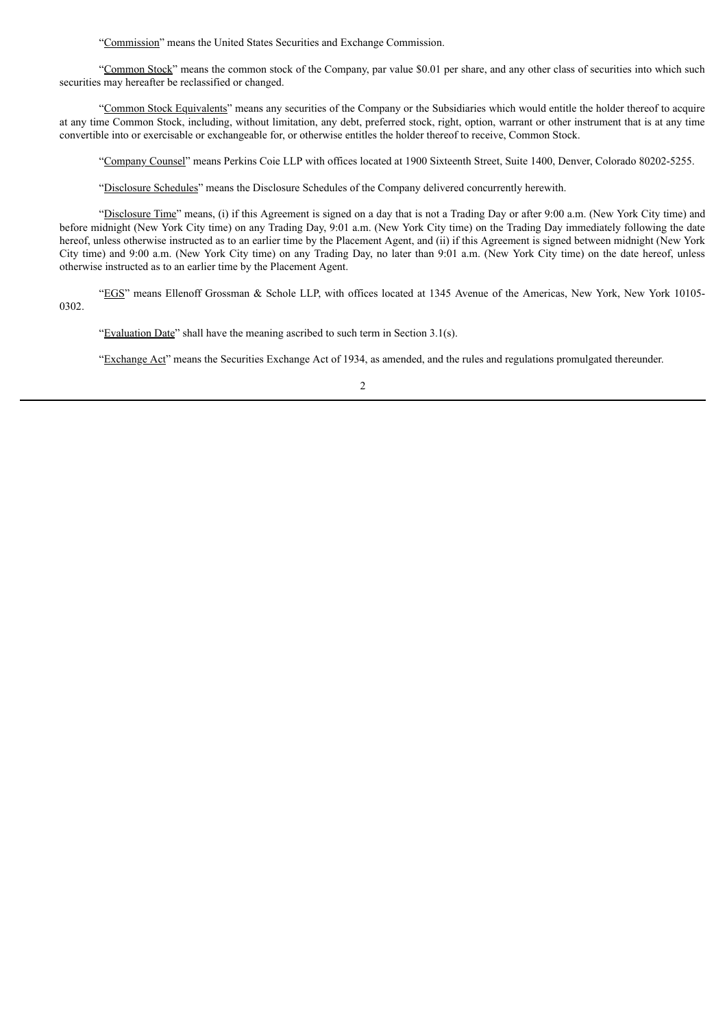"Commission" means the United States Securities and Exchange Commission.

"Common Stock" means the common stock of the Company, par value $0.01 per share, and any other class of securities into which such securities may hereafter be reclassified or changed.

"Common Stock Equivalents" means any securities of the Company or the Subsidiaries which would entitle the holder thereof to acquire at any time Common Stock, including, without limitation, any debt, preferred stock, right, option, warrant or other instrument that is at any time convertible into or exercisable or exchangeable for, or otherwise entitles the holder thereof to receive, Common Stock.

"Company Counsel" means Perkins Coie LLP with offices located at 1900 Sixteenth Street, Suite 1400, Denver, Colorado 80202-5255.

"Disclosure Schedules" means the Disclosure Schedules of the Company delivered concurrently herewith.

"Disclosure Time" means, (i) if this Agreement is signed on a day that is not a Trading Day or after 9:00 a.m. (New York City time) and before midnight (New York City time) on any Trading Day, 9:01 a.m. (New York City time) on the Trading Day immediately following the date hereof, unless otherwise instructed as to an earlier time by the Placement Agent, and (ii) if this Agreement is signed between midnight (New York City time) and 9:00 a.m. (New York City time) on any Trading Day, no later than 9:01 a.m. (New York City time) on the date hereof, unless otherwise instructed as to an earlier time by the Placement Agent.

"EGS" means Ellenoff Grossman & Schole LLP, with offices located at 1345 Avenue of the Americas, New York, New York 10105-0302.

"Evaluation Date" shall have the meaning ascribed to such term in Section 3.1(s).

"Exchange Act" means the Securities Exchange Act of 1934, as amended, and the rules and regulations promulgated thereunder.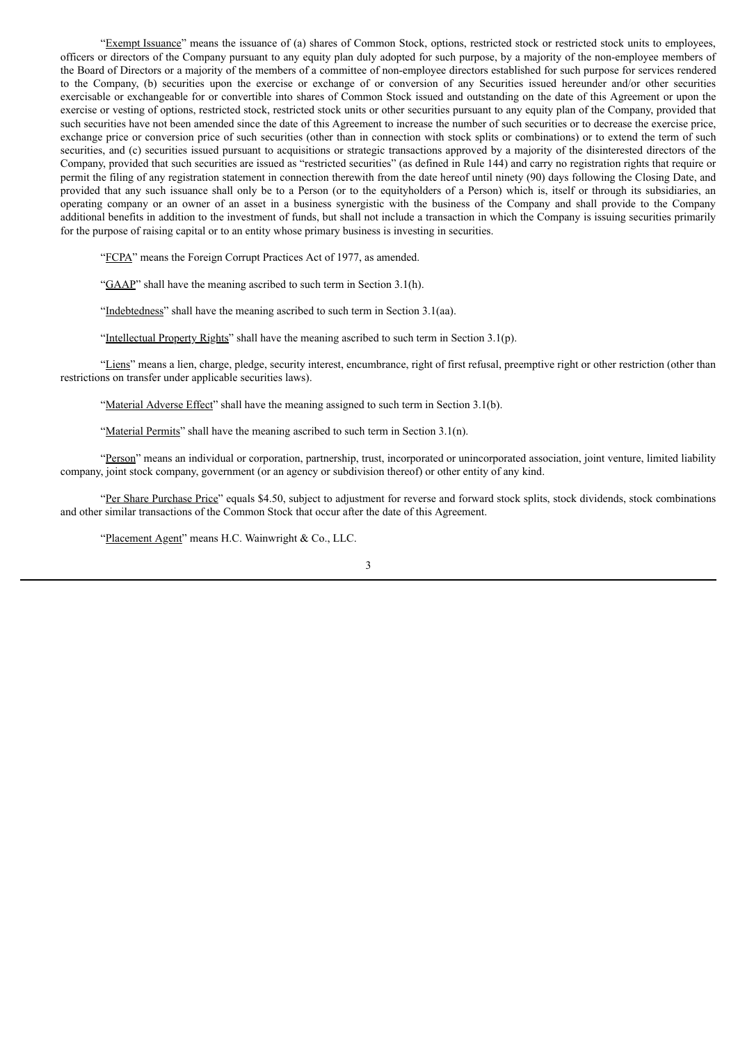"Exempt Issuance" means the issuance of (a) shares of Common Stock, options, restricted stock or restricted stock units to employees, officers or directors of the Company pursuant to any equity plan duly adopted for such purpose, by a majority of the non-employee members of the Board of Directors or a majority of the members of a committee of non-employee directors established for such purpose for services rendered to the Company, (b) securities upon the exercise or exchange of or conversion of any Securities issued hereunder and/or other securities exercisable or exchangeable for or convertible into shares of Common Stock issued and outstanding on the date of this Agreement or upon the exercise or vesting of options, restricted stock, restricted stock units or other securities pursuant to any equity plan of the Company, provided that such securities have not been amended since the date of this Agreement to increase the number of such securities or to decrease the exercise price, exchange price or conversion price of such securities (other than in connection with stock splits or combinations) or to extend the term of such securities, and (c) securities issued pursuant to acquisitions or strategic transactions approved by a majority of the disinterested directors of the Company, provided that such securities are issued as "restricted securities" (as defined in Rule 144) and carry no registration rights that require or permit the filing of any registration statement in connection therewith from the date hereof until ninety (90) days following the Closing Date, and provided that any such issuance shall only be to a Person (or to the equityholders of a Person) which is, itself or through its subsidiaries, an operating company or an owner of an asset in a business synergistic with the business of the Company and shall provide to the Company additional benefits in addition to the investment of funds, but shall not include a transaction in which the Company is issuing securities primarily for the purpose of raising capital or to an entity whose primary business is investing in securities.

"FCPA" means the Foreign Corrupt Practices Act of 1977, as amended.

"GAAP" shall have the meaning ascribed to such term in Section 3.1(h).

"Indebtedness" shall have the meaning ascribed to such term in Section 3.1(aa).

"Intellectual Property Rights" shall have the meaning ascribed to such term in Section 3.1(p).

"Liens" means a lien, charge, pledge, security interest, encumbrance, right of first refusal, preemptive right or other restriction (other than restrictions on transfer under applicable securities laws).

"Material Adverse Effect" shall have the meaning assigned to such term in Section 3.1(b).

"Material Permits" shall have the meaning ascribed to such term in Section 3.1(n).

"Person" means an individual or corporation, partnership, trust, incorporated or unincorporated association, joint venture, limited liability company, joint stock company, government (or an agency or subdivision thereof) or other entity of any kind.

"Per Share Purchase Price" equals $4.50, subject to adjustment for reverse and forward stock splits, stock dividends, stock combinations and other similar transactions of the Common Stock that occur after the date of this Agreement.

"Placement Agent" means H.C. Wainwright & Co., LLC.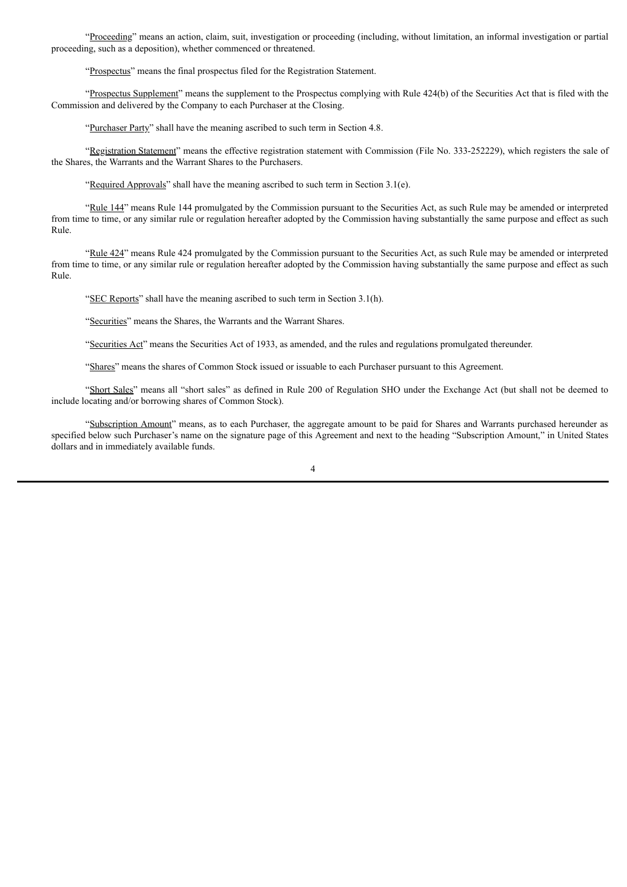"Proceeding" means an action, claim, suit, investigation or proceeding (including, without limitation, an informal investigation or partial proceeding, such as a deposition), whether commenced or threatened.

"Prospectus" means the final prospectus filed for the Registration Statement.

"Prospectus Supplement" means the supplement to the Prospectus complying with Rule 424(b) of the Securities Act that is filed with the Commission and delivered by the Company to each Purchaser at the Closing.

"Purchaser Party" shall have the meaning ascribed to such term in Section 4.8.

"Registration Statement" means the effective registration statement with Commission (File No. 333-252229), which registers the sale of the Shares, the Warrants and the Warrant Shares to the Purchasers.

"Required Approvals" shall have the meaning ascribed to such term in Section 3.1(e).

"Rule 144" means Rule 144 promulgated by the Commission pursuant to the Securities Act, as such Rule may be amended or interpreted from time to time, or any similar rule or regulation hereafter adopted by the Commission having substantially the same purpose and effect as such Rule.

"Rule 424" means Rule 424 promulgated by the Commission pursuant to the Securities Act, as such Rule may be amended or interpreted from time to time, or any similar rule or regulation hereafter adopted by the Commission having substantially the same purpose and effect as such Rule.

"SEC Reports" shall have the meaning ascribed to such term in Section 3.1(h).

"Securities" means the Shares, the Warrants and the Warrant Shares.

"Securities Act" means the Securities Act of 1933, as amended, and the rules and regulations promulgated thereunder.

"Shares" means the shares of Common Stock issued or issuable to each Purchaser pursuant to this Agreement.

"Short Sales" means all "short sales" as defined in Rule 200 of Regulation SHO under the Exchange Act (but shall not be deemed to include locating and/or borrowing shares of Common Stock).

"Subscription Amount" means, as to each Purchaser, the aggregate amount to be paid for Shares and Warrants purchased hereunder as specified below such Purchaser's name on the signature page of this Agreement and next to the heading "Subscription Amount," in United States dollars and in immediately available funds.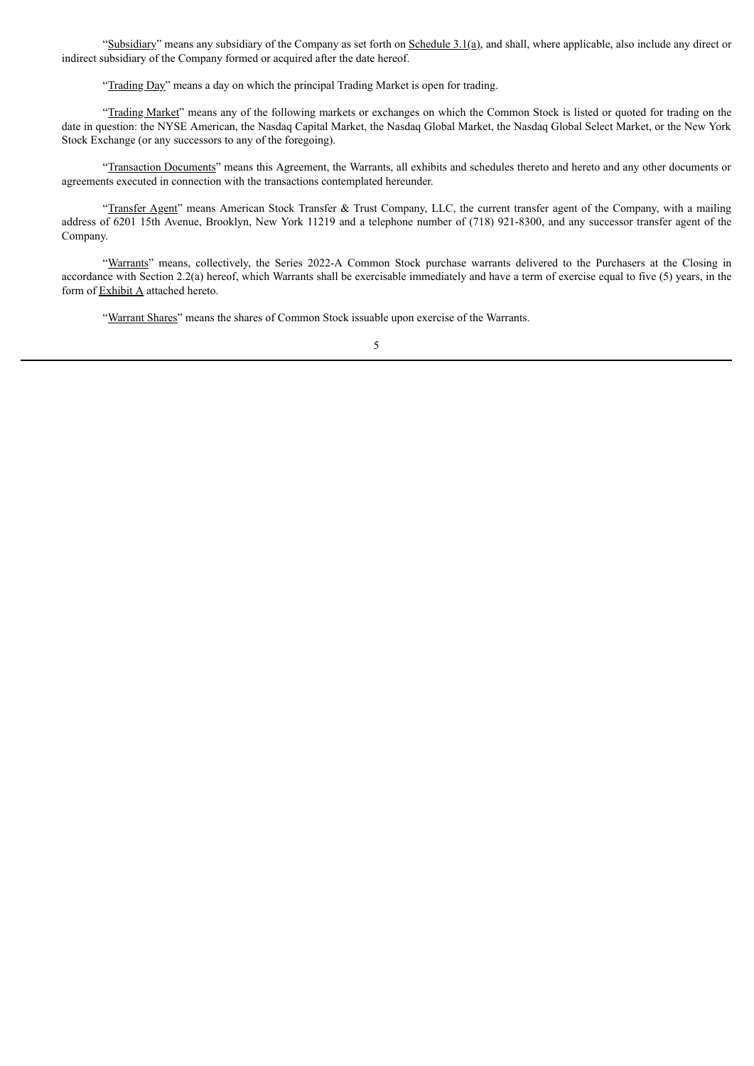"Subsidiary" means any subsidiary of the Company as set forth on Schedule 3.1(a), and shall, where applicable, also include any direct or indirect subsidiary of the Company formed or acquired after the date hereof.

"Trading Day" means a day on which the principal Trading Market is open for trading.

"Trading Market" means any of the following markets or exchanges on which the Common Stock is listed or quoted for trading on the date in question: the NYSE American, the Nasdaq Capital Market, the Nasdaq Global Market, the Nasdaq Global Select Market, or the New York Stock Exchange (or any successors to any of the foregoing).

"Transaction Documents" means this Agreement, the Warrants, all exhibits and schedules thereto and hereto and any other documents or agreements executed in connection with the transactions contemplated hereunder.

"Transfer Agent" means American Stock Transfer & Trust Company, LLC, the current transfer agent of the Company, with a mailing address of 6201 15th Avenue, Brooklyn, New York 11219 and a telephone number of (718) 921-8300, and any successor transfer agent of the Company.

"Warrants" means, collectively, the Series 2022-A Common Stock purchase warrants delivered to the Purchasers at the Closing in accordance with Section 2.2(a) hereof, which Warrants shall be exercisable immediately and have a term of exercise equal to five (5) years, in the form of Exhibit A attached hereto.

"Warrant Shares" means the shares of Common Stock issuable upon exercise of the Warrants.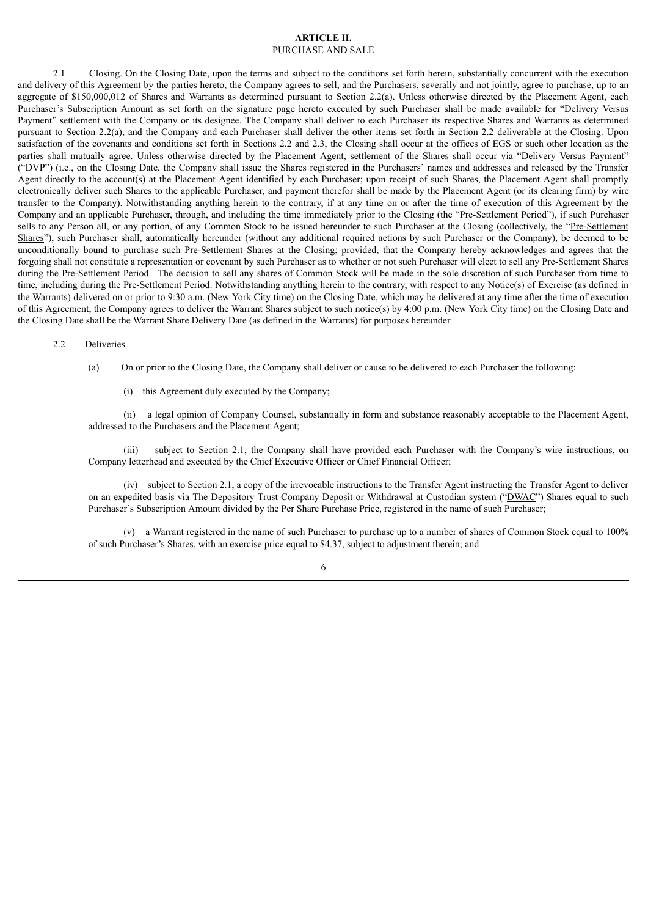**ARTICLE II.**
PURCHASE AND SALE

2.1 Closing. On the Closing Date, upon the terms and subject to the conditions set forth herein, substantially concurrent with the execution and delivery of this Agreement by the parties hereto, the Company agrees to sell, and the Purchasers, severally and not jointly, agree to purchase, up to an aggregate of $150,000,012 of Shares and Warrants as determined pursuant to Section 2.2(a). Unless otherwise directed by the Placement Agent, each Purchaser's Subscription Amount as set forth on the signature page hereto executed by such Purchaser shall be made available for "Delivery Versus Payment" settlement with the Company or its designee. The Company shall deliver to each Purchaser its respective Shares and Warrants as determined pursuant to Section 2.2(a), and the Company and each Purchaser shall deliver the other items set forth in Section 2.2 deliverable at the Closing. Upon satisfaction of the covenants and conditions set forth in Sections 2.2 and 2.3, the Closing shall occur at the offices of EGS or such other location as the parties shall mutually agree. Unless otherwise directed by the Placement Agent, settlement of the Shares shall occur via "Delivery Versus Payment" ("DVP") (i.e., on the Closing Date, the Company shall issue the Shares registered in the Purchasers' names and addresses and released by the Transfer Agent directly to the account(s) at the Placement Agent identified by each Purchaser; upon receipt of such Shares, the Placement Agent shall promptly electronically deliver such Shares to the applicable Purchaser, and payment therefor shall be made by the Placement Agent (or its clearing firm) by wire transfer to the Company). Notwithstanding anything herein to the contrary, if at any time on or after the time of execution of this Agreement by the Company and an applicable Purchaser, through, and including the time immediately prior to the Closing (the "Pre-Settlement Period"), if such Purchaser sells to any Person all, or any portion, of any Common Stock to be issued hereunder to such Purchaser at the Closing (collectively, the "Pre-Settlement Shares"), such Purchaser shall, automatically hereunder (without any additional required actions by such Purchaser or the Company), be deemed to be unconditionally bound to purchase such Pre-Settlement Shares at the Closing; provided, that the Company hereby acknowledges and agrees that the forgoing shall not constitute a representation or covenant by such Purchaser as to whether or not such Purchaser will elect to sell any Pre-Settlement Shares during the Pre-Settlement Period. The decision to sell any shares of Common Stock will be made in the sole discretion of such Purchaser from time to time, including during the Pre-Settlement Period. Notwithstanding anything herein to the contrary, with respect to any Notice(s) of Exercise (as defined in the Warrants) delivered on or prior to 9:30 a.m. (New York City time) on the Closing Date, which may be delivered at any time after the time of execution of this Agreement, the Company agrees to deliver the Warrant Shares subject to such notice(s) by 4:00 p.m. (New York City time) on the Closing Date and the Closing Date shall be the Warrant Share Delivery Date (as defined in the Warrants) for purposes hereunder.

2.2 Deliveries.

(a) On or prior to the Closing Date, the Company shall deliver or cause to be delivered to each Purchaser the following:

(i) this Agreement duly executed by the Company;

(ii) a legal opinion of Company Counsel, substantially in form and substance reasonably acceptable to the Placement Agent, addressed to the Purchasers and the Placement Agent;

(iii) subject to Section 2.1, the Company shall have provided each Purchaser with the Company's wire instructions, on Company letterhead and executed by the Chief Executive Officer or Chief Financial Officer;

(iv) subject to Section 2.1, a copy of the irrevocable instructions to the Transfer Agent instructing the Transfer Agent to deliver on an expedited basis via The Depository Trust Company Deposit or Withdrawal at Custodian system ("DWAC") Shares equal to such Purchaser's Subscription Amount divided by the Per Share Purchase Price, registered in the name of such Purchaser;

(v) a Warrant registered in the name of such Purchaser to purchase up to a number of shares of Common Stock equal to 100% of such Purchaser's Shares, with an exercise price equal to $4.37, subject to adjustment therein; and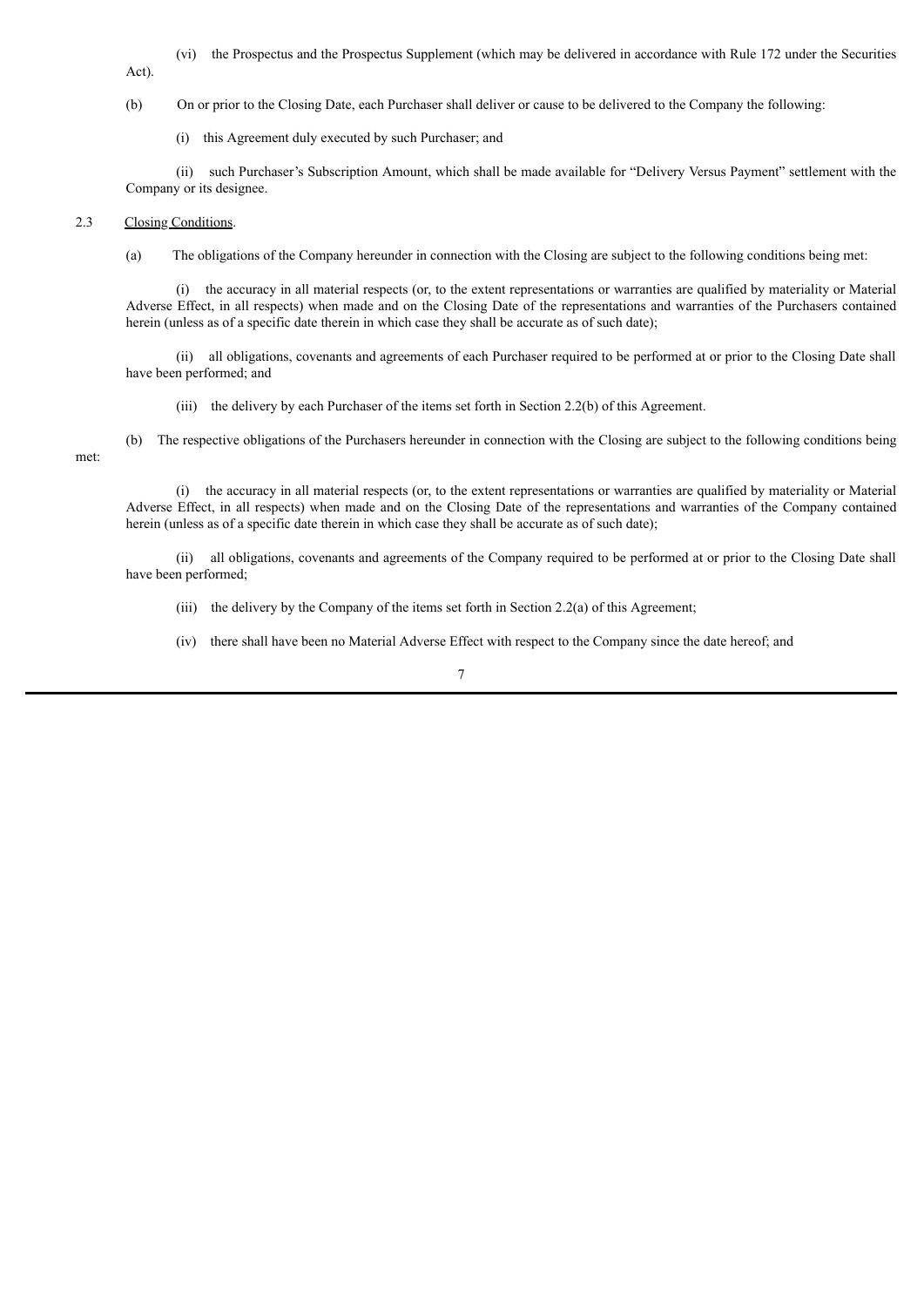(vi) the Prospectus and the Prospectus Supplement (which may be delivered in accordance with Rule 172 under the Securities Act).

(b) On or prior to the Closing Date, each Purchaser shall deliver or cause to be delivered to the Company the following:

(i) this Agreement duly executed by such Purchaser; and

(ii) such Purchaser's Subscription Amount, which shall be made available for "Delivery Versus Payment" settlement with the Company or its designee.

2.3 Closing Conditions.

(a) The obligations of the Company hereunder in connection with the Closing are subject to the following conditions being met:

(i) the accuracy in all material respects (or, to the extent representations or warranties are qualified by materiality or Material Adverse Effect, in all respects) when made and on the Closing Date of the representations and warranties of the Purchasers contained herein (unless as of a specific date therein in which case they shall be accurate as of such date);

(ii) all obligations, covenants and agreements of each Purchaser required to be performed at or prior to the Closing Date shall have been performed; and

(iii) the delivery by each Purchaser of the items set forth in Section 2.2(b) of this Agreement.

(b) The respective obligations of the Purchasers hereunder in connection with the Closing are subject to the following conditions being met:

(i) the accuracy in all material respects (or, to the extent representations or warranties are qualified by materiality or Material Adverse Effect, in all respects) when made and on the Closing Date of the representations and warranties of the Company contained herein (unless as of a specific date therein in which case they shall be accurate as of such date);

(ii) all obligations, covenants and agreements of the Company required to be performed at or prior to the Closing Date shall have been performed;

(iii) the delivery by the Company of the items set forth in Section 2.2(a) of this Agreement;

(iv) there shall have been no Material Adverse Effect with respect to the Company since the date hereof; and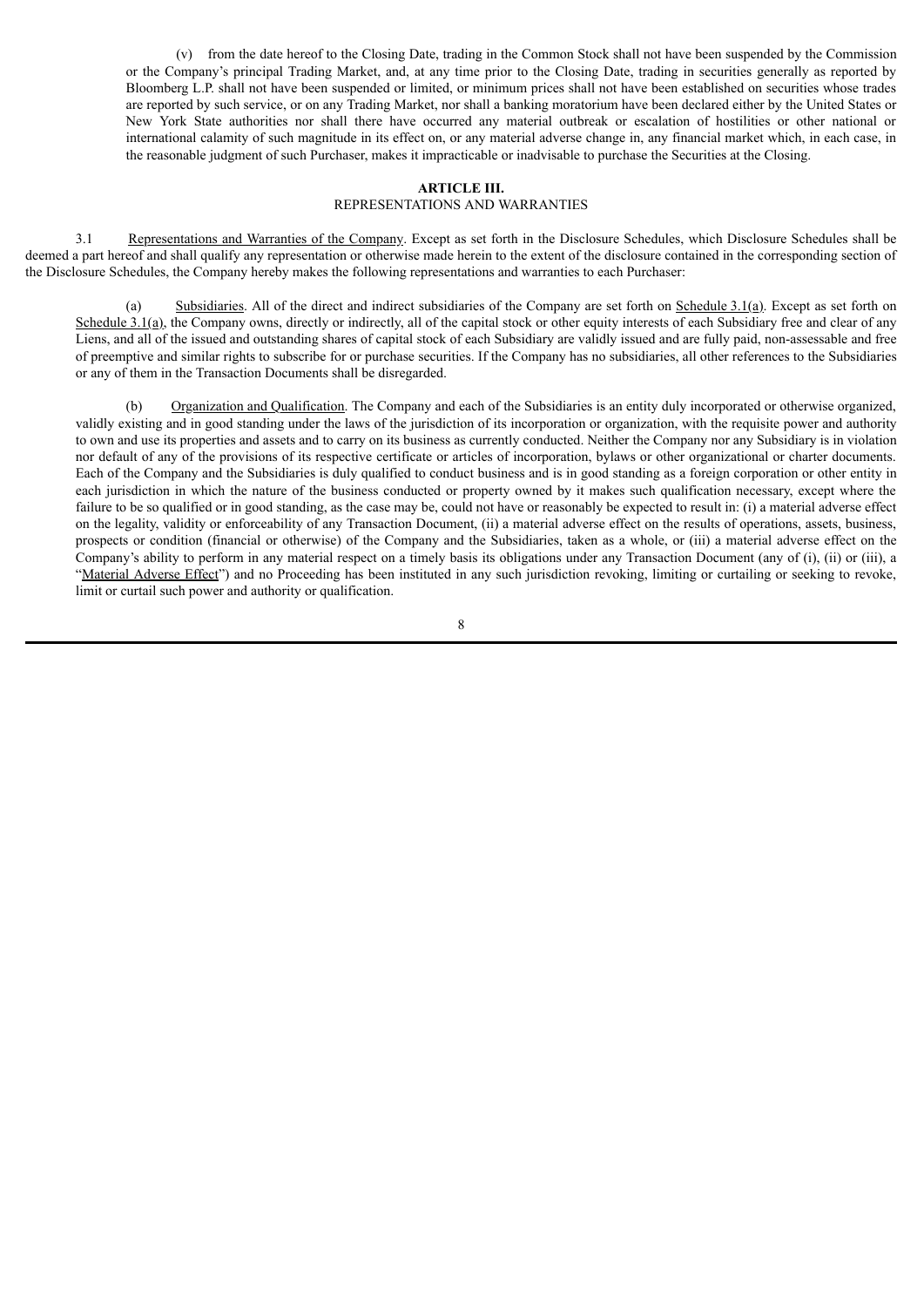(v) from the date hereof to the Closing Date, trading in the Common Stock shall not have been suspended by the Commission or the Company's principal Trading Market, and, at any time prior to the Closing Date, trading in securities generally as reported by Bloomberg L.P. shall not have been suspended or limited, or minimum prices shall not have been established on securities whose trades are reported by such service, or on any Trading Market, nor shall a banking moratorium have been declared either by the United States or New York State authorities nor shall there have occurred any material outbreak or escalation of hostilities or other national or international calamity of such magnitude in its effect on, or any material adverse change in, any financial market which, in each case, in the reasonable judgment of such Purchaser, makes it impracticable or inadvisable to purchase the Securities at the Closing.

## ARTICLE III.
## REPRESENTATIONS AND WARRANTIES

3.1 Representations and Warranties of the Company. Except as set forth in the Disclosure Schedules, which Disclosure Schedules shall be deemed a part hereof and shall qualify any representation or otherwise made herein to the extent of the disclosure contained in the corresponding section of the Disclosure Schedules, the Company hereby makes the following representations and warranties to each Purchaser:

(a) Subsidiaries. All of the direct and indirect subsidiaries of the Company are set forth on Schedule 3.1(a). Except as set forth on Schedule 3.1(a), the Company owns, directly or indirectly, all of the capital stock or other equity interests of each Subsidiary free and clear of any Liens, and all of the issued and outstanding shares of capital stock of each Subsidiary are validly issued and are fully paid, non-assessable and free of preemptive and similar rights to subscribe for or purchase securities. If the Company has no subsidiaries, all other references to the Subsidiaries or any of them in the Transaction Documents shall be disregarded.

(b) Organization and Qualification. The Company and each of the Subsidiaries is an entity duly incorporated or otherwise organized, validly existing and in good standing under the laws of the jurisdiction of its incorporation or organization, with the requisite power and authority to own and use its properties and assets and to carry on its business as currently conducted. Neither the Company nor any Subsidiary is in violation nor default of any of the provisions of its respective certificate or articles of incorporation, bylaws or other organizational or charter documents. Each of the Company and the Subsidiaries is duly qualified to conduct business and is in good standing as a foreign corporation or other entity in each jurisdiction in which the nature of the business conducted or property owned by it makes such qualification necessary, except where the failure to be so qualified or in good standing, as the case may be, could not have or reasonably be expected to result in: (i) a material adverse effect on the legality, validity or enforceability of any Transaction Document, (ii) a material adverse effect on the results of operations, assets, business, prospects or condition (financial or otherwise) of the Company and the Subsidiaries, taken as a whole, or (iii) a material adverse effect on the Company's ability to perform in any material respect on a timely basis its obligations under any Transaction Document (any of (i), (ii) or (iii), a "Material Adverse Effect") and no Proceeding has been instituted in any such jurisdiction revoking, limiting or curtailing or seeking to revoke, limit or curtail such power and authority or qualification.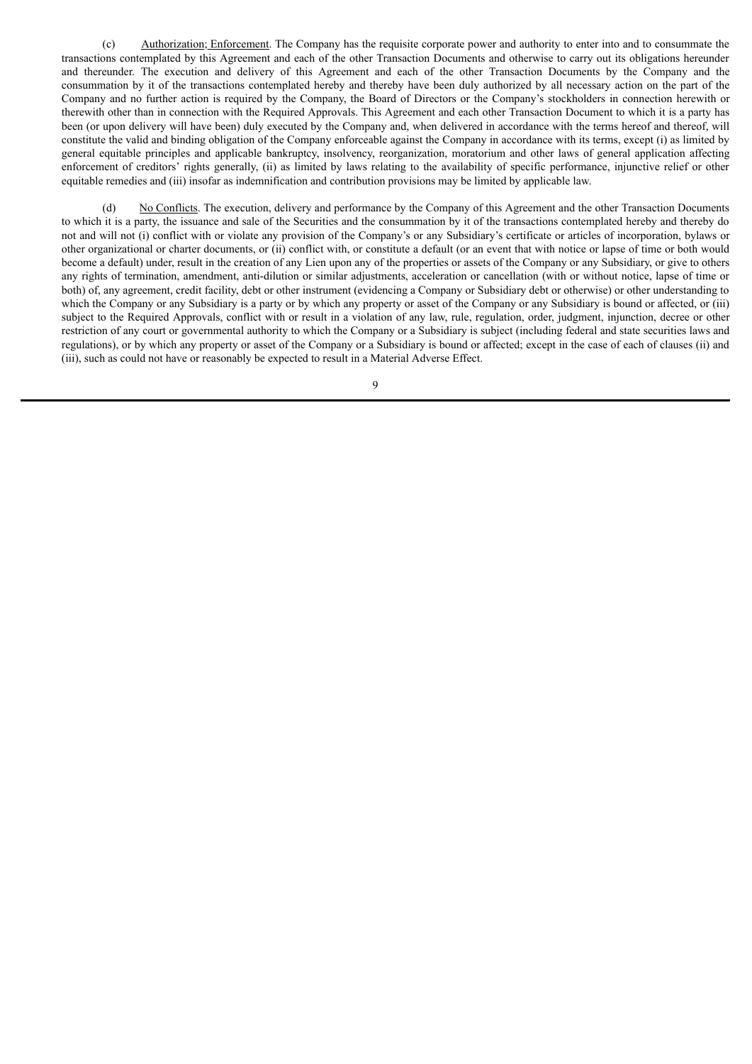(c) Authorization; Enforcement. The Company has the requisite corporate power and authority to enter into and to consummate the transactions contemplated by this Agreement and each of the other Transaction Documents and otherwise to carry out its obligations hereunder and thereunder. The execution and delivery of this Agreement and each of the other Transaction Documents by the Company and the consummation by it of the transactions contemplated hereby and thereby have been duly authorized by all necessary action on the part of the Company and no further action is required by the Company, the Board of Directors or the Company's stockholders in connection herewith or therewith other than in connection with the Required Approvals. This Agreement and each other Transaction Document to which it is a party has been (or upon delivery will have been) duly executed by the Company and, when delivered in accordance with the terms hereof and thereof, will constitute the valid and binding obligation of the Company enforceable against the Company in accordance with its terms, except (i) as limited by general equitable principles and applicable bankruptcy, insolvency, reorganization, moratorium and other laws of general application affecting enforcement of creditors' rights generally, (ii) as limited by laws relating to the availability of specific performance, injunctive relief or other equitable remedies and (iii) insofar as indemnification and contribution provisions may be limited by applicable law.

(d) No Conflicts. The execution, delivery and performance by the Company of this Agreement and the other Transaction Documents to which it is a party, the issuance and sale of the Securities and the consummation by it of the transactions contemplated hereby and thereby do not and will not (i) conflict with or violate any provision of the Company's or any Subsidiary's certificate or articles of incorporation, bylaws or other organizational or charter documents, or (ii) conflict with, or constitute a default (or an event that with notice or lapse of time or both would become a default) under, result in the creation of any Lien upon any of the properties or assets of the Company or any Subsidiary, or give to others any rights of termination, amendment, anti-dilution or similar adjustments, acceleration or cancellation (with or without notice, lapse of time or both) of, any agreement, credit facility, debt or other instrument (evidencing a Company or Subsidiary debt or otherwise) or other understanding to which the Company or any Subsidiary is a party or by which any property or asset of the Company or any Subsidiary is bound or affected, or (iii) subject to the Required Approvals, conflict with or result in a violation of any law, rule, regulation, order, judgment, injunction, decree or other restriction of any court or governmental authority to which the Company or a Subsidiary is subject (including federal and state securities laws and regulations), or by which any property or asset of the Company or a Subsidiary is bound or affected; except in the case of each of clauses (ii) and (iii), such as could not have or reasonably be expected to result in a Material Adverse Effect.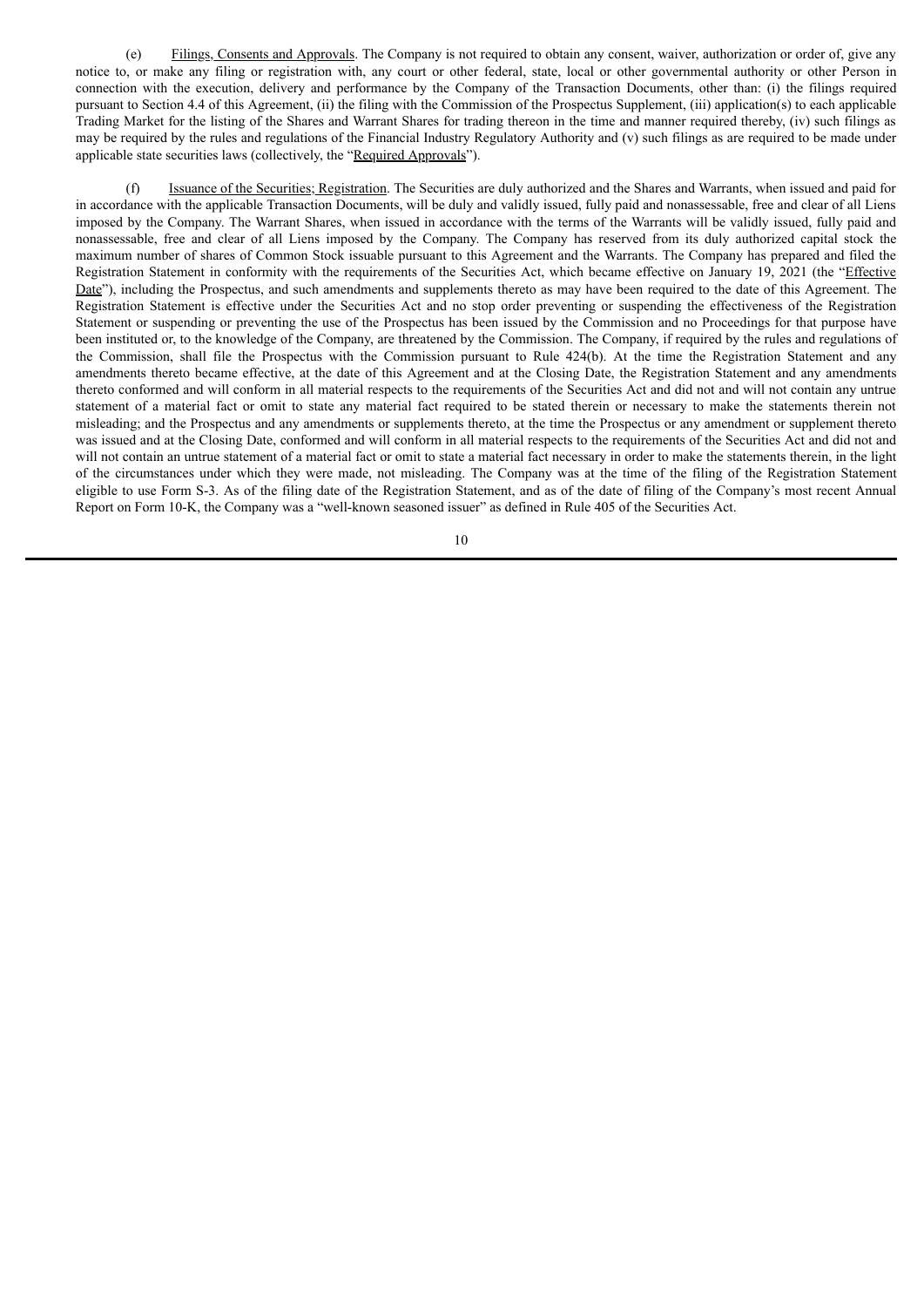(e) Filings, Consents and Approvals. The Company is not required to obtain any consent, waiver, authorization or order of, give any notice to, or make any filing or registration with, any court or other federal, state, local or other governmental authority or other Person in connection with the execution, delivery and performance by the Company of the Transaction Documents, other than: (i) the filings required pursuant to Section 4.4 of this Agreement, (ii) the filing with the Commission of the Prospectus Supplement, (iii) application(s) to each applicable Trading Market for the listing of the Shares and Warrant Shares for trading thereon in the time and manner required thereby, (iv) such filings as may be required by the rules and regulations of the Financial Industry Regulatory Authority and (v) such filings as are required to be made under applicable state securities laws (collectively, the "Required Approvals").

(f) Issuance of the Securities; Registration. The Securities are duly authorized and the Shares and Warrants, when issued and paid for in accordance with the applicable Transaction Documents, will be duly and validly issued, fully paid and nonassessable, free and clear of all Liens imposed by the Company. The Warrant Shares, when issued in accordance with the terms of the Warrants will be validly issued, fully paid and nonassessable, free and clear of all Liens imposed by the Company. The Company has reserved from its duly authorized capital stock the maximum number of shares of Common Stock issuable pursuant to this Agreement and the Warrants. The Company has prepared and filed the Registration Statement in conformity with the requirements of the Securities Act, which became effective on January 19, 2021 (the "Effective Date"), including the Prospectus, and such amendments and supplements thereto as may have been required to the date of this Agreement. The Registration Statement is effective under the Securities Act and no stop order preventing or suspending the effectiveness of the Registration Statement or suspending or preventing the use of the Prospectus has been issued by the Commission and no Proceedings for that purpose have been instituted or, to the knowledge of the Company, are threatened by the Commission. The Company, if required by the rules and regulations of the Commission, shall file the Prospectus with the Commission pursuant to Rule 424(b). At the time the Registration Statement and any amendments thereto became effective, at the date of this Agreement and at the Closing Date, the Registration Statement and any amendments thereto conformed and will conform in all material respects to the requirements of the Securities Act and did not and will not contain any untrue statement of a material fact or omit to state any material fact required to be stated therein or necessary to make the statements therein not misleading; and the Prospectus and any amendments or supplements thereto, at the time the Prospectus or any amendment or supplement thereto was issued and at the Closing Date, conformed and will conform in all material respects to the requirements of the Securities Act and did not and will not contain an untrue statement of a material fact or omit to state a material fact necessary in order to make the statements therein, in the light of the circumstances under which they were made, not misleading. The Company was at the time of the filing of the Registration Statement eligible to use Form S-3. As of the filing date of the Registration Statement, and as of the date of filing of the Company's most recent Annual Report on Form 10-K, the Company was a "well-known seasoned issuer" as defined in Rule 405 of the Securities Act.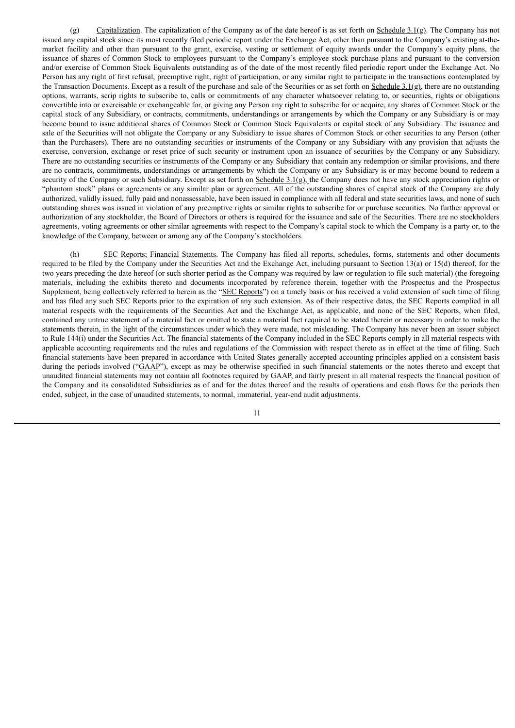(g) Capitalization. The capitalization of the Company as of the date hereof is as set forth on Schedule 3.1(g). The Company has not issued any capital stock since its most recently filed periodic report under the Exchange Act, other than pursuant to the Company's existing at-the-market facility and other than pursuant to the grant, exercise, vesting or settlement of equity awards under the Company's equity plans, the issuance of shares of Common Stock to employees pursuant to the Company's employee stock purchase plans and pursuant to the conversion and/or exercise of Common Stock Equivalents outstanding as of the date of the most recently filed periodic report under the Exchange Act. No Person has any right of first refusal, preemptive right, right of participation, or any similar right to participate in the transactions contemplated by the Transaction Documents. Except as a result of the purchase and sale of the Securities or as set forth on Schedule 3.1(g), there are no outstanding options, warrants, scrip rights to subscribe to, calls or commitments of any character whatsoever relating to, or securities, rights or obligations convertible into or exercisable or exchangeable for, or giving any Person any right to subscribe for or acquire, any shares of Common Stock or the capital stock of any Subsidiary, or contracts, commitments, understandings or arrangements by which the Company or any Subsidiary is or may become bound to issue additional shares of Common Stock or Common Stock Equivalents or capital stock of any Subsidiary. The issuance and sale of the Securities will not obligate the Company or any Subsidiary to issue shares of Common Stock or other securities to any Person (other than the Purchasers). There are no outstanding securities or instruments of the Company or any Subsidiary with any provision that adjusts the exercise, conversion, exchange or reset price of such security or instrument upon an issuance of securities by the Company or any Subsidiary. There are no outstanding securities or instruments of the Company or any Subsidiary that contain any redemption or similar provisions, and there are no contracts, commitments, understandings or arrangements by which the Company or any Subsidiary is or may become bound to redeem a security of the Company or such Subsidiary. Except as set forth on Schedule 3.1(g), the Company does not have any stock appreciation rights or "phantom stock" plans or agreements or any similar plan or agreement. All of the outstanding shares of capital stock of the Company are duly authorized, validly issued, fully paid and nonassessable, have been issued in compliance with all federal and state securities laws, and none of such outstanding shares was issued in violation of any preemptive rights or similar rights to subscribe for or purchase securities. No further approval or authorization of any stockholder, the Board of Directors or others is required for the issuance and sale of the Securities. There are no stockholders agreements, voting agreements or other similar agreements with respect to the Company's capital stock to which the Company is a party or, to the knowledge of the Company, between or among any of the Company's stockholders.

(h) SEC Reports; Financial Statements. The Company has filed all reports, schedules, forms, statements and other documents required to be filed by the Company under the Securities Act and the Exchange Act, including pursuant to Section 13(a) or 15(d) thereof, for the two years preceding the date hereof (or such shorter period as the Company was required by law or regulation to file such material) (the foregoing materials, including the exhibits thereto and documents incorporated by reference therein, together with the Prospectus and the Prospectus Supplement, being collectively referred to herein as the "SEC Reports") on a timely basis or has received a valid extension of such time of filing and has filed any such SEC Reports prior to the expiration of any such extension. As of their respective dates, the SEC Reports complied in all material respects with the requirements of the Securities Act and the Exchange Act, as applicable, and none of the SEC Reports, when filed, contained any untrue statement of a material fact or omitted to state a material fact required to be stated therein or necessary in order to make the statements therein, in the light of the circumstances under which they were made, not misleading. The Company has never been an issuer subject to Rule 144(i) under the Securities Act. The financial statements of the Company included in the SEC Reports comply in all material respects with applicable accounting requirements and the rules and regulations of the Commission with respect thereto as in effect at the time of filing. Such financial statements have been prepared in accordance with United States generally accepted accounting principles applied on a consistent basis during the periods involved ("GAAP"), except as may be otherwise specified in such financial statements or the notes thereto and except that unaudited financial statements may not contain all footnotes required by GAAP, and fairly present in all material respects the financial position of the Company and its consolidated Subsidiaries as of and for the dates thereof and the results of operations and cash flows for the periods then ended, subject, in the case of unaudited statements, to normal, immaterial, year-end audit adjustments.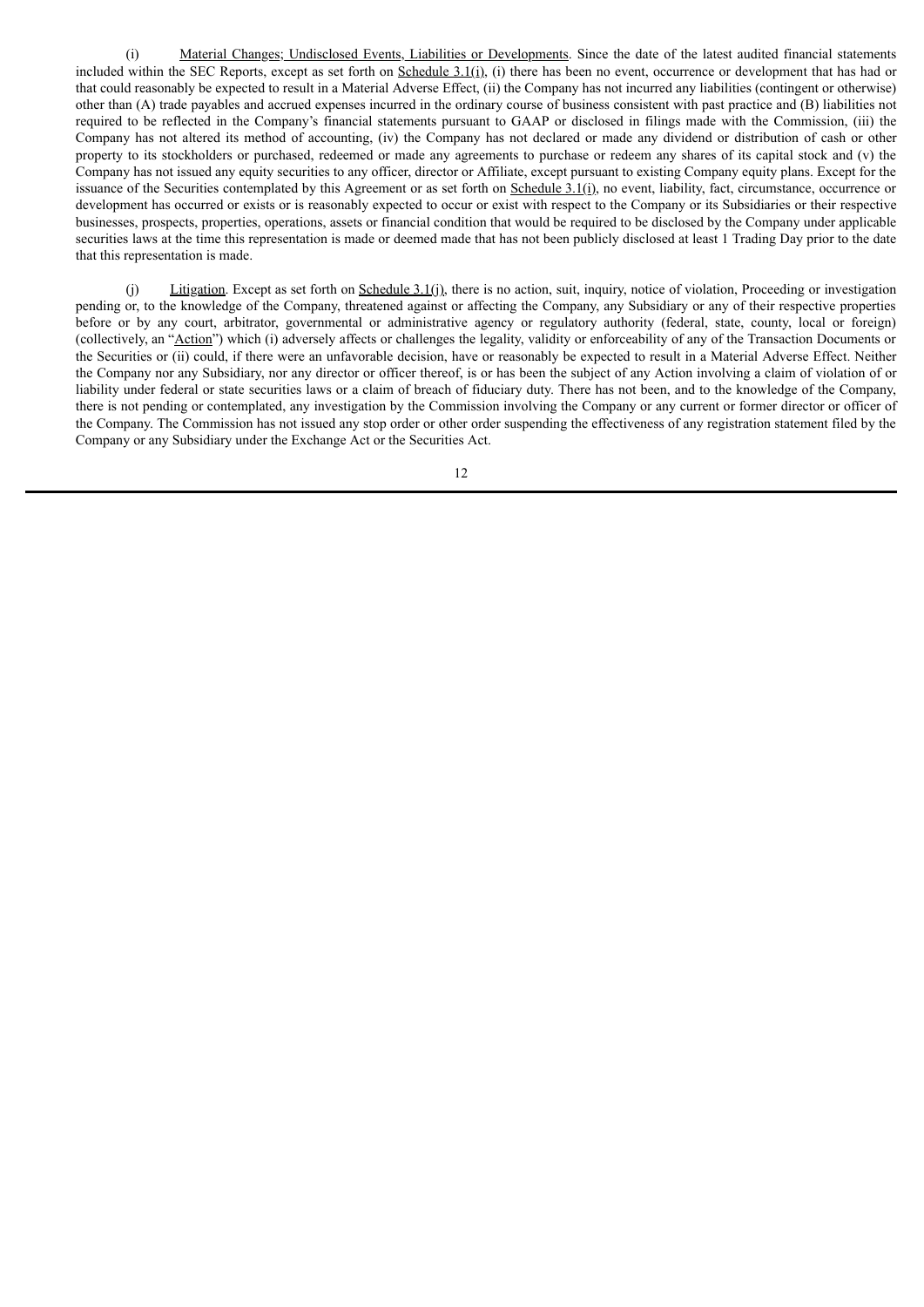(i) Material Changes; Undisclosed Events, Liabilities or Developments. Since the date of the latest audited financial statements included within the SEC Reports, except as set forth on Schedule 3.1(i), (i) there has been no event, occurrence or development that has had or that could reasonably be expected to result in a Material Adverse Effect, (ii) the Company has not incurred any liabilities (contingent or otherwise) other than (A) trade payables and accrued expenses incurred in the ordinary course of business consistent with past practice and (B) liabilities not required to be reflected in the Company's financial statements pursuant to GAAP or disclosed in filings made with the Commission, (iii) the Company has not altered its method of accounting, (iv) the Company has not declared or made any dividend or distribution of cash or other property to its stockholders or purchased, redeemed or made any agreements to purchase or redeem any shares of its capital stock and (v) the Company has not issued any equity securities to any officer, director or Affiliate, except pursuant to existing Company equity plans. Except for the issuance of the Securities contemplated by this Agreement or as set forth on Schedule 3.1(i), no event, liability, fact, circumstance, occurrence or development has occurred or exists or is reasonably expected to occur or exist with respect to the Company or its Subsidiaries or their respective businesses, prospects, properties, operations, assets or financial condition that would be required to be disclosed by the Company under applicable securities laws at the time this representation is made or deemed made that has not been publicly disclosed at least 1 Trading Day prior to the date that this representation is made.

(j) Litigation. Except as set forth on Schedule 3.1(j), there is no action, suit, inquiry, notice of violation, Proceeding or investigation pending or, to the knowledge of the Company, threatened against or affecting the Company, any Subsidiary or any of their respective properties before or by any court, arbitrator, governmental or administrative agency or regulatory authority (federal, state, county, local or foreign) (collectively, an "Action") which (i) adversely affects or challenges the legality, validity or enforceability of any of the Transaction Documents or the Securities or (ii) could, if there were an unfavorable decision, have or reasonably be expected to result in a Material Adverse Effect. Neither the Company nor any Subsidiary, nor any director or officer thereof, is or has been the subject of any Action involving a claim of violation of or liability under federal or state securities laws or a claim of breach of fiduciary duty. There has not been, and to the knowledge of the Company, there is not pending or contemplated, any investigation by the Commission involving the Company or any current or former director or officer of the Company. The Commission has not issued any stop order or other order suspending the effectiveness of any registration statement filed by the Company or any Subsidiary under the Exchange Act or the Securities Act.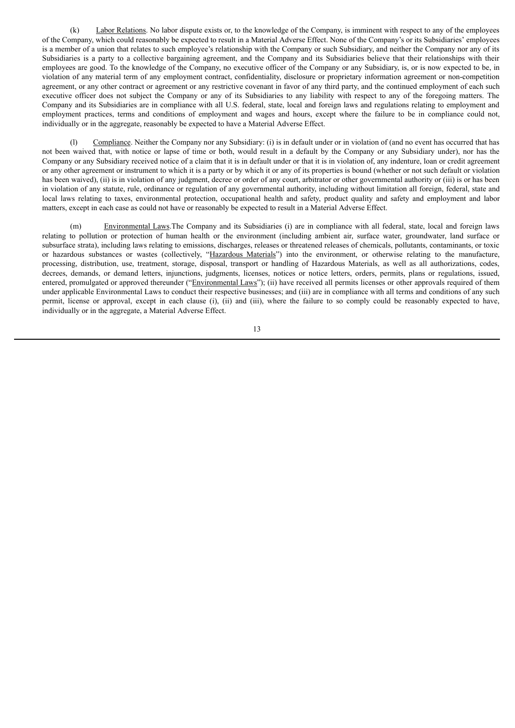(k) Labor Relations. No labor dispute exists or, to the knowledge of the Company, is imminent with respect to any of the employees of the Company, which could reasonably be expected to result in a Material Adverse Effect. None of the Company's or its Subsidiaries' employees is a member of a union that relates to such employee's relationship with the Company or such Subsidiary, and neither the Company nor any of its Subsidiaries is a party to a collective bargaining agreement, and the Company and its Subsidiaries believe that their relationships with their employees are good. To the knowledge of the Company, no executive officer of the Company or any Subsidiary, is, or is now expected to be, in violation of any material term of any employment contract, confidentiality, disclosure or proprietary information agreement or non-competition agreement, or any other contract or agreement or any restrictive covenant in favor of any third party, and the continued employment of each such executive officer does not subject the Company or any of its Subsidiaries to any liability with respect to any of the foregoing matters. The Company and its Subsidiaries are in compliance with all U.S. federal, state, local and foreign laws and regulations relating to employment and employment practices, terms and conditions of employment and wages and hours, except where the failure to be in compliance could not, individually or in the aggregate, reasonably be expected to have a Material Adverse Effect.

(l) Compliance. Neither the Company nor any Subsidiary: (i) is in default under or in violation of (and no event has occurred that has not been waived that, with notice or lapse of time or both, would result in a default by the Company or any Subsidiary under), nor has the Company or any Subsidiary received notice of a claim that it is in default under or that it is in violation of, any indenture, loan or credit agreement or any other agreement or instrument to which it is a party or by which it or any of its properties is bound (whether or not such default or violation has been waived), (ii) is in violation of any judgment, decree or order of any court, arbitrator or other governmental authority or (iii) is or has been in violation of any statute, rule, ordinance or regulation of any governmental authority, including without limitation all foreign, federal, state and local laws relating to taxes, environmental protection, occupational health and safety, product quality and safety and employment and labor matters, except in each case as could not have or reasonably be expected to result in a Material Adverse Effect.

(m) Environmental Laws.The Company and its Subsidiaries (i) are in compliance with all federal, state, local and foreign laws relating to pollution or protection of human health or the environment (including ambient air, surface water, groundwater, land surface or subsurface strata), including laws relating to emissions, discharges, releases or threatened releases of chemicals, pollutants, contaminants, or toxic or hazardous substances or wastes (collectively, "Hazardous Materials") into the environment, or otherwise relating to the manufacture, processing, distribution, use, treatment, storage, disposal, transport or handling of Hazardous Materials, as well as all authorizations, codes, decrees, demands, or demand letters, injunctions, judgments, licenses, notices or notice letters, orders, permits, plans or regulations, issued, entered, promulgated or approved thereunder ("Environmental Laws"); (ii) have received all permits licenses or other approvals required of them under applicable Environmental Laws to conduct their respective businesses; and (iii) are in compliance with all terms and conditions of any such permit, license or approval, except in each clause (i), (ii) and (iii), where the failure to so comply could be reasonably expected to have, individually or in the aggregate, a Material Adverse Effect.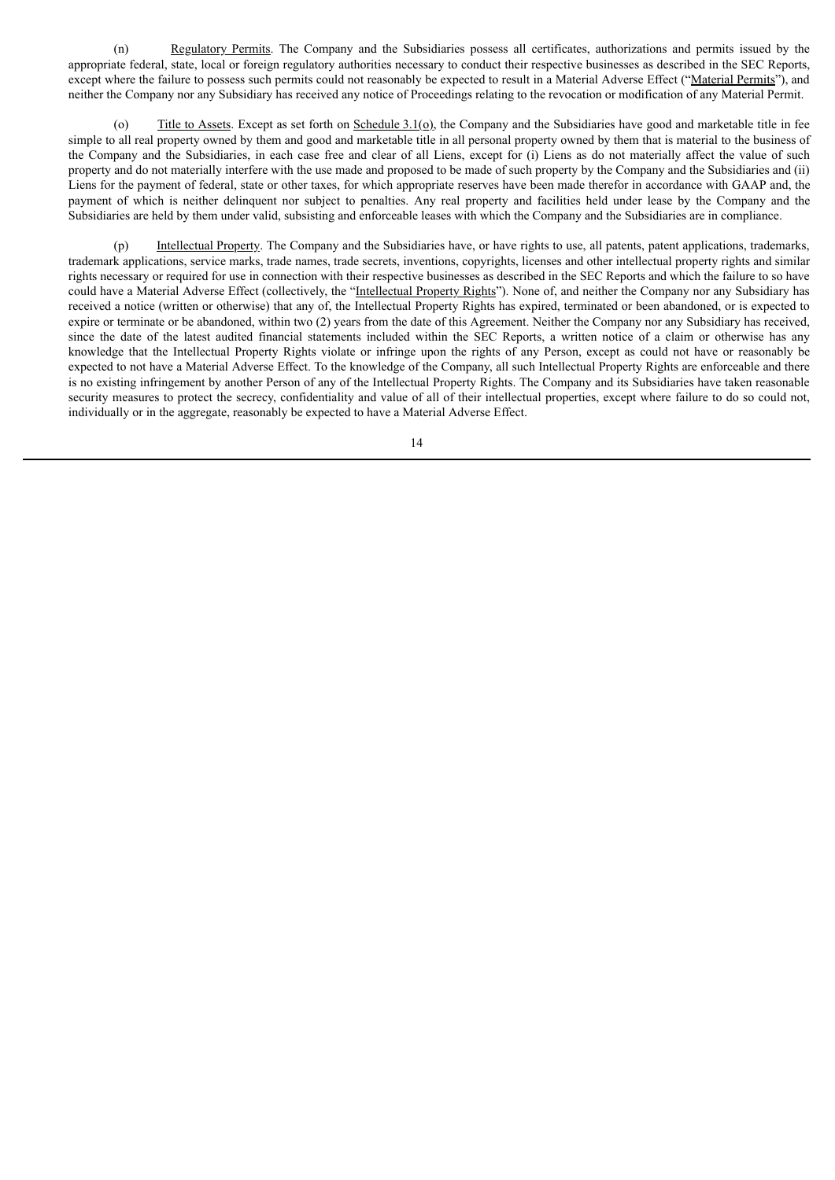(n) Regulatory Permits. The Company and the Subsidiaries possess all certificates, authorizations and permits issued by the appropriate federal, state, local or foreign regulatory authorities necessary to conduct their respective businesses as described in the SEC Reports, except where the failure to possess such permits could not reasonably be expected to result in a Material Adverse Effect ("Material Permits"), and neither the Company nor any Subsidiary has received any notice of Proceedings relating to the revocation or modification of any Material Permit.

(o) Title to Assets. Except as set forth on Schedule 3.1(o), the Company and the Subsidiaries have good and marketable title in fee simple to all real property owned by them and good and marketable title in all personal property owned by them that is material to the business of the Company and the Subsidiaries, in each case free and clear of all Liens, except for (i) Liens as do not materially affect the value of such property and do not materially interfere with the use made and proposed to be made of such property by the Company and the Subsidiaries and (ii) Liens for the payment of federal, state or other taxes, for which appropriate reserves have been made therefor in accordance with GAAP and, the payment of which is neither delinquent nor subject to penalties. Any real property and facilities held under lease by the Company and the Subsidiaries are held by them under valid, subsisting and enforceable leases with which the Company and the Subsidiaries are in compliance.

(p) Intellectual Property. The Company and the Subsidiaries have, or have rights to use, all patents, patent applications, trademarks, trademark applications, service marks, trade names, trade secrets, inventions, copyrights, licenses and other intellectual property rights and similar rights necessary or required for use in connection with their respective businesses as described in the SEC Reports and which the failure to so have could have a Material Adverse Effect (collectively, the "Intellectual Property Rights"). None of, and neither the Company nor any Subsidiary has received a notice (written or otherwise) that any of, the Intellectual Property Rights has expired, terminated or been abandoned, or is expected to expire or terminate or be abandoned, within two (2) years from the date of this Agreement. Neither the Company nor any Subsidiary has received, since the date of the latest audited financial statements included within the SEC Reports, a written notice of a claim or otherwise has any knowledge that the Intellectual Property Rights violate or infringe upon the rights of any Person, except as could not have or reasonably be expected to not have a Material Adverse Effect. To the knowledge of the Company, all such Intellectual Property Rights are enforceable and there is no existing infringement by another Person of any of the Intellectual Property Rights. The Company and its Subsidiaries have taken reasonable security measures to protect the secrecy, confidentiality and value of all of their intellectual properties, except where failure to do so could not, individually or in the aggregate, reasonably be expected to have a Material Adverse Effect.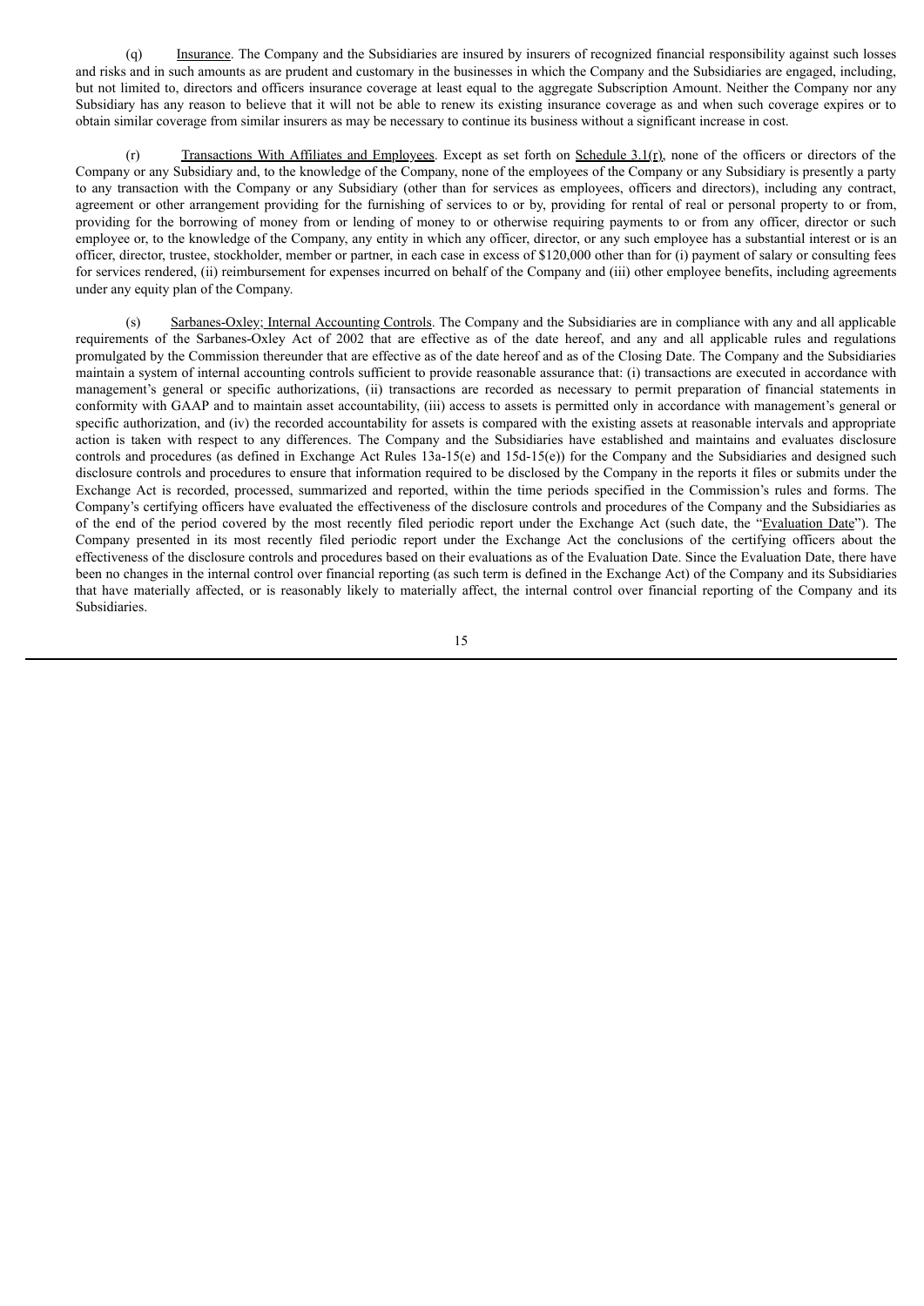(q) Insurance. The Company and the Subsidiaries are insured by insurers of recognized financial responsibility against such losses and risks and in such amounts as are prudent and customary in the businesses in which the Company and the Subsidiaries are engaged, including, but not limited to, directors and officers insurance coverage at least equal to the aggregate Subscription Amount. Neither the Company nor any Subsidiary has any reason to believe that it will not be able to renew its existing insurance coverage as and when such coverage expires or to obtain similar coverage from similar insurers as may be necessary to continue its business without a significant increase in cost.

(r) Transactions With Affiliates and Employees. Except as set forth on Schedule 3.1(r), none of the officers or directors of the Company or any Subsidiary and, to the knowledge of the Company, none of the employees of the Company or any Subsidiary is presently a party to any transaction with the Company or any Subsidiary (other than for services as employees, officers and directors), including any contract, agreement or other arrangement providing for the furnishing of services to or by, providing for rental of real or personal property to or from, providing for the borrowing of money from or lending of money to or otherwise requiring payments to or from any officer, director or such employee or, to the knowledge of the Company, any entity in which any officer, director, or any such employee has a substantial interest or is an officer, director, trustee, stockholder, member or partner, in each case in excess of $120,000 other than for (i) payment of salary or consulting fees for services rendered, (ii) reimbursement for expenses incurred on behalf of the Company and (iii) other employee benefits, including agreements under any equity plan of the Company.

(s) Sarbanes-Oxley; Internal Accounting Controls. The Company and the Subsidiaries are in compliance with any and all applicable requirements of the Sarbanes-Oxley Act of 2002 that are effective as of the date hereof, and any and all applicable rules and regulations promulgated by the Commission thereunder that are effective as of the date hereof and as of the Closing Date. The Company and the Subsidiaries maintain a system of internal accounting controls sufficient to provide reasonable assurance that: (i) transactions are executed in accordance with management's general or specific authorizations, (ii) transactions are recorded as necessary to permit preparation of financial statements in conformity with GAAP and to maintain asset accountability, (iii) access to assets is permitted only in accordance with management's general or specific authorization, and (iv) the recorded accountability for assets is compared with the existing assets at reasonable intervals and appropriate action is taken with respect to any differences. The Company and the Subsidiaries have established and maintains and evaluates disclosure controls and procedures (as defined in Exchange Act Rules 13a-15(e) and 15d-15(e)) for the Company and the Subsidiaries and designed such disclosure controls and procedures to ensure that information required to be disclosed by the Company in the reports it files or submits under the Exchange Act is recorded, processed, summarized and reported, within the time periods specified in the Commission's rules and forms. The Company's certifying officers have evaluated the effectiveness of the disclosure controls and procedures of the Company and the Subsidiaries as of the end of the period covered by the most recently filed periodic report under the Exchange Act (such date, the "Evaluation Date"). The Company presented in its most recently filed periodic report under the Exchange Act the conclusions of the certifying officers about the effectiveness of the disclosure controls and procedures based on their evaluations as of the Evaluation Date. Since the Evaluation Date, there have been no changes in the internal control over financial reporting (as such term is defined in the Exchange Act) of the Company and its Subsidiaries that have materially affected, or is reasonably likely to materially affect, the internal control over financial reporting of the Company and its Subsidiaries.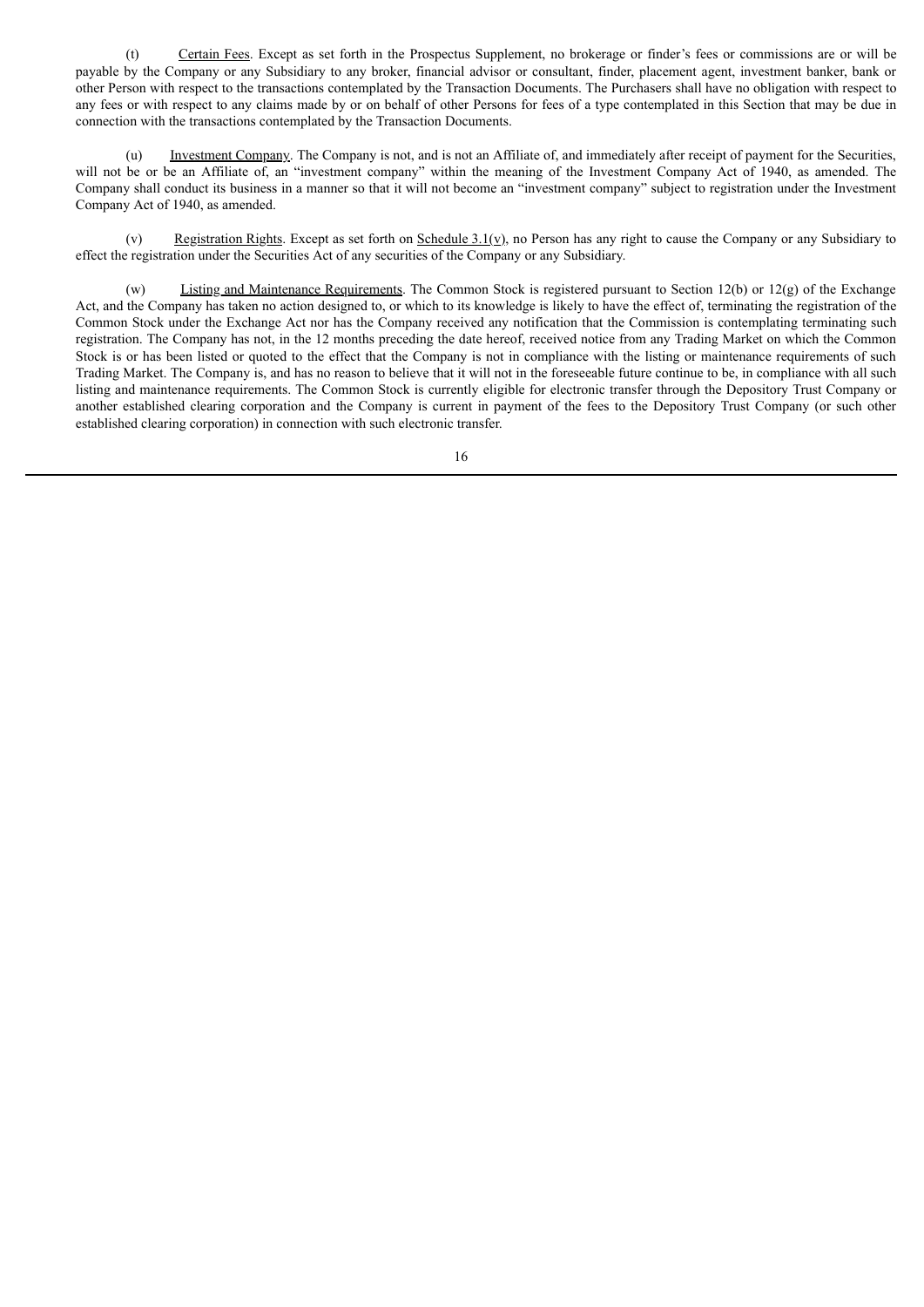(t) Certain Fees. Except as set forth in the Prospectus Supplement, no brokerage or finder's fees or commissions are or will be payable by the Company or any Subsidiary to any broker, financial advisor or consultant, finder, placement agent, investment banker, bank or other Person with respect to the transactions contemplated by the Transaction Documents. The Purchasers shall have no obligation with respect to any fees or with respect to any claims made by or on behalf of other Persons for fees of a type contemplated in this Section that may be due in connection with the transactions contemplated by the Transaction Documents.

(u) Investment Company. The Company is not, and is not an Affiliate of, and immediately after receipt of payment for the Securities, will not be or be an Affiliate of, an "investment company" within the meaning of the Investment Company Act of 1940, as amended. The Company shall conduct its business in a manner so that it will not become an "investment company" subject to registration under the Investment Company Act of 1940, as amended.

(v) Registration Rights. Except as set forth on Schedule 3.1(v), no Person has any right to cause the Company or any Subsidiary to effect the registration under the Securities Act of any securities of the Company or any Subsidiary.

(w) Listing and Maintenance Requirements. The Common Stock is registered pursuant to Section 12(b) or 12(g) of the Exchange Act, and the Company has taken no action designed to, or which to its knowledge is likely to have the effect of, terminating the registration of the Common Stock under the Exchange Act nor has the Company received any notification that the Commission is contemplating terminating such registration. The Company has not, in the 12 months preceding the date hereof, received notice from any Trading Market on which the Common Stock is or has been listed or quoted to the effect that the Company is not in compliance with the listing or maintenance requirements of such Trading Market. The Company is, and has no reason to believe that it will not in the foreseeable future continue to be, in compliance with all such listing and maintenance requirements. The Common Stock is currently eligible for electronic transfer through the Depository Trust Company or another established clearing corporation and the Company is current in payment of the fees to the Depository Trust Company (or such other established clearing corporation) in connection with such electronic transfer.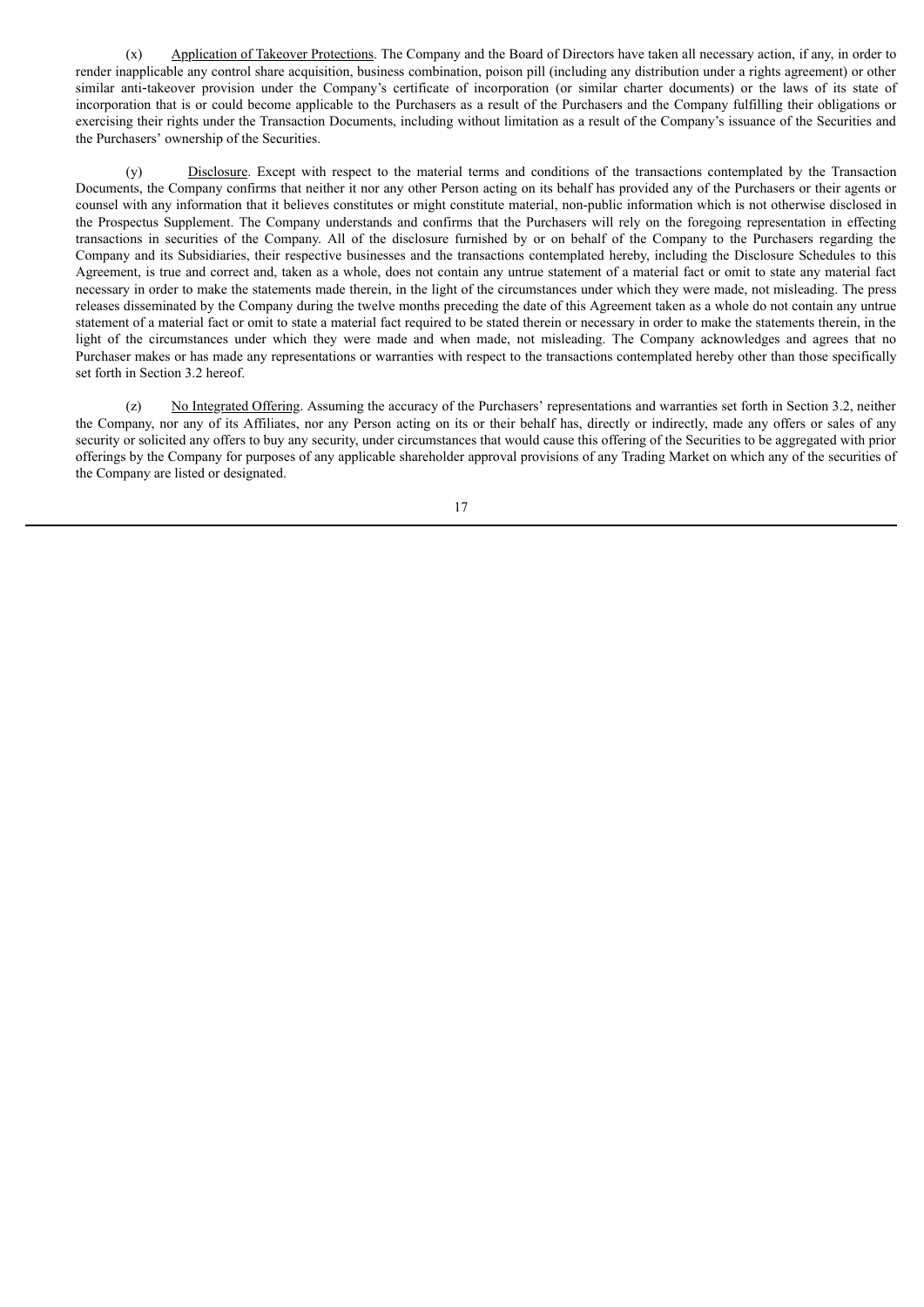(x) Application of Takeover Protections. The Company and the Board of Directors have taken all necessary action, if any, in order to render inapplicable any control share acquisition, business combination, poison pill (including any distribution under a rights agreement) or other similar anti-takeover provision under the Company's certificate of incorporation (or similar charter documents) or the laws of its state of incorporation that is or could become applicable to the Purchasers as a result of the Purchasers and the Company fulfilling their obligations or exercising their rights under the Transaction Documents, including without limitation as a result of the Company's issuance of the Securities and the Purchasers' ownership of the Securities.

(y) Disclosure. Except with respect to the material terms and conditions of the transactions contemplated by the Transaction Documents, the Company confirms that neither it nor any other Person acting on its behalf has provided any of the Purchasers or their agents or counsel with any information that it believes constitutes or might constitute material, non-public information which is not otherwise disclosed in the Prospectus Supplement. The Company understands and confirms that the Purchasers will rely on the foregoing representation in effecting transactions in securities of the Company. All of the disclosure furnished by or on behalf of the Company to the Purchasers regarding the Company and its Subsidiaries, their respective businesses and the transactions contemplated hereby, including the Disclosure Schedules to this Agreement, is true and correct and, taken as a whole, does not contain any untrue statement of a material fact or omit to state any material fact necessary in order to make the statements made therein, in the light of the circumstances under which they were made, not misleading. The press releases disseminated by the Company during the twelve months preceding the date of this Agreement taken as a whole do not contain any untrue statement of a material fact or omit to state a material fact required to be stated therein or necessary in order to make the statements therein, in the light of the circumstances under which they were made and when made, not misleading. The Company acknowledges and agrees that no Purchaser makes or has made any representations or warranties with respect to the transactions contemplated hereby other than those specifically set forth in Section 3.2 hereof.

(z) No Integrated Offering. Assuming the accuracy of the Purchasers' representations and warranties set forth in Section 3.2, neither the Company, nor any of its Affiliates, nor any Person acting on its or their behalf has, directly or indirectly, made any offers or sales of any security or solicited any offers to buy any security, under circumstances that would cause this offering of the Securities to be aggregated with prior offerings by the Company for purposes of any applicable shareholder approval provisions of any Trading Market on which any of the securities of the Company are listed or designated.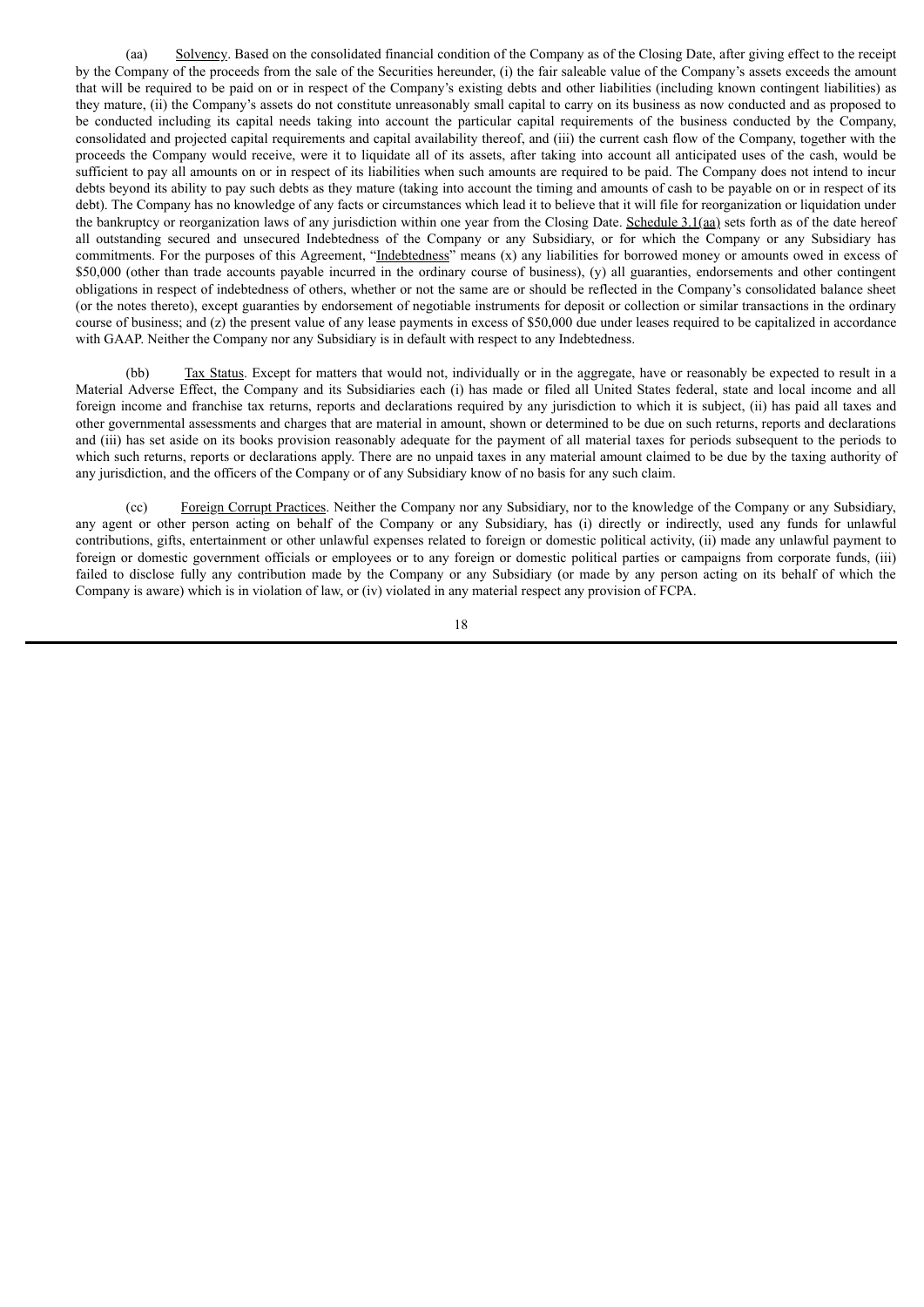(aa) Solvency. Based on the consolidated financial condition of the Company as of the Closing Date, after giving effect to the receipt by the Company of the proceeds from the sale of the Securities hereunder, (i) the fair saleable value of the Company's assets exceeds the amount that will be required to be paid on or in respect of the Company's existing debts and other liabilities (including known contingent liabilities) as they mature, (ii) the Company's assets do not constitute unreasonably small capital to carry on its business as now conducted and as proposed to be conducted including its capital needs taking into account the particular capital requirements of the business conducted by the Company, consolidated and projected capital requirements and capital availability thereof, and (iii) the current cash flow of the Company, together with the proceeds the Company would receive, were it to liquidate all of its assets, after taking into account all anticipated uses of the cash, would be sufficient to pay all amounts on or in respect of its liabilities when such amounts are required to be paid. The Company does not intend to incur debts beyond its ability to pay such debts as they mature (taking into account the timing and amounts of cash to be payable on or in respect of its debt). The Company has no knowledge of any facts or circumstances which lead it to believe that it will file for reorganization or liquidation under the bankruptcy or reorganization laws of any jurisdiction within one year from the Closing Date. Schedule 3.1(aa) sets forth as of the date hereof all outstanding secured and unsecured Indebtedness of the Company or any Subsidiary, or for which the Company or any Subsidiary has commitments. For the purposes of this Agreement, "Indebtedness" means (x) any liabilities for borrowed money or amounts owed in excess of $50,000 (other than trade accounts payable incurred in the ordinary course of business), (y) all guaranties, endorsements and other contingent obligations in respect of indebtedness of others, whether or not the same are or should be reflected in the Company's consolidated balance sheet (or the notes thereto), except guaranties by endorsement of negotiable instruments for deposit or collection or similar transactions in the ordinary course of business; and (z) the present value of any lease payments in excess of $50,000 due under leases required to be capitalized in accordance with GAAP. Neither the Company nor any Subsidiary is in default with respect to any Indebtedness.

(bb) Tax Status. Except for matters that would not, individually or in the aggregate, have or reasonably be expected to result in a Material Adverse Effect, the Company and its Subsidiaries each (i) has made or filed all United States federal, state and local income and all foreign income and franchise tax returns, reports and declarations required by any jurisdiction to which it is subject, (ii) has paid all taxes and other governmental assessments and charges that are material in amount, shown or determined to be due on such returns, reports and declarations and (iii) has set aside on its books provision reasonably adequate for the payment of all material taxes for periods subsequent to the periods to which such returns, reports or declarations apply. There are no unpaid taxes in any material amount claimed to be due by the taxing authority of any jurisdiction, and the officers of the Company or of any Subsidiary know of no basis for any such claim.

(cc) Foreign Corrupt Practices. Neither the Company nor any Subsidiary, nor to the knowledge of the Company or any Subsidiary, any agent or other person acting on behalf of the Company or any Subsidiary, has (i) directly or indirectly, used any funds for unlawful contributions, gifts, entertainment or other unlawful expenses related to foreign or domestic political activity, (ii) made any unlawful payment to foreign or domestic government officials or employees or to any foreign or domestic political parties or campaigns from corporate funds, (iii) failed to disclose fully any contribution made by the Company or any Subsidiary (or made by any person acting on its behalf of which the Company is aware) which is in violation of law, or (iv) violated in any material respect any provision of FCPA.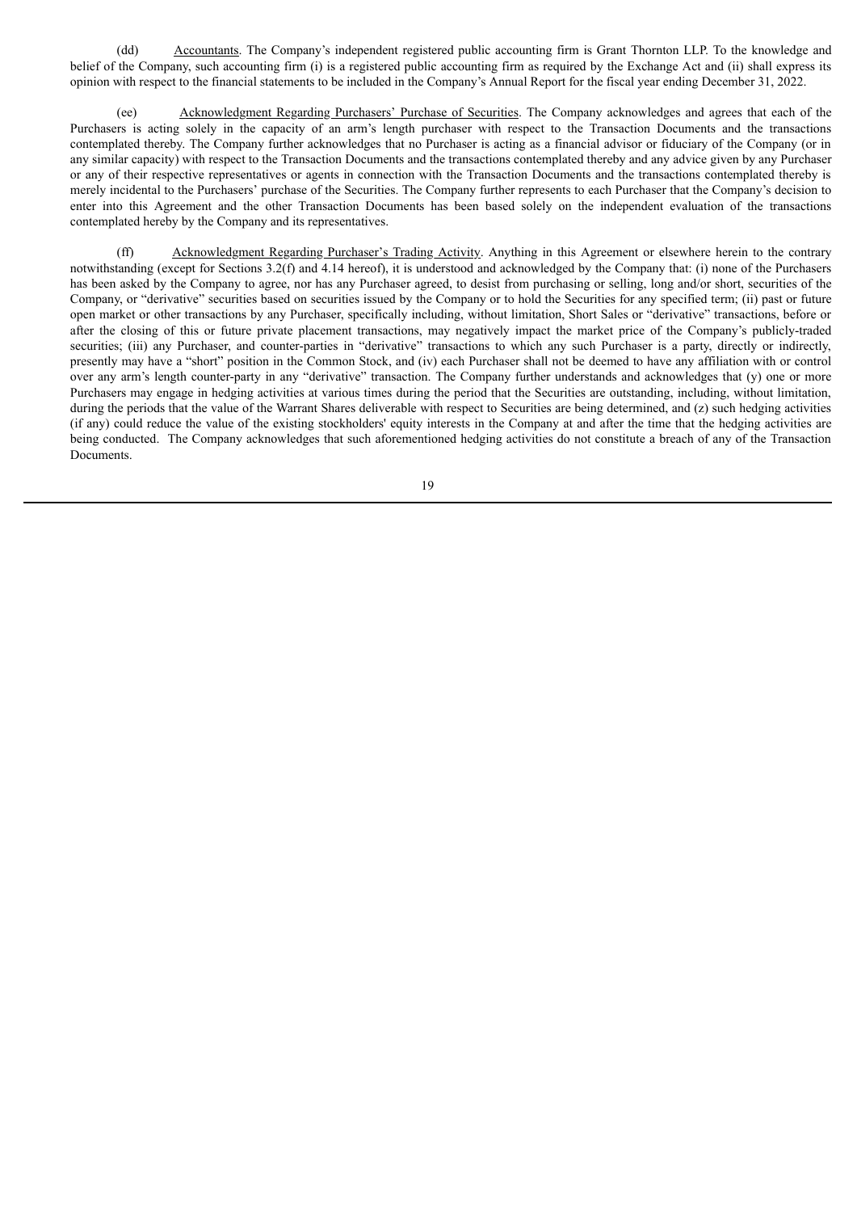(dd) Accountants. The Company's independent registered public accounting firm is Grant Thornton LLP. To the knowledge and belief of the Company, such accounting firm (i) is a registered public accounting firm as required by the Exchange Act and (ii) shall express its opinion with respect to the financial statements to be included in the Company's Annual Report for the fiscal year ending December 31, 2022.

(ee) Acknowledgment Regarding Purchasers' Purchase of Securities. The Company acknowledges and agrees that each of the Purchasers is acting solely in the capacity of an arm's length purchaser with respect to the Transaction Documents and the transactions contemplated thereby. The Company further acknowledges that no Purchaser is acting as a financial advisor or fiduciary of the Company (or in any similar capacity) with respect to the Transaction Documents and the transactions contemplated thereby and any advice given by any Purchaser or any of their respective representatives or agents in connection with the Transaction Documents and the transactions contemplated thereby is merely incidental to the Purchasers' purchase of the Securities. The Company further represents to each Purchaser that the Company's decision to enter into this Agreement and the other Transaction Documents has been based solely on the independent evaluation of the transactions contemplated hereby by the Company and its representatives.

(ff) Acknowledgment Regarding Purchaser's Trading Activity. Anything in this Agreement or elsewhere herein to the contrary notwithstanding (except for Sections 3.2(f) and 4.14 hereof), it is understood and acknowledged by the Company that: (i) none of the Purchasers has been asked by the Company to agree, nor has any Purchaser agreed, to desist from purchasing or selling, long and/or short, securities of the Company, or "derivative" securities based on securities issued by the Company or to hold the Securities for any specified term; (ii) past or future open market or other transactions by any Purchaser, specifically including, without limitation, Short Sales or "derivative" transactions, before or after the closing of this or future private placement transactions, may negatively impact the market price of the Company's publicly-traded securities; (iii) any Purchaser, and counter-parties in "derivative" transactions to which any such Purchaser is a party, directly or indirectly, presently may have a "short" position in the Common Stock, and (iv) each Purchaser shall not be deemed to have any affiliation with or control over any arm's length counter-party in any "derivative" transaction. The Company further understands and acknowledges that (y) one or more Purchasers may engage in hedging activities at various times during the period that the Securities are outstanding, including, without limitation, during the periods that the value of the Warrant Shares deliverable with respect to Securities are being determined, and (z) such hedging activities (if any) could reduce the value of the existing stockholders' equity interests in the Company at and after the time that the hedging activities are being conducted. The Company acknowledges that such aforementioned hedging activities do not constitute a breach of any of the Transaction Documents.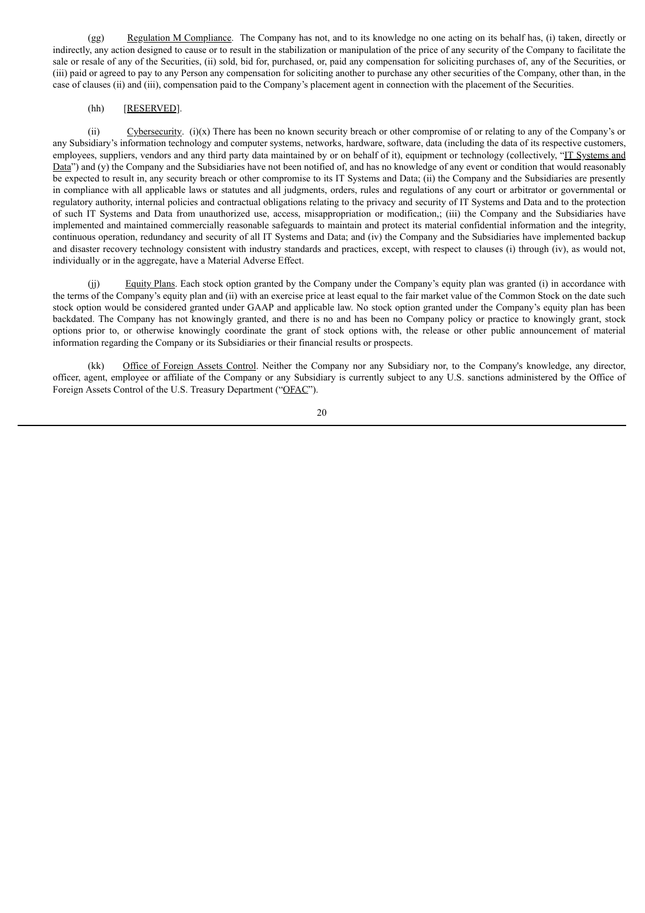(gg) Regulation M Compliance. The Company has not, and to its knowledge no one acting on its behalf has, (i) taken, directly or indirectly, any action designed to cause or to result in the stabilization or manipulation of the price of any security of the Company to facilitate the sale or resale of any of the Securities, (ii) sold, bid for, purchased, or, paid any compensation for soliciting purchases of, any of the Securities, or (iii) paid or agreed to pay to any Person any compensation for soliciting another to purchase any other securities of the Company, other than, in the case of clauses (ii) and (iii), compensation paid to the Company's placement agent in connection with the placement of the Securities.

(hh) [RESERVED].

(ii) Cybersecurity. (i)(x) There has been no known security breach or other compromise of or relating to any of the Company's or any Subsidiary's information technology and computer systems, networks, hardware, software, data (including the data of its respective customers, employees, suppliers, vendors and any third party data maintained by or on behalf of it), equipment or technology (collectively, "IT Systems and Data") and (y) the Company and the Subsidiaries have not been notified of, and has no knowledge of any event or condition that would reasonably be expected to result in, any security breach or other compromise to its IT Systems and Data; (ii) the Company and the Subsidiaries are presently in compliance with all applicable laws or statutes and all judgments, orders, rules and regulations of any court or arbitrator or governmental or regulatory authority, internal policies and contractual obligations relating to the privacy and security of IT Systems and Data and to the protection of such IT Systems and Data from unauthorized use, access, misappropriation or modification,; (iii) the Company and the Subsidiaries have implemented and maintained commercially reasonable safeguards to maintain and protect its material confidential information and the integrity, continuous operation, redundancy and security of all IT Systems and Data; and (iv) the Company and the Subsidiaries have implemented backup and disaster recovery technology consistent with industry standards and practices, except, with respect to clauses (i) through (iv), as would not, individually or in the aggregate, have a Material Adverse Effect.

(jj) Equity Plans. Each stock option granted by the Company under the Company's equity plan was granted (i) in accordance with the terms of the Company's equity plan and (ii) with an exercise price at least equal to the fair market value of the Common Stock on the date such stock option would be considered granted under GAAP and applicable law. No stock option granted under the Company's equity plan has been backdated. The Company has not knowingly granted, and there is no and has been no Company policy or practice to knowingly grant, stock options prior to, or otherwise knowingly coordinate the grant of stock options with, the release or other public announcement of material information regarding the Company or its Subsidiaries or their financial results or prospects.

(kk) Office of Foreign Assets Control. Neither the Company nor any Subsidiary nor, to the Company's knowledge, any director, officer, agent, employee or affiliate of the Company or any Subsidiary is currently subject to any U.S. sanctions administered by the Office of Foreign Assets Control of the U.S. Treasury Department ("OFAC").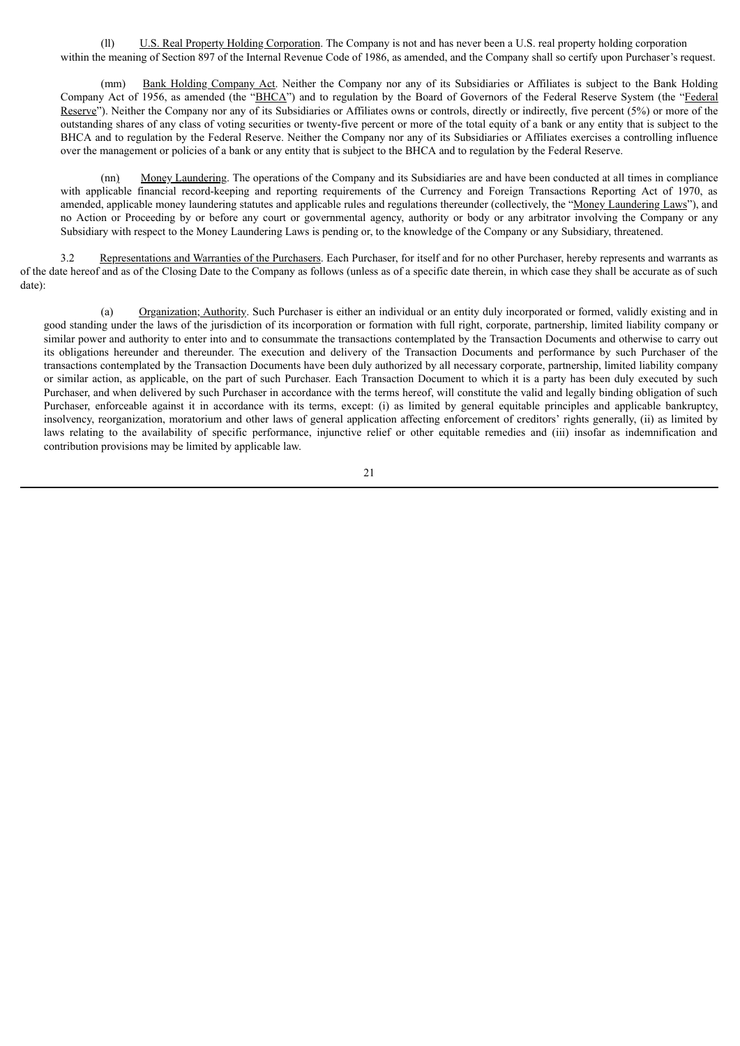(ll) U.S. Real Property Holding Corporation. The Company is not and has never been a U.S. real property holding corporation within the meaning of Section 897 of the Internal Revenue Code of 1986, as amended, and the Company shall so certify upon Purchaser's request.

(mm) Bank Holding Company Act. Neither the Company nor any of its Subsidiaries or Affiliates is subject to the Bank Holding Company Act of 1956, as amended (the "BHCA") and to regulation by the Board of Governors of the Federal Reserve System (the "Federal Reserve"). Neither the Company nor any of its Subsidiaries or Affiliates owns or controls, directly or indirectly, five percent (5%) or more of the outstanding shares of any class of voting securities or twenty-five percent or more of the total equity of a bank or any entity that is subject to the BHCA and to regulation by the Federal Reserve. Neither the Company nor any of its Subsidiaries or Affiliates exercises a controlling influence over the management or policies of a bank or any entity that is subject to the BHCA and to regulation by the Federal Reserve.

(nn) Money Laundering. The operations of the Company and its Subsidiaries are and have been conducted at all times in compliance with applicable financial record-keeping and reporting requirements of the Currency and Foreign Transactions Reporting Act of 1970, as amended, applicable money laundering statutes and applicable rules and regulations thereunder (collectively, the "Money Laundering Laws"), and no Action or Proceeding by or before any court or governmental agency, authority or body or any arbitrator involving the Company or any Subsidiary with respect to the Money Laundering Laws is pending or, to the knowledge of the Company or any Subsidiary, threatened.

3.2 Representations and Warranties of the Purchasers. Each Purchaser, for itself and for no other Purchaser, hereby represents and warrants as of the date hereof and as of the Closing Date to the Company as follows (unless as of a specific date therein, in which case they shall be accurate as of such date):

(a) Organization; Authority. Such Purchaser is either an individual or an entity duly incorporated or formed, validly existing and in good standing under the laws of the jurisdiction of its incorporation or formation with full right, corporate, partnership, limited liability company or similar power and authority to enter into and to consummate the transactions contemplated by the Transaction Documents and otherwise to carry out its obligations hereunder and thereunder. The execution and delivery of the Transaction Documents and performance by such Purchaser of the transactions contemplated by the Transaction Documents have been duly authorized by all necessary corporate, partnership, limited liability company or similar action, as applicable, on the part of such Purchaser. Each Transaction Document to which it is a party has been duly executed by such Purchaser, and when delivered by such Purchaser in accordance with the terms hereof, will constitute the valid and legally binding obligation of such Purchaser, enforceable against it in accordance with its terms, except: (i) as limited by general equitable principles and applicable bankruptcy, insolvency, reorganization, moratorium and other laws of general application affecting enforcement of creditors' rights generally, (ii) as limited by laws relating to the availability of specific performance, injunctive relief or other equitable remedies and (iii) insofar as indemnification and contribution provisions may be limited by applicable law.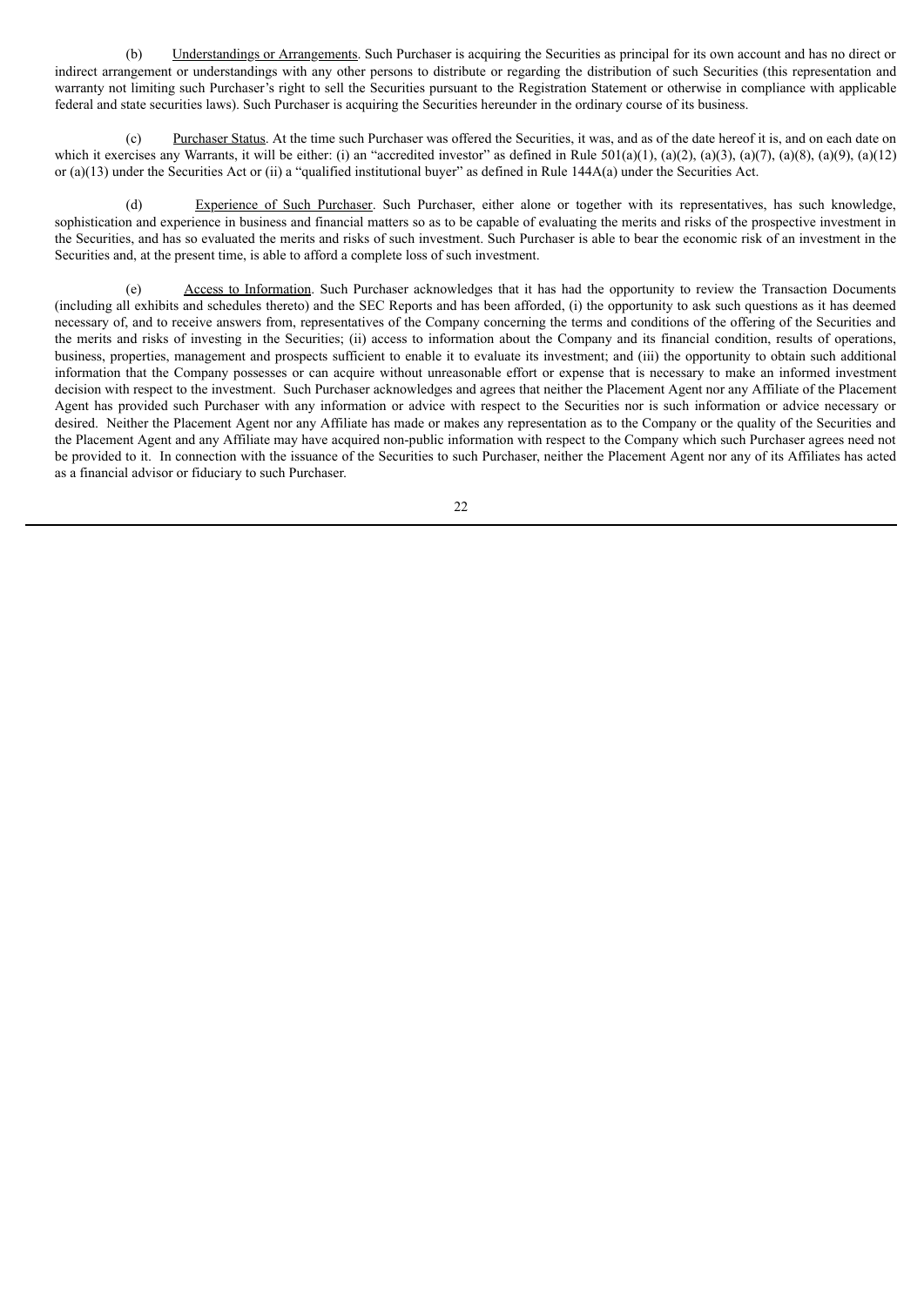(b) Understandings or Arrangements. Such Purchaser is acquiring the Securities as principal for its own account and has no direct or indirect arrangement or understandings with any other persons to distribute or regarding the distribution of such Securities (this representation and warranty not limiting such Purchaser's right to sell the Securities pursuant to the Registration Statement or otherwise in compliance with applicable federal and state securities laws). Such Purchaser is acquiring the Securities hereunder in the ordinary course of its business.

(c) Purchaser Status. At the time such Purchaser was offered the Securities, it was, and as of the date hereof it is, and on each date on which it exercises any Warrants, it will be either: (i) an "accredited investor" as defined in Rule 501(a)(1), (a)(2), (a)(3), (a)(7), (a)(8), (a)(9), (a)(12) or (a)(13) under the Securities Act or (ii) a "qualified institutional buyer" as defined in Rule 144A(a) under the Securities Act.

(d) Experience of Such Purchaser. Such Purchaser, either alone or together with its representatives, has such knowledge, sophistication and experience in business and financial matters so as to be capable of evaluating the merits and risks of the prospective investment in the Securities, and has so evaluated the merits and risks of such investment. Such Purchaser is able to bear the economic risk of an investment in the Securities and, at the present time, is able to afford a complete loss of such investment.

(e) Access to Information. Such Purchaser acknowledges that it has had the opportunity to review the Transaction Documents (including all exhibits and schedules thereto) and the SEC Reports and has been afforded, (i) the opportunity to ask such questions as it has deemed necessary of, and to receive answers from, representatives of the Company concerning the terms and conditions of the offering of the Securities and the merits and risks of investing in the Securities; (ii) access to information about the Company and its financial condition, results of operations, business, properties, management and prospects sufficient to enable it to evaluate its investment; and (iii) the opportunity to obtain such additional information that the Company possesses or can acquire without unreasonable effort or expense that is necessary to make an informed investment decision with respect to the investment. Such Purchaser acknowledges and agrees that neither the Placement Agent nor any Affiliate of the Placement Agent has provided such Purchaser with any information or advice with respect to the Securities nor is such information or advice necessary or desired. Neither the Placement Agent nor any Affiliate has made or makes any representation as to the Company or the quality of the Securities and the Placement Agent and any Affiliate may have acquired non-public information with respect to the Company which such Purchaser agrees need not be provided to it. In connection with the issuance of the Securities to such Purchaser, neither the Placement Agent nor any of its Affiliates has acted as a financial advisor or fiduciary to such Purchaser.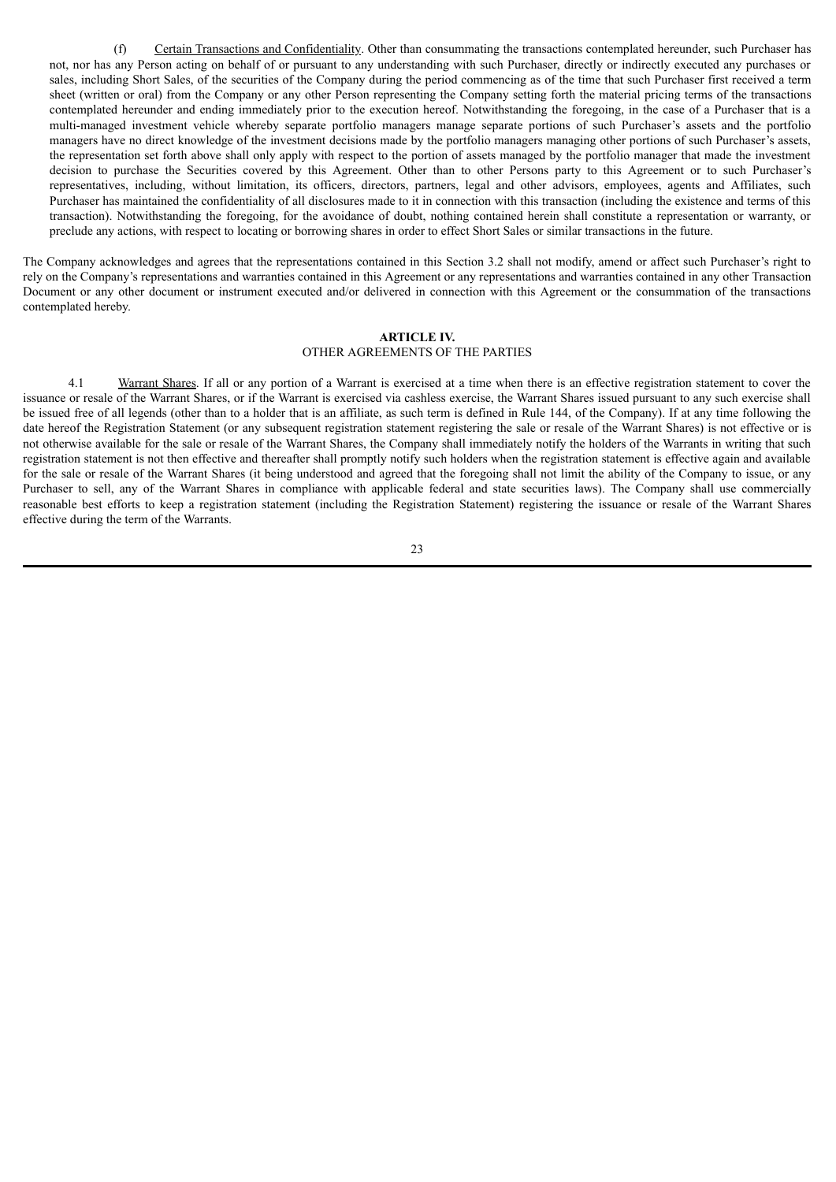(f) Certain Transactions and Confidentiality. Other than consummating the transactions contemplated hereunder, such Purchaser has not, nor has any Person acting on behalf of or pursuant to any understanding with such Purchaser, directly or indirectly executed any purchases or sales, including Short Sales, of the securities of the Company during the period commencing as of the time that such Purchaser first received a term sheet (written or oral) from the Company or any other Person representing the Company setting forth the material pricing terms of the transactions contemplated hereunder and ending immediately prior to the execution hereof. Notwithstanding the foregoing, in the case of a Purchaser that is a multi-managed investment vehicle whereby separate portfolio managers manage separate portions of such Purchaser's assets and the portfolio managers have no direct knowledge of the investment decisions made by the portfolio managers managing other portions of such Purchaser's assets, the representation set forth above shall only apply with respect to the portion of assets managed by the portfolio manager that made the investment decision to purchase the Securities covered by this Agreement. Other than to other Persons party to this Agreement or to such Purchaser's representatives, including, without limitation, its officers, directors, partners, legal and other advisors, employees, agents and Affiliates, such Purchaser has maintained the confidentiality of all disclosures made to it in connection with this transaction (including the existence and terms of this transaction). Notwithstanding the foregoing, for the avoidance of doubt, nothing contained herein shall constitute a representation or warranty, or preclude any actions, with respect to locating or borrowing shares in order to effect Short Sales or similar transactions in the future.

The Company acknowledges and agrees that the representations contained in this Section 3.2 shall not modify, amend or affect such Purchaser's right to rely on the Company's representations and warranties contained in this Agreement or any representations and warranties contained in any other Transaction Document or any other document or instrument executed and/or delivered in connection with this Agreement or the consummation of the transactions contemplated hereby.

## ARTICLE IV.
## OTHER AGREEMENTS OF THE PARTIES

4.1 Warrant Shares. If all or any portion of a Warrant is exercised at a time when there is an effective registration statement to cover the issuance or resale of the Warrant Shares, or if the Warrant is exercised via cashless exercise, the Warrant Shares issued pursuant to any such exercise shall be issued free of all legends (other than to a holder that is an affiliate, as such term is defined in Rule 144, of the Company). If at any time following the date hereof the Registration Statement (or any subsequent registration statement registering the sale or resale of the Warrant Shares) is not effective or is not otherwise available for the sale or resale of the Warrant Shares, the Company shall immediately notify the holders of the Warrants in writing that such registration statement is not then effective and thereafter shall promptly notify such holders when the registration statement is effective again and available for the sale or resale of the Warrant Shares (it being understood and agreed that the foregoing shall not limit the ability of the Company to issue, or any Purchaser to sell, any of the Warrant Shares in compliance with applicable federal and state securities laws). The Company shall use commercially reasonable best efforts to keep a registration statement (including the Registration Statement) registering the issuance or resale of the Warrant Shares effective during the term of the Warrants.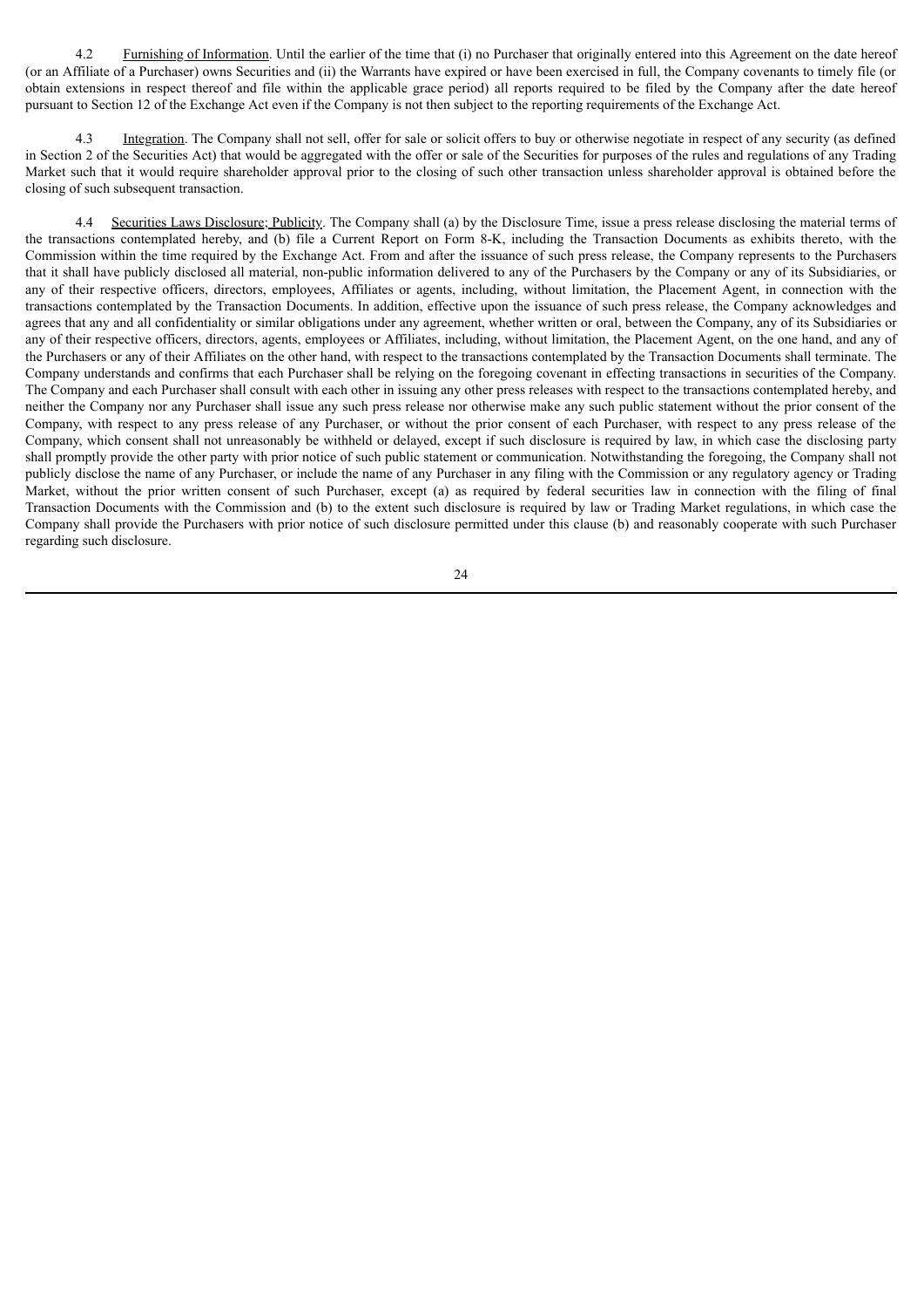4.2 Furnishing of Information. Until the earlier of the time that (i) no Purchaser that originally entered into this Agreement on the date hereof (or an Affiliate of a Purchaser) owns Securities and (ii) the Warrants have expired or have been exercised in full, the Company covenants to timely file (or obtain extensions in respect thereof and file within the applicable grace period) all reports required to be filed by the Company after the date hereof pursuant to Section 12 of the Exchange Act even if the Company is not then subject to the reporting requirements of the Exchange Act.

4.3 Integration. The Company shall not sell, offer for sale or solicit offers to buy or otherwise negotiate in respect of any security (as defined in Section 2 of the Securities Act) that would be aggregated with the offer or sale of the Securities for purposes of the rules and regulations of any Trading Market such that it would require shareholder approval prior to the closing of such other transaction unless shareholder approval is obtained before the closing of such subsequent transaction.

4.4 Securities Laws Disclosure; Publicity. The Company shall (a) by the Disclosure Time, issue a press release disclosing the material terms of the transactions contemplated hereby, and (b) file a Current Report on Form 8-K, including the Transaction Documents as exhibits thereto, with the Commission within the time required by the Exchange Act. From and after the issuance of such press release, the Company represents to the Purchasers that it shall have publicly disclosed all material, non-public information delivered to any of the Purchasers by the Company or any of its Subsidiaries, or any of their respective officers, directors, employees, Affiliates or agents, including, without limitation, the Placement Agent, in connection with the transactions contemplated by the Transaction Documents. In addition, effective upon the issuance of such press release, the Company acknowledges and agrees that any and all confidentiality or similar obligations under any agreement, whether written or oral, between the Company, any of its Subsidiaries or any of their respective officers, directors, agents, employees or Affiliates, including, without limitation, the Placement Agent, on the one hand, and any of the Purchasers or any of their Affiliates on the other hand, with respect to the transactions contemplated by the Transaction Documents shall terminate. The Company understands and confirms that each Purchaser shall be relying on the foregoing covenant in effecting transactions in securities of the Company. The Company and each Purchaser shall consult with each other in issuing any other press releases with respect to the transactions contemplated hereby, and neither the Company nor any Purchaser shall issue any such press release nor otherwise make any such public statement without the prior consent of the Company, with respect to any press release of any Purchaser, or without the prior consent of each Purchaser, with respect to any press release of the Company, which consent shall not unreasonably be withheld or delayed, except if such disclosure is required by law, in which case the disclosing party shall promptly provide the other party with prior notice of such public statement or communication. Notwithstanding the foregoing, the Company shall not publicly disclose the name of any Purchaser, or include the name of any Purchaser in any filing with the Commission or any regulatory agency or Trading Market, without the prior written consent of such Purchaser, except (a) as required by federal securities law in connection with the filing of final Transaction Documents with the Commission and (b) to the extent such disclosure is required by law or Trading Market regulations, in which case the Company shall provide the Purchasers with prior notice of such disclosure permitted under this clause (b) and reasonably cooperate with such Purchaser regarding such disclosure.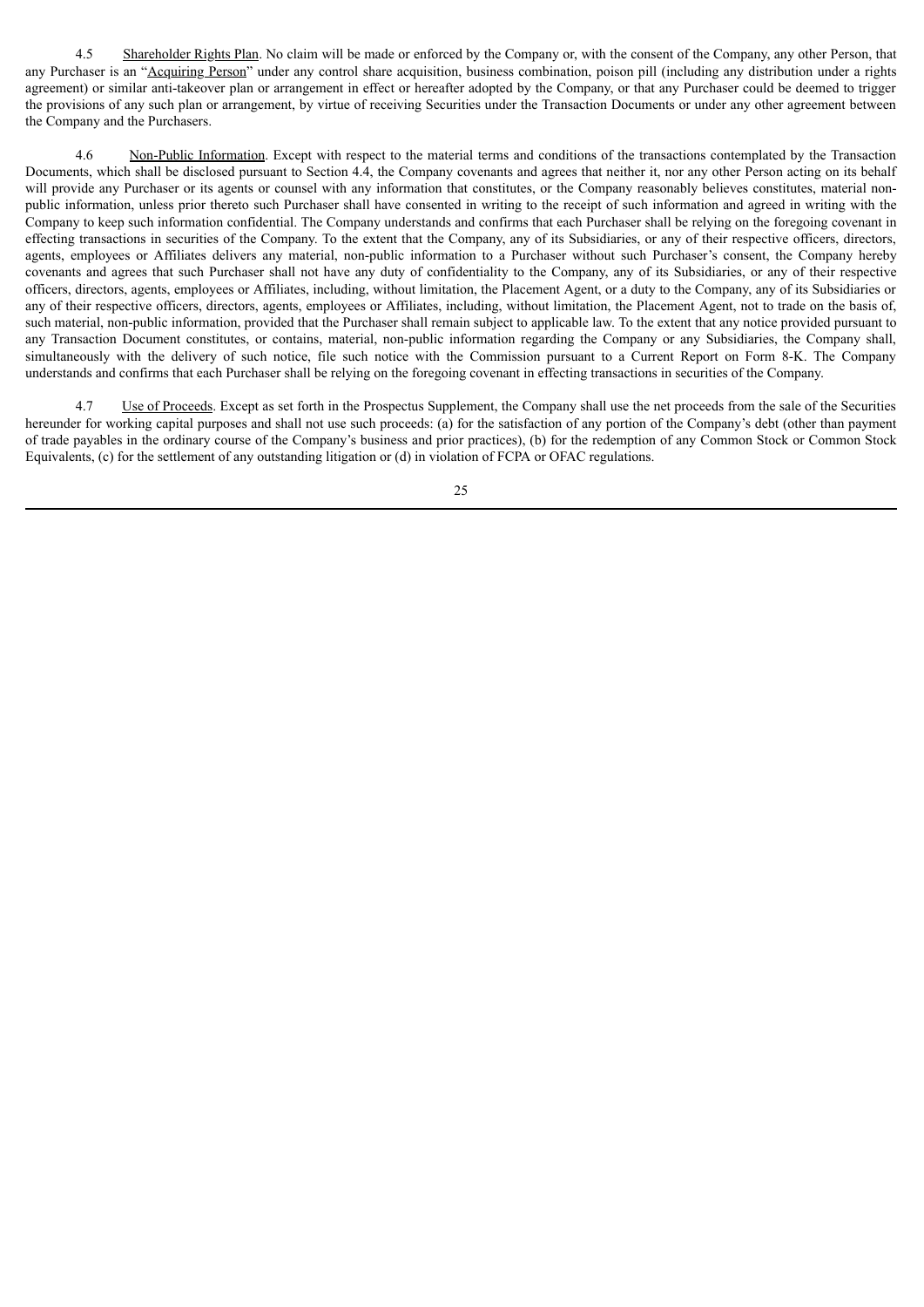4.5 Shareholder Rights Plan. No claim will be made or enforced by the Company or, with the consent of the Company, any other Person, that any Purchaser is an "Acquiring Person" under any control share acquisition, business combination, poison pill (including any distribution under a rights agreement) or similar anti-takeover plan or arrangement in effect or hereafter adopted by the Company, or that any Purchaser could be deemed to trigger the provisions of any such plan or arrangement, by virtue of receiving Securities under the Transaction Documents or under any other agreement between the Company and the Purchasers.

4.6 Non-Public Information. Except with respect to the material terms and conditions of the transactions contemplated by the Transaction Documents, which shall be disclosed pursuant to Section 4.4, the Company covenants and agrees that neither it, nor any other Person acting on its behalf will provide any Purchaser or its agents or counsel with any information that constitutes, or the Company reasonably believes constitutes, material non-public information, unless prior thereto such Purchaser shall have consented in writing to the receipt of such information and agreed in writing with the Company to keep such information confidential. The Company understands and confirms that each Purchaser shall be relying on the foregoing covenant in effecting transactions in securities of the Company. To the extent that the Company, any of its Subsidiaries, or any of their respective officers, directors, agents, employees or Affiliates delivers any material, non-public information to a Purchaser without such Purchaser's consent, the Company hereby covenants and agrees that such Purchaser shall not have any duty of confidentiality to the Company, any of its Subsidiaries, or any of their respective officers, directors, agents, employees or Affiliates, including, without limitation, the Placement Agent, or a duty to the Company, any of its Subsidiaries or any of their respective officers, directors, agents, employees or Affiliates, including, without limitation, the Placement Agent, not to trade on the basis of, such material, non-public information, provided that the Purchaser shall remain subject to applicable law. To the extent that any notice provided pursuant to any Transaction Document constitutes, or contains, material, non-public information regarding the Company or any Subsidiaries, the Company shall, simultaneously with the delivery of such notice, file such notice with the Commission pursuant to a Current Report on Form 8-K. The Company understands and confirms that each Purchaser shall be relying on the foregoing covenant in effecting transactions in securities of the Company.

4.7 Use of Proceeds. Except as set forth in the Prospectus Supplement, the Company shall use the net proceeds from the sale of the Securities hereunder for working capital purposes and shall not use such proceeds: (a) for the satisfaction of any portion of the Company's debt (other than payment of trade payables in the ordinary course of the Company's business and prior practices), (b) for the redemption of any Common Stock or Common Stock Equivalents, (c) for the settlement of any outstanding litigation or (d) in violation of FCPA or OFAC regulations.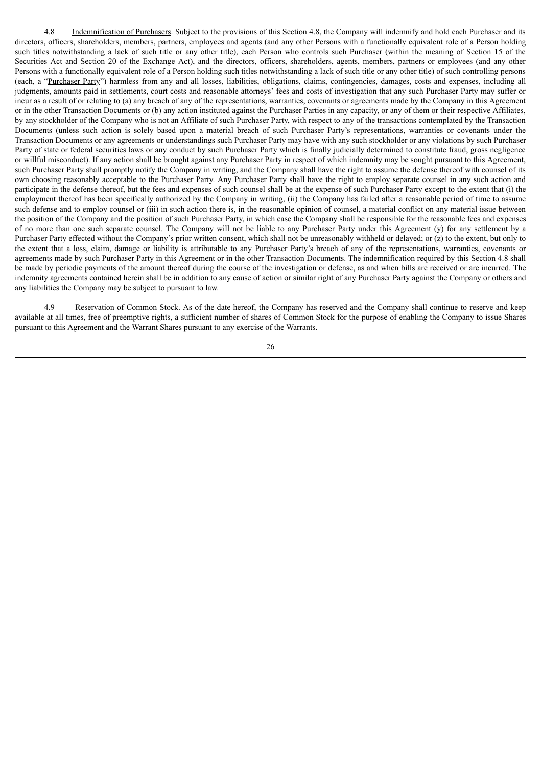4.8 Indemnification of Purchasers. Subject to the provisions of this Section 4.8, the Company will indemnify and hold each Purchaser and its directors, officers, shareholders, members, partners, employees and agents (and any other Persons with a functionally equivalent role of a Person holding such titles notwithstanding a lack of such title or any other title), each Person who controls such Purchaser (within the meaning of Section 15 of the Securities Act and Section 20 of the Exchange Act), and the directors, officers, shareholders, agents, members, partners or employees (and any other Persons with a functionally equivalent role of a Person holding such titles notwithstanding a lack of such title or any other title) of such controlling persons (each, a "Purchaser Party") harmless from any and all losses, liabilities, obligations, claims, contingencies, damages, costs and expenses, including all judgments, amounts paid in settlements, court costs and reasonable attorneys' fees and costs of investigation that any such Purchaser Party may suffer or incur as a result of or relating to (a) any breach of any of the representations, warranties, covenants or agreements made by the Company in this Agreement or in the other Transaction Documents or (b) any action instituted against the Purchaser Parties in any capacity, or any of them or their respective Affiliates, by any stockholder of the Company who is not an Affiliate of such Purchaser Party, with respect to any of the transactions contemplated by the Transaction Documents (unless such action is solely based upon a material breach of such Purchaser Party's representations, warranties or covenants under the Transaction Documents or any agreements or understandings such Purchaser Party may have with any such stockholder or any violations by such Purchaser Party of state or federal securities laws or any conduct by such Purchaser Party which is finally judicially determined to constitute fraud, gross negligence or willful misconduct). If any action shall be brought against any Purchaser Party in respect of which indemnity may be sought pursuant to this Agreement, such Purchaser Party shall promptly notify the Company in writing, and the Company shall have the right to assume the defense thereof with counsel of its own choosing reasonably acceptable to the Purchaser Party. Any Purchaser Party shall have the right to employ separate counsel in any such action and participate in the defense thereof, but the fees and expenses of such counsel shall be at the expense of such Purchaser Party except to the extent that (i) the employment thereof has been specifically authorized by the Company in writing, (ii) the Company has failed after a reasonable period of time to assume such defense and to employ counsel or (iii) in such action there is, in the reasonable opinion of counsel, a material conflict on any material issue between the position of the Company and the position of such Purchaser Party, in which case the Company shall be responsible for the reasonable fees and expenses of no more than one such separate counsel. The Company will not be liable to any Purchaser Party under this Agreement (y) for any settlement by a Purchaser Party effected without the Company's prior written consent, which shall not be unreasonably withheld or delayed; or (z) to the extent, but only to the extent that a loss, claim, damage or liability is attributable to any Purchaser Party's breach of any of the representations, warranties, covenants or agreements made by such Purchaser Party in this Agreement or in the other Transaction Documents. The indemnification required by this Section 4.8 shall be made by periodic payments of the amount thereof during the course of the investigation or defense, as and when bills are received or are incurred. The indemnity agreements contained herein shall be in addition to any cause of action or similar right of any Purchaser Party against the Company or others and any liabilities the Company may be subject to pursuant to law.

4.9 Reservation of Common Stock. As of the date hereof, the Company has reserved and the Company shall continue to reserve and keep available at all times, free of preemptive rights, a sufficient number of shares of Common Stock for the purpose of enabling the Company to issue Shares pursuant to this Agreement and the Warrant Shares pursuant to any exercise of the Warrants.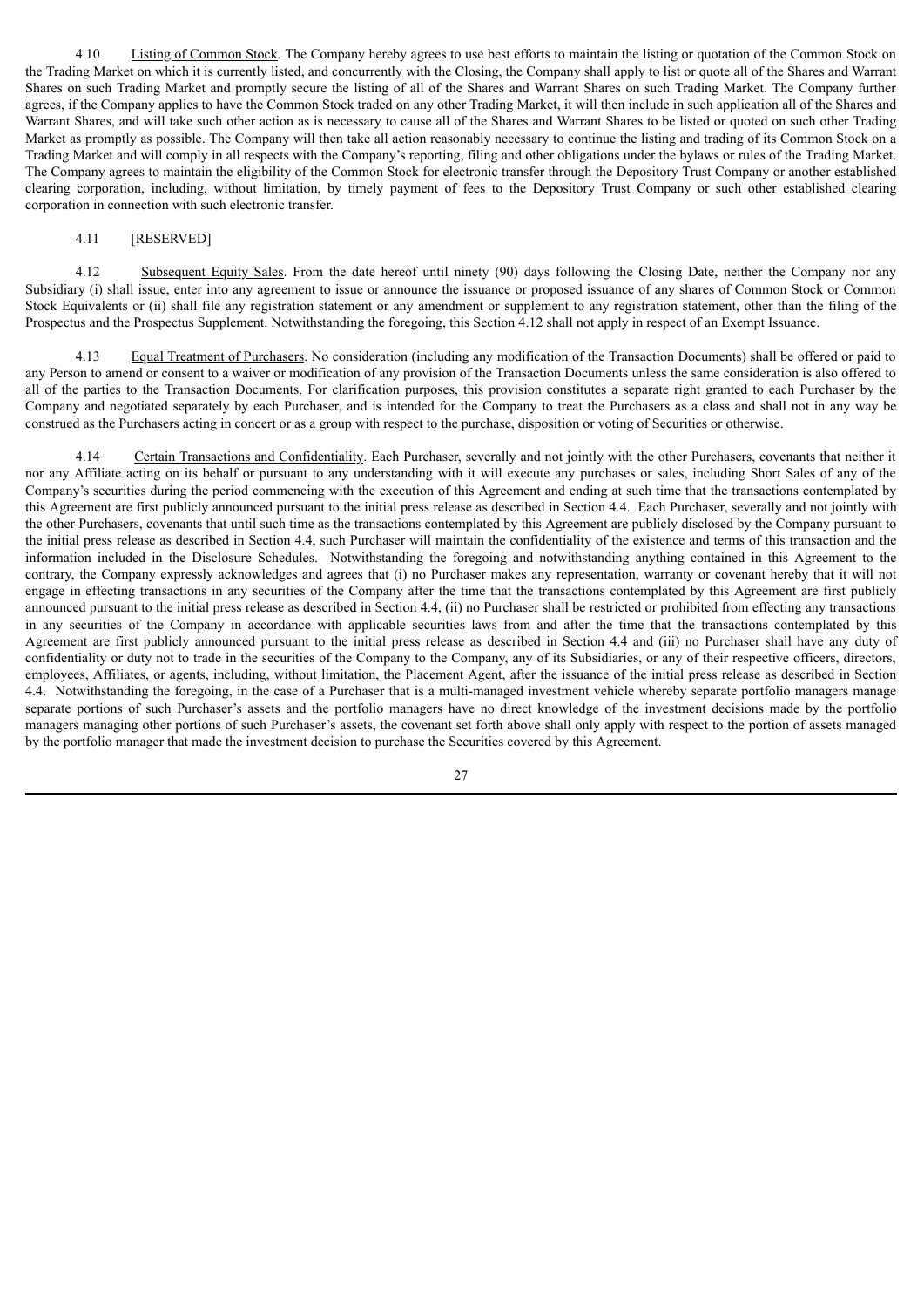4.10 Listing of Common Stock. The Company hereby agrees to use best efforts to maintain the listing or quotation of the Common Stock on the Trading Market on which it is currently listed, and concurrently with the Closing, the Company shall apply to list or quote all of the Shares and Warrant Shares on such Trading Market and promptly secure the listing of all of the Shares and Warrant Shares on such Trading Market. The Company further agrees, if the Company applies to have the Common Stock traded on any other Trading Market, it will then include in such application all of the Shares and Warrant Shares, and will take such other action as is necessary to cause all of the Shares and Warrant Shares to be listed or quoted on such other Trading Market as promptly as possible. The Company will then take all action reasonably necessary to continue the listing and trading of its Common Stock on a Trading Market and will comply in all respects with the Company's reporting, filing and other obligations under the bylaws or rules of the Trading Market. The Company agrees to maintain the eligibility of the Common Stock for electronic transfer through the Depository Trust Company or another established clearing corporation, including, without limitation, by timely payment of fees to the Depository Trust Company or such other established clearing corporation in connection with such electronic transfer.

4.11 [RESERVED]

4.12 Subsequent Equity Sales. From the date hereof until ninety (90) days following the Closing Date, neither the Company nor any Subsidiary (i) shall issue, enter into any agreement to issue or announce the issuance or proposed issuance of any shares of Common Stock or Common Stock Equivalents or (ii) shall file any registration statement or any amendment or supplement to any registration statement, other than the filing of the Prospectus and the Prospectus Supplement. Notwithstanding the foregoing, this Section 4.12 shall not apply in respect of an Exempt Issuance.

4.13 Equal Treatment of Purchasers. No consideration (including any modification of the Transaction Documents) shall be offered or paid to any Person to amend or consent to a waiver or modification of any provision of the Transaction Documents unless the same consideration is also offered to all of the parties to the Transaction Documents. For clarification purposes, this provision constitutes a separate right granted to each Purchaser by the Company and negotiated separately by each Purchaser, and is intended for the Company to treat the Purchasers as a class and shall not in any way be construed as the Purchasers acting in concert or as a group with respect to the purchase, disposition or voting of Securities or otherwise.

4.14 Certain Transactions and Confidentiality. Each Purchaser, severally and not jointly with the other Purchasers, covenants that neither it nor any Affiliate acting on its behalf or pursuant to any understanding with it will execute any purchases or sales, including Short Sales of any of the Company's securities during the period commencing with the execution of this Agreement and ending at such time that the transactions contemplated by this Agreement are first publicly announced pursuant to the initial press release as described in Section 4.4. Each Purchaser, severally and not jointly with the other Purchasers, covenants that until such time as the transactions contemplated by this Agreement are publicly disclosed by the Company pursuant to the initial press release as described in Section 4.4, such Purchaser will maintain the confidentiality of the existence and terms of this transaction and the information included in the Disclosure Schedules. Notwithstanding the foregoing and notwithstanding anything contained in this Agreement to the contrary, the Company expressly acknowledges and agrees that (i) no Purchaser makes any representation, warranty or covenant hereby that it will not engage in effecting transactions in any securities of the Company after the time that the transactions contemplated by this Agreement are first publicly announced pursuant to the initial press release as described in Section 4.4, (ii) no Purchaser shall be restricted or prohibited from effecting any transactions in any securities of the Company in accordance with applicable securities laws from and after the time that the transactions contemplated by this Agreement are first publicly announced pursuant to the initial press release as described in Section 4.4 and (iii) no Purchaser shall have any duty of confidentiality or duty not to trade in the securities of the Company to the Company, any of its Subsidiaries, or any of their respective officers, directors, employees, Affiliates, or agents, including, without limitation, the Placement Agent, after the issuance of the initial press release as described in Section 4.4. Notwithstanding the foregoing, in the case of a Purchaser that is a multi-managed investment vehicle whereby separate portfolio managers manage separate portions of such Purchaser's assets and the portfolio managers have no direct knowledge of the investment decisions made by the portfolio managers managing other portions of such Purchaser's assets, the covenant set forth above shall only apply with respect to the portion of assets managed by the portfolio manager that made the investment decision to purchase the Securities covered by this Agreement.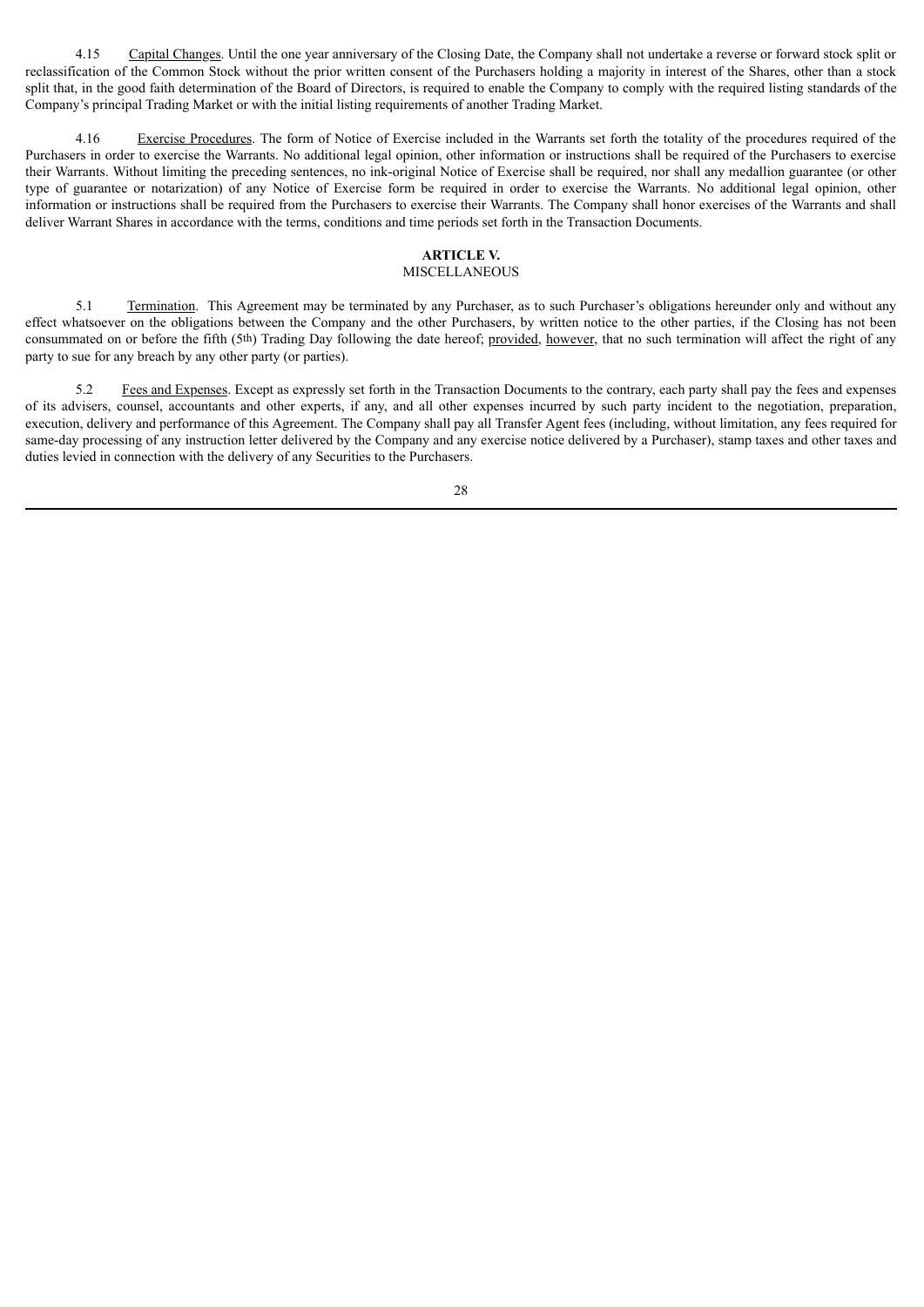4.15 Capital Changes. Until the one year anniversary of the Closing Date, the Company shall not undertake a reverse or forward stock split or reclassification of the Common Stock without the prior written consent of the Purchasers holding a majority in interest of the Shares, other than a stock split that, in the good faith determination of the Board of Directors, is required to enable the Company to comply with the required listing standards of the Company's principal Trading Market or with the initial listing requirements of another Trading Market.

4.16 Exercise Procedures. The form of Notice of Exercise included in the Warrants set forth the totality of the procedures required of the Purchasers in order to exercise the Warrants. No additional legal opinion, other information or instructions shall be required of the Purchasers to exercise their Warrants. Without limiting the preceding sentences, no ink-original Notice of Exercise shall be required, nor shall any medallion guarantee (or other type of guarantee or notarization) of any Notice of Exercise form be required in order to exercise the Warrants. No additional legal opinion, other information or instructions shall be required from the Purchasers to exercise their Warrants. The Company shall honor exercises of the Warrants and shall deliver Warrant Shares in accordance with the terms, conditions and time periods set forth in the Transaction Documents.

## ARTICLE V.
## MISCELLANEOUS

5.1 Termination. This Agreement may be terminated by any Purchaser, as to such Purchaser's obligations hereunder only and without any effect whatsoever on the obligations between the Company and the other Purchasers, by written notice to the other parties, if the Closing has not been consummated on or before the fifth (5th) Trading Day following the date hereof; provided, however, that no such termination will affect the right of any party to sue for any breach by any other party (or parties).

5.2 Fees and Expenses. Except as expressly set forth in the Transaction Documents to the contrary, each party shall pay the fees and expenses of its advisers, counsel, accountants and other experts, if any, and all other expenses incurred by such party incident to the negotiation, preparation, execution, delivery and performance of this Agreement. The Company shall pay all Transfer Agent fees (including, without limitation, any fees required for same-day processing of any instruction letter delivered by the Company and any exercise notice delivered by a Purchaser), stamp taxes and other taxes and duties levied in connection with the delivery of any Securities to the Purchasers.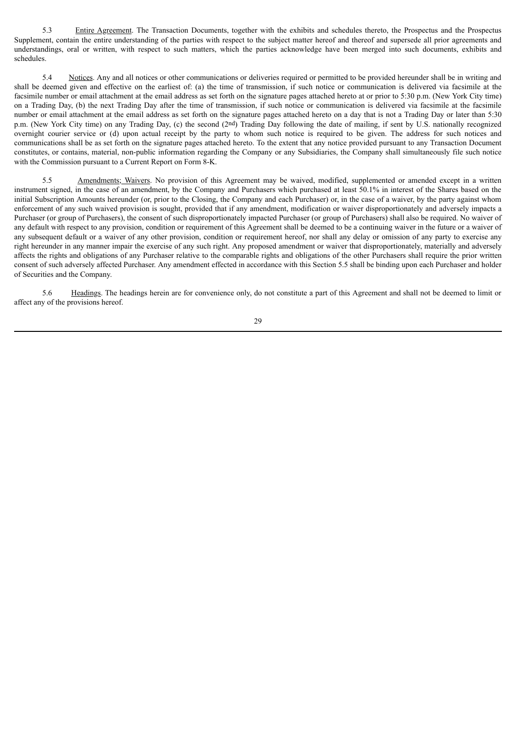5.3 Entire Agreement. The Transaction Documents, together with the exhibits and schedules thereto, the Prospectus and the Prospectus Supplement, contain the entire understanding of the parties with respect to the subject matter hereof and thereof and supersede all prior agreements and understandings, oral or written, with respect to such matters, which the parties acknowledge have been merged into such documents, exhibits and schedules.

5.4 Notices. Any and all notices or other communications or deliveries required or permitted to be provided hereunder shall be in writing and shall be deemed given and effective on the earliest of: (a) the time of transmission, if such notice or communication is delivered via facsimile at the facsimile number or email attachment at the email address as set forth on the signature pages attached hereto at or prior to 5:30 p.m. (New York City time) on a Trading Day, (b) the next Trading Day after the time of transmission, if such notice or communication is delivered via facsimile at the facsimile number or email attachment at the email address as set forth on the signature pages attached hereto on a day that is not a Trading Day or later than 5:30 p.m. (New York City time) on any Trading Day, (c) the second (2nd) Trading Day following the date of mailing, if sent by U.S. nationally recognized overnight courier service or (d) upon actual receipt by the party to whom such notice is required to be given. The address for such notices and communications shall be as set forth on the signature pages attached hereto. To the extent that any notice provided pursuant to any Transaction Document constitutes, or contains, material, non-public information regarding the Company or any Subsidiaries, the Company shall simultaneously file such notice with the Commission pursuant to a Current Report on Form 8-K.

5.5 Amendments; Waivers. No provision of this Agreement may be waived, modified, supplemented or amended except in a written instrument signed, in the case of an amendment, by the Company and Purchasers which purchased at least 50.1% in interest of the Shares based on the initial Subscription Amounts hereunder (or, prior to the Closing, the Company and each Purchaser) or, in the case of a waiver, by the party against whom enforcement of any such waived provision is sought, provided that if any amendment, modification or waiver disproportionately and adversely impacts a Purchaser (or group of Purchasers), the consent of such disproportionately impacted Purchaser (or group of Purchasers) shall also be required. No waiver of any default with respect to any provision, condition or requirement of this Agreement shall be deemed to be a continuing waiver in the future or a waiver of any subsequent default or a waiver of any other provision, condition or requirement hereof, nor shall any delay or omission of any party to exercise any right hereunder in any manner impair the exercise of any such right. Any proposed amendment or waiver that disproportionately, materially and adversely affects the rights and obligations of any Purchaser relative to the comparable rights and obligations of the other Purchasers shall require the prior written consent of such adversely affected Purchaser. Any amendment effected in accordance with this Section 5.5 shall be binding upon each Purchaser and holder of Securities and the Company.

5.6 Headings. The headings herein are for convenience only, do not constitute a part of this Agreement and shall not be deemed to limit or affect any of the provisions hereof.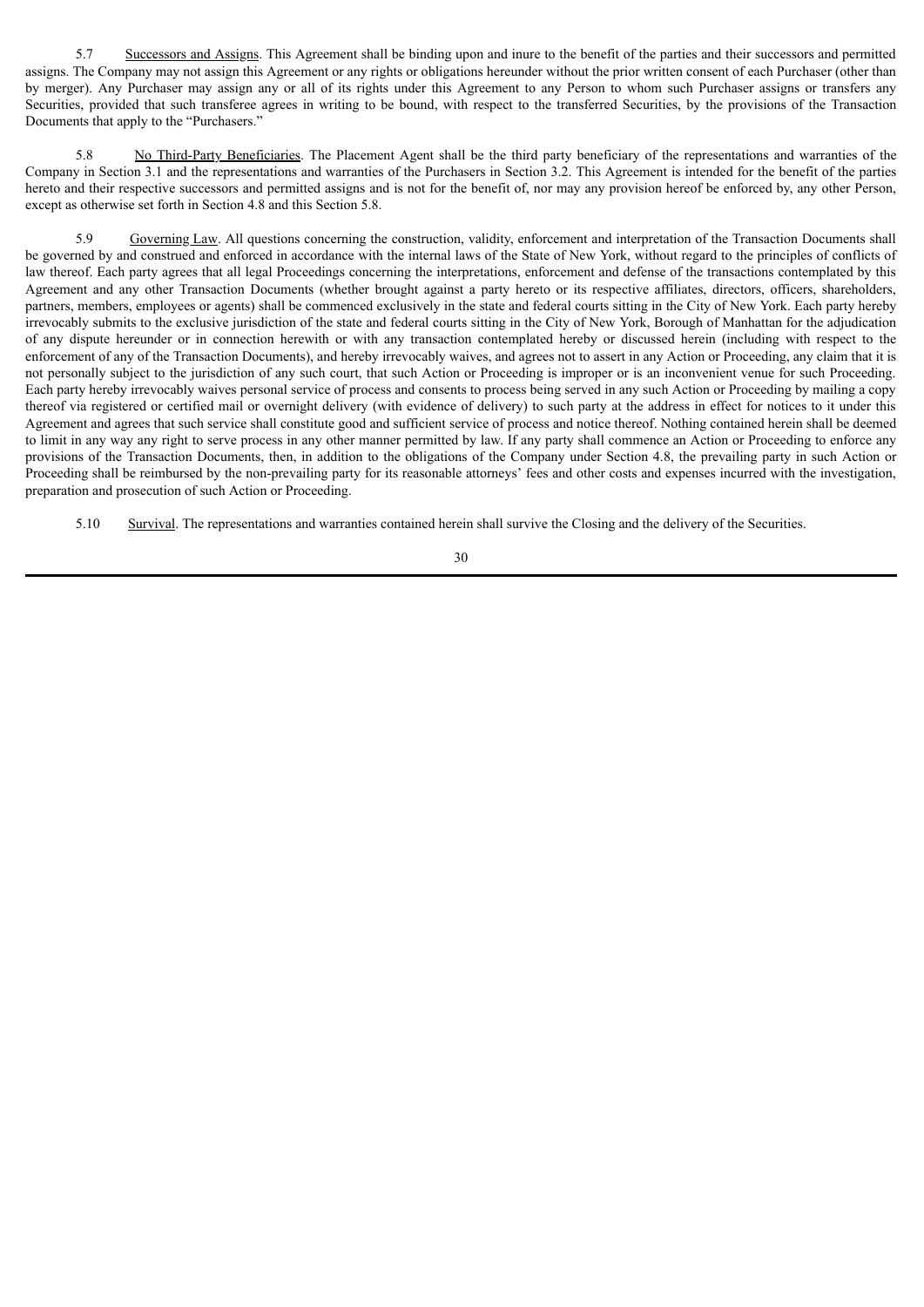5.7 Successors and Assigns. This Agreement shall be binding upon and inure to the benefit of the parties and their successors and permitted assigns. The Company may not assign this Agreement or any rights or obligations hereunder without the prior written consent of each Purchaser (other than by merger). Any Purchaser may assign any or all of its rights under this Agreement to any Person to whom such Purchaser assigns or transfers any Securities, provided that such transferee agrees in writing to be bound, with respect to the transferred Securities, by the provisions of the Transaction Documents that apply to the "Purchasers."

5.8 No Third-Party Beneficiaries. The Placement Agent shall be the third party beneficiary of the representations and warranties of the Company in Section 3.1 and the representations and warranties of the Purchasers in Section 3.2. This Agreement is intended for the benefit of the parties hereto and their respective successors and permitted assigns and is not for the benefit of, nor may any provision hereof be enforced by, any other Person, except as otherwise set forth in Section 4.8 and this Section 5.8.

5.9 Governing Law. All questions concerning the construction, validity, enforcement and interpretation of the Transaction Documents shall be governed by and construed and enforced in accordance with the internal laws of the State of New York, without regard to the principles of conflicts of law thereof. Each party agrees that all legal Proceedings concerning the interpretations, enforcement and defense of the transactions contemplated by this Agreement and any other Transaction Documents (whether brought against a party hereto or its respective affiliates, directors, officers, shareholders, partners, members, employees or agents) shall be commenced exclusively in the state and federal courts sitting in the City of New York. Each party hereby irrevocably submits to the exclusive jurisdiction of the state and federal courts sitting in the City of New York, Borough of Manhattan for the adjudication of any dispute hereunder or in connection herewith or with any transaction contemplated hereby or discussed herein (including with respect to the enforcement of any of the Transaction Documents), and hereby irrevocably waives, and agrees not to assert in any Action or Proceeding, any claim that it is not personally subject to the jurisdiction of any such court, that such Action or Proceeding is improper or is an inconvenient venue for such Proceeding. Each party hereby irrevocably waives personal service of process and consents to process being served in any such Action or Proceeding by mailing a copy thereof via registered or certified mail or overnight delivery (with evidence of delivery) to such party at the address in effect for notices to it under this Agreement and agrees that such service shall constitute good and sufficient service of process and notice thereof. Nothing contained herein shall be deemed to limit in any way any right to serve process in any other manner permitted by law. If any party shall commence an Action or Proceeding to enforce any provisions of the Transaction Documents, then, in addition to the obligations of the Company under Section 4.8, the prevailing party in such Action or Proceeding shall be reimbursed by the non-prevailing party for its reasonable attorneys' fees and other costs and expenses incurred with the investigation, preparation and prosecution of such Action or Proceeding.

5.10 Survival. The representations and warranties contained herein shall survive the Closing and the delivery of the Securities.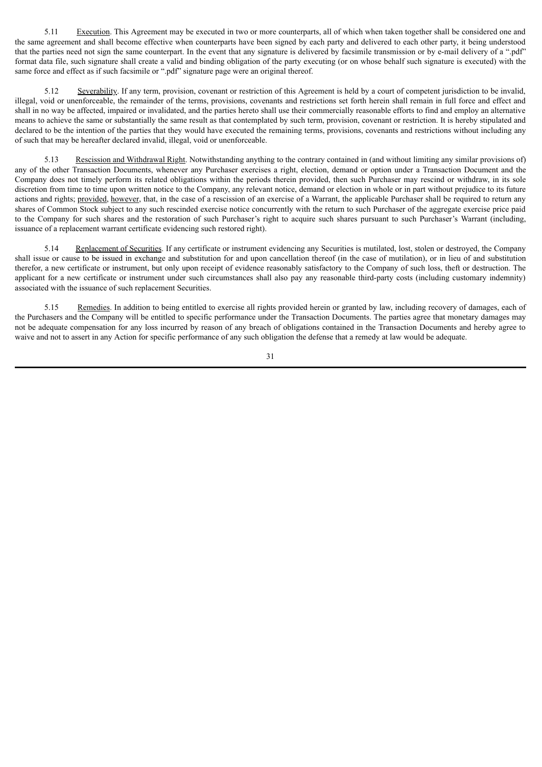5.11 Execution. This Agreement may be executed in two or more counterparts, all of which when taken together shall be considered one and the same agreement and shall become effective when counterparts have been signed by each party and delivered to each other party, it being understood that the parties need not sign the same counterpart. In the event that any signature is delivered by facsimile transmission or by e-mail delivery of a ".pdf" format data file, such signature shall create a valid and binding obligation of the party executing (or on whose behalf such signature is executed) with the same force and effect as if such facsimile or ".pdf" signature page were an original thereof.

5.12 Severability. If any term, provision, covenant or restriction of this Agreement is held by a court of competent jurisdiction to be invalid, illegal, void or unenforceable, the remainder of the terms, provisions, covenants and restrictions set forth herein shall remain in full force and effect and shall in no way be affected, impaired or invalidated, and the parties hereto shall use their commercially reasonable efforts to find and employ an alternative means to achieve the same or substantially the same result as that contemplated by such term, provision, covenant or restriction. It is hereby stipulated and declared to be the intention of the parties that they would have executed the remaining terms, provisions, covenants and restrictions without including any of such that may be hereafter declared invalid, illegal, void or unenforceable.

5.13 Rescission and Withdrawal Right. Notwithstanding anything to the contrary contained in (and without limiting any similar provisions of) any of the other Transaction Documents, whenever any Purchaser exercises a right, election, demand or option under a Transaction Document and the Company does not timely perform its related obligations within the periods therein provided, then such Purchaser may rescind or withdraw, in its sole discretion from time to time upon written notice to the Company, any relevant notice, demand or election in whole or in part without prejudice to its future actions and rights; provided, however, that, in the case of a rescission of an exercise of a Warrant, the applicable Purchaser shall be required to return any shares of Common Stock subject to any such rescinded exercise notice concurrently with the return to such Purchaser of the aggregate exercise price paid to the Company for such shares and the restoration of such Purchaser's right to acquire such shares pursuant to such Purchaser's Warrant (including, issuance of a replacement warrant certificate evidencing such restored right).

5.14 Replacement of Securities. If any certificate or instrument evidencing any Securities is mutilated, lost, stolen or destroyed, the Company shall issue or cause to be issued in exchange and substitution for and upon cancellation thereof (in the case of mutilation), or in lieu of and substitution therefor, a new certificate or instrument, but only upon receipt of evidence reasonably satisfactory to the Company of such loss, theft or destruction. The applicant for a new certificate or instrument under such circumstances shall also pay any reasonable third-party costs (including customary indemnity) associated with the issuance of such replacement Securities.

5.15 Remedies. In addition to being entitled to exercise all rights provided herein or granted by law, including recovery of damages, each of the Purchasers and the Company will be entitled to specific performance under the Transaction Documents. The parties agree that monetary damages may not be adequate compensation for any loss incurred by reason of any breach of obligations contained in the Transaction Documents and hereby agree to waive and not to assert in any Action for specific performance of any such obligation the defense that a remedy at law would be adequate.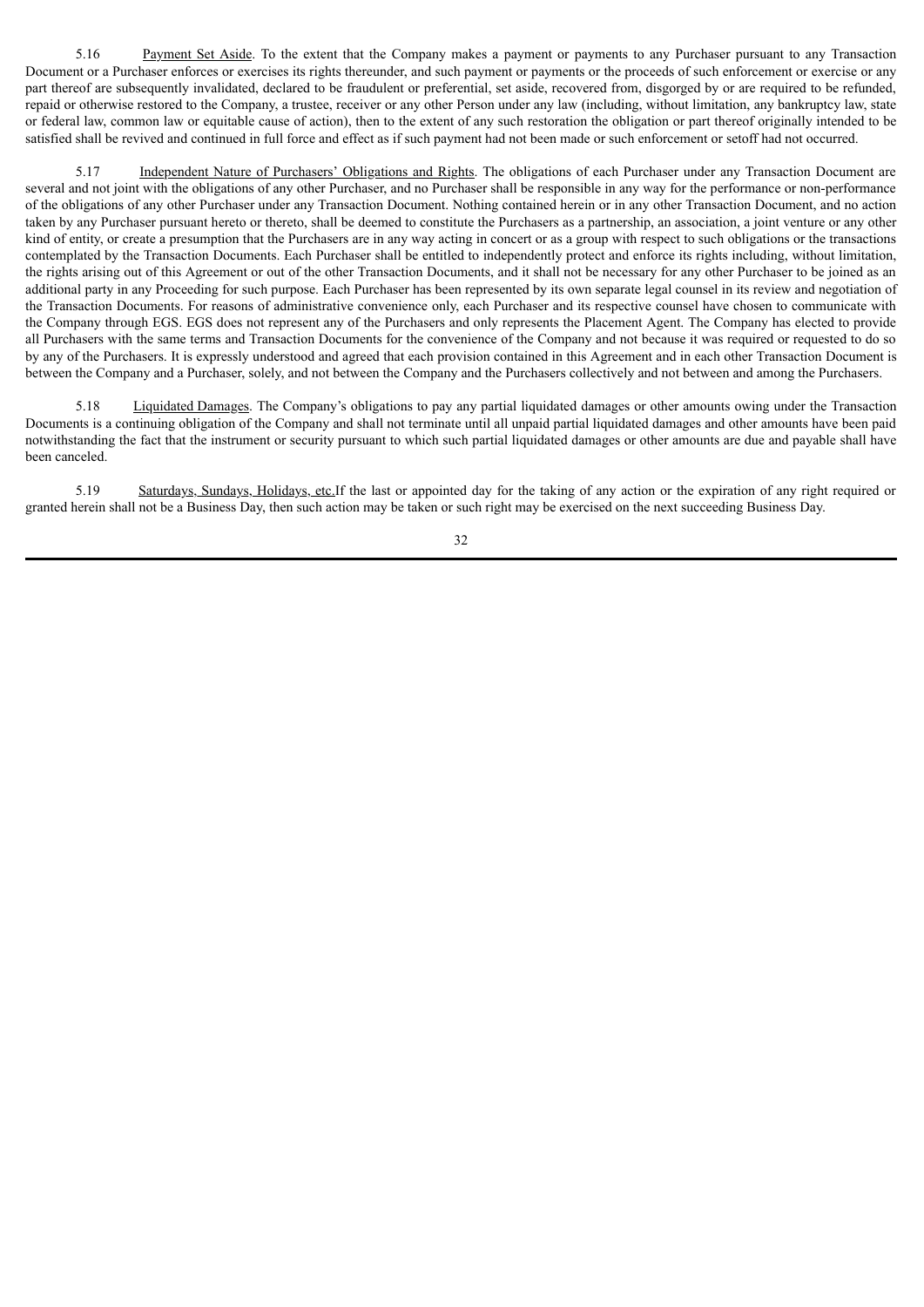5.16 Payment Set Aside. To the extent that the Company makes a payment or payments to any Purchaser pursuant to any Transaction Document or a Purchaser enforces or exercises its rights thereunder, and such payment or payments or the proceeds of such enforcement or exercise or any part thereof are subsequently invalidated, declared to be fraudulent or preferential, set aside, recovered from, disgorged by or are required to be refunded, repaid or otherwise restored to the Company, a trustee, receiver or any other Person under any law (including, without limitation, any bankruptcy law, state or federal law, common law or equitable cause of action), then to the extent of any such restoration the obligation or part thereof originally intended to be satisfied shall be revived and continued in full force and effect as if such payment had not been made or such enforcement or setoff had not occurred.

5.17 Independent Nature of Purchasers' Obligations and Rights. The obligations of each Purchaser under any Transaction Document are several and not joint with the obligations of any other Purchaser, and no Purchaser shall be responsible in any way for the performance or non-performance of the obligations of any other Purchaser under any Transaction Document. Nothing contained herein or in any other Transaction Document, and no action taken by any Purchaser pursuant hereto or thereto, shall be deemed to constitute the Purchasers as a partnership, an association, a joint venture or any other kind of entity, or create a presumption that the Purchasers are in any way acting in concert or as a group with respect to such obligations or the transactions contemplated by the Transaction Documents. Each Purchaser shall be entitled to independently protect and enforce its rights including, without limitation, the rights arising out of this Agreement or out of the other Transaction Documents, and it shall not be necessary for any other Purchaser to be joined as an additional party in any Proceeding for such purpose. Each Purchaser has been represented by its own separate legal counsel in its review and negotiation of the Transaction Documents. For reasons of administrative convenience only, each Purchaser and its respective counsel have chosen to communicate with the Company through EGS. EGS does not represent any of the Purchasers and only represents the Placement Agent. The Company has elected to provide all Purchasers with the same terms and Transaction Documents for the convenience of the Company and not because it was required or requested to do so by any of the Purchasers. It is expressly understood and agreed that each provision contained in this Agreement and in each other Transaction Document is between the Company and a Purchaser, solely, and not between the Company and the Purchasers collectively and not between and among the Purchasers.

5.18 Liquidated Damages. The Company's obligations to pay any partial liquidated damages or other amounts owing under the Transaction Documents is a continuing obligation of the Company and shall not terminate until all unpaid partial liquidated damages and other amounts have been paid notwithstanding the fact that the instrument or security pursuant to which such partial liquidated damages or other amounts are due and payable shall have been canceled.

5.19 Saturdays, Sundays, Holidays, etc.If the last or appointed day for the taking of any action or the expiration of any right required or granted herein shall not be a Business Day, then such action may be taken or such right may be exercised on the next succeeding Business Day.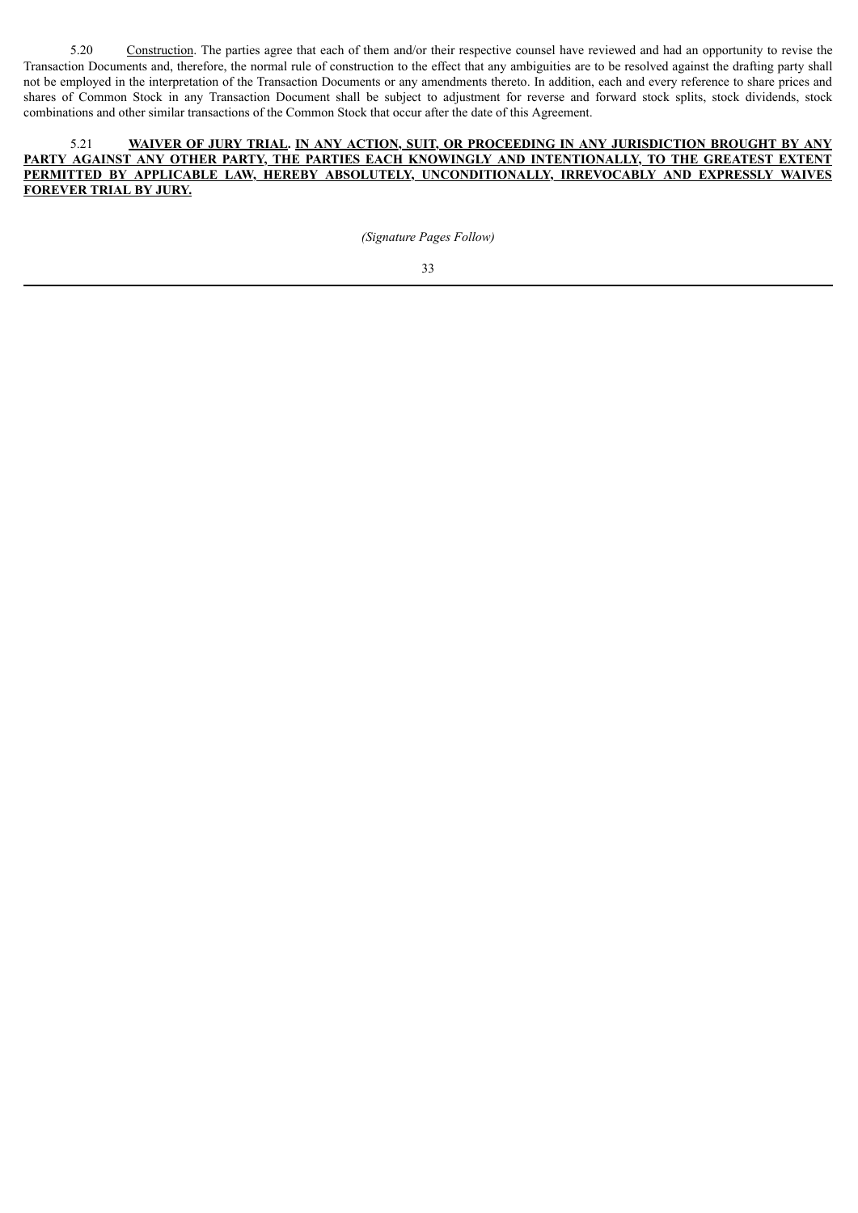5.20 Construction. The parties agree that each of them and/or their respective counsel have reviewed and had an opportunity to revise the Transaction Documents and, therefore, the normal rule of construction to the effect that any ambiguities are to be resolved against the drafting party shall not be employed in the interpretation of the Transaction Documents or any amendments thereto. In addition, each and every reference to share prices and shares of Common Stock in any Transaction Document shall be subject to adjustment for reverse and forward stock splits, stock dividends, stock combinations and other similar transactions of the Common Stock that occur after the date of this Agreement.

5.21 **WAIVER OF JURY TRIAL. IN ANY ACTION, SUIT, OR PROCEEDING IN ANY JURISDICTION BROUGHT BY ANY PARTY AGAINST ANY OTHER PARTY, THE PARTIES EACH KNOWINGLY AND INTENTIONALLY, TO THE GREATEST EXTENT PERMITTED BY APPLICABLE LAW, HEREBY ABSOLUTELY, UNCONDITIONALLY, IRREVOCABLY AND EXPRESSLY WAIVES FOREVER TRIAL BY JURY.**

*(Signature Pages Follow)*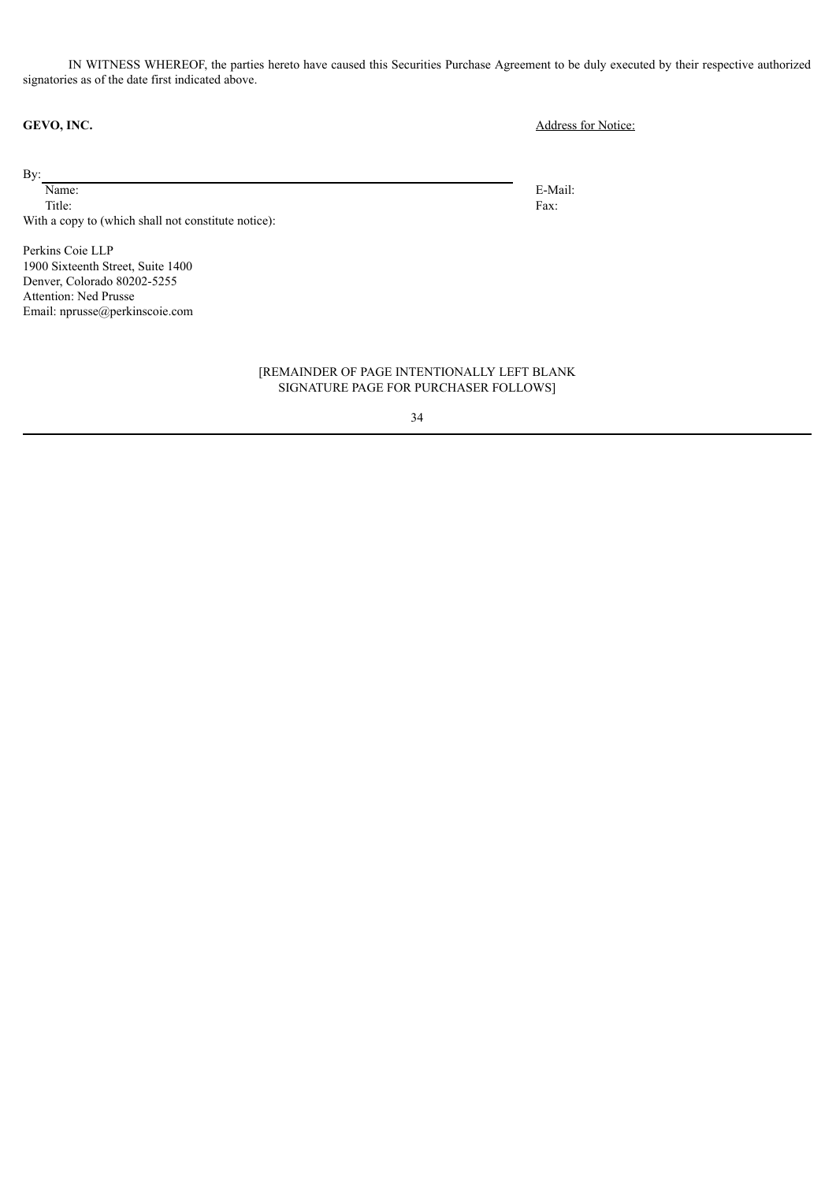IN WITNESS WHEREOF, the parties hereto have caused this Securities Purchase Agreement to be duly executed by their respective authorized signatories as of the date first indicated above.

**GEVO, INC.**

By: \_\_\_\_\_\_\_\_\_\_\_\_\_\_\_\_\_\_\_\_\_\_\_\_\_\_\_\_\_\_

Name:

Title:

With a copy to (which shall not constitute notice):

Perkins Coie LLP
1900 Sixteenth Street, Suite 1400
Denver, Colorado 80202-5255
Attention: Ned Prusse
Email: nprusse@perkinscoie.com

Address for Notice:

E-Mail:

Fax:

[REMAINDER OF PAGE INTENTIONALLY LEFT BLANK
SIGNATURE PAGE FOR PURCHASER FOLLOWS]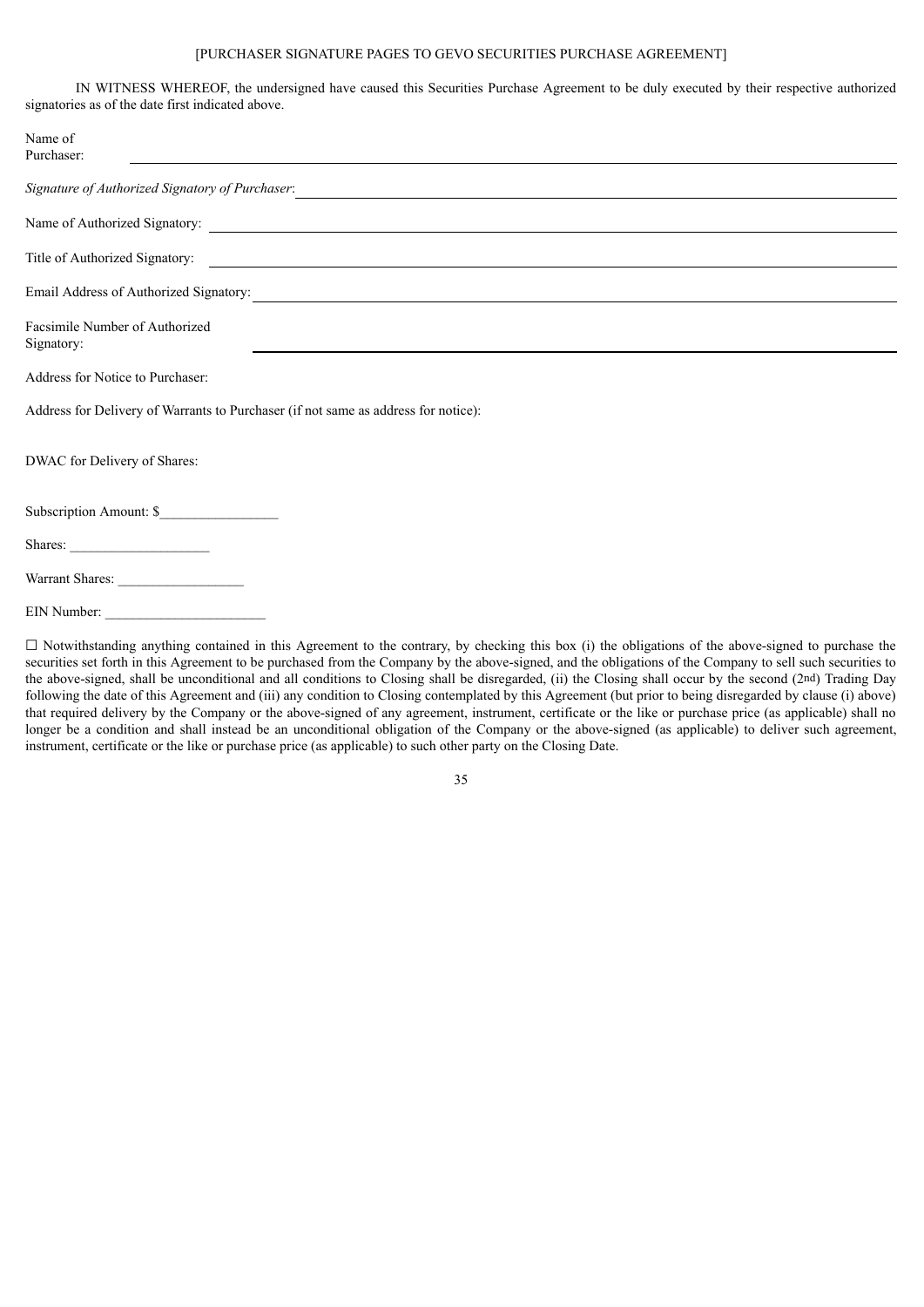[PURCHASER SIGNATURE PAGES TO GEVO SECURITIES PURCHASE AGREEMENT]

IN WITNESS WHEREOF, the undersigned have caused this Securities Purchase Agreement to be duly executed by their respective authorized signatories as of the date first indicated above.

Name of Purchaser: ________________________________________________

*Signature of Authorized Signatory of Purchaser*: ________________________________________________

Name of Authorized Signatory: ________________________________________________

Title of Authorized Signatory: ________________________________________________

Email Address of Authorized Signatory: ________________________________________________

Facsimile Number of Authorized Signatory: ________________________________________________

Address for Notice to Purchaser:

Address for Delivery of Warrants to Purchaser (if not same as address for notice):

DWAC for Delivery of Shares:

Subscription Amount: $________________

Shares: ___________________

Warrant Shares: _________________

EIN Number: ______________________

☐ Notwithstanding anything contained in this Agreement to the contrary, by checking this box (i) the obligations of the above-signed to purchase the securities set forth in this Agreement to be purchased from the Company by the above-signed, and the obligations of the Company to sell such securities to the above-signed, shall be unconditional and all conditions to Closing shall be disregarded, (ii) the Closing shall occur by the second (2nd) Trading Day following the date of this Agreement and (iii) any condition to Closing contemplated by this Agreement (but prior to being disregarded by clause (i) above) that required delivery by the Company or the above-signed of any agreement, instrument, certificate or the like or purchase price (as applicable) shall no longer be a condition and shall instead be an unconditional obligation of the Company or the above-signed (as applicable) to deliver such agreement, instrument, certificate or the like or purchase price (as applicable) to such other party on the Closing Date.